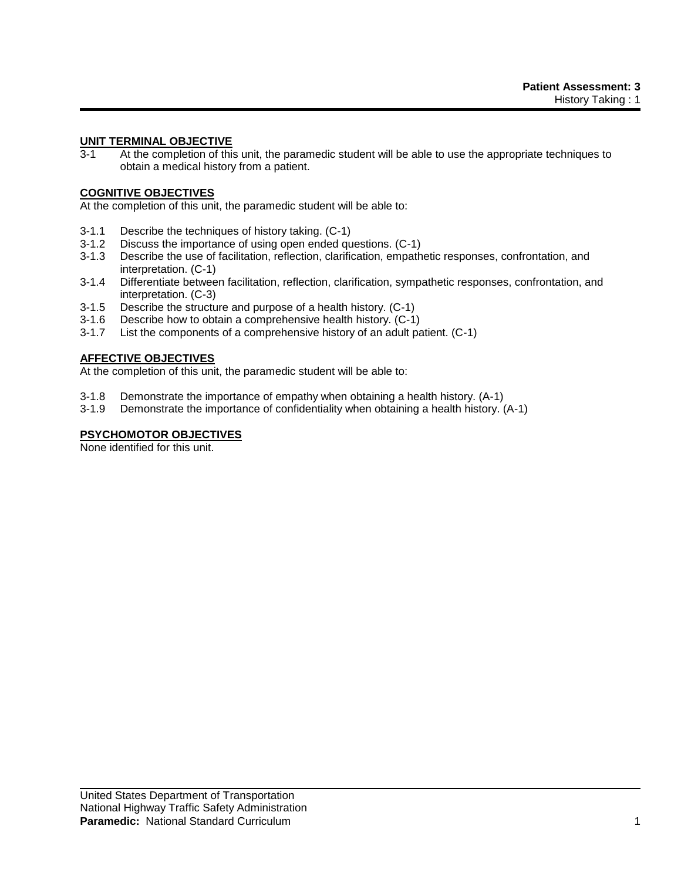## UNIT TERMINAL OBJECTIVE

3-1 At the completion of this unit, the paramedic student will be able to use the appropriate techniques to obtain a medical history from a patient.

## COGNITIVE OBJECTIVES

At the completion of this unit, the paramedic student will be able to:

3-1.1 Describe the techniques of history taking. (C-1)
3-1.2 Discuss the importance of using open ended questions. (C-1)
3-1.3 Describe the use of facilitation, reflection, clarification, empathetic responses, confrontation, and interpretation. (C-1)
3-1.4 Differentiate between facilitation, reflection, clarification, sympathetic responses, confrontation, and interpretation. (C-3)
3-1.5 Describe the structure and purpose of a health history. (C-1)
3-1.6 Describe how to obtain a comprehensive health history. (C-1)
3-1.7 List the components of a comprehensive history of an adult patient. (C-1)

## AFFECTIVE OBJECTIVES

At the completion of this unit, the paramedic student will be able to:

3-1.8 Demonstrate the importance of empathy when obtaining a health history. (A-1)
3-1.9 Demonstrate the importance of confidentiality when obtaining a health history. (A-1)

## PSYCHOMOTOR OBJECTIVES

None identified for this unit.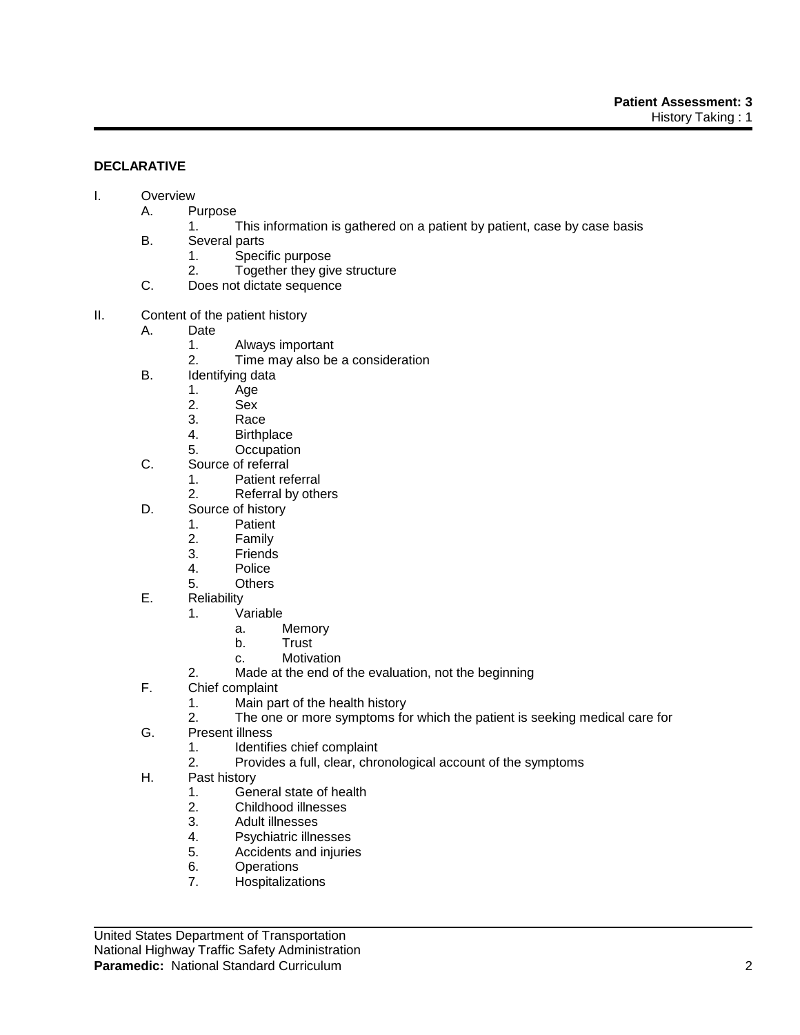**DECLARATIVE**

I. Overview
   A. Purpose
      1. This information is gathered on a patient by patient, case by case basis
   B. Several parts
      1. Specific purpose
      2. Together they give structure
   C. Does not dictate sequence

II. Content of the patient history
   A. Date
      1. Always important
      2. Time may also be a consideration
   B. Identifying data
      1. Age
      2. Sex
      3. Race
      4. Birthplace
      5. Occupation
   C. Source of referral
      1. Patient referral
      2. Referral by others
   D. Source of history
      1. Patient
      2. Family
      3. Friends
      4. Police
      5. Others
   E. Reliability
      1. Variable
         a. Memory
         b. Trust
         c. Motivation
      2. Made at the end of the evaluation, not the beginning
   F. Chief complaint
      1. Main part of the health history
      2. The one or more symptoms for which the patient is seeking medical care for
   G. Present illness
      1. Identifies chief complaint
      2. Provides a full, clear, chronological account of the symptoms
   H. Past history
      1. General state of health
      2. Childhood illnesses
      3. Adult illnesses
      4. Psychiatric illnesses
      5. Accidents and injuries
      6. Operations
      7. Hospitalizations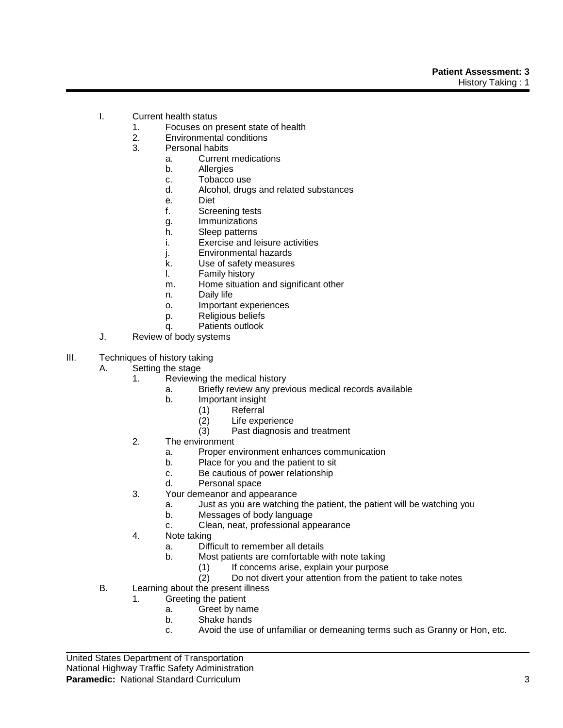- I. Current health status
    1. Focuses on present state of health
    2. Environmental conditions
    3. Personal habits
        - a. Current medications
        - b. Allergies
        - c. Tobacco use
        - d. Alcohol, drugs and related substances
        - e. Diet
        - f. Screening tests
        - g. Immunizations
        - h. Sleep patterns
        - i. Exercise and leisure activities
        - j. Environmental hazards
        - k. Use of safety measures
        - l. Family history
        - m. Home situation and significant other
        - n. Daily life
        - o. Important experiences
        - p. Religious beliefs
        - q. Patients outlook
- J. Review of body systems

III. Techniques of history taking

- A. Setting the stage
    1. Reviewing the medical history
        - a. Briefly review any previous medical records available
        - b. Important insight
            - (1) Referral
            - (2) Life experience
            - (3) Past diagnosis and treatment
    2. The environment
        - a. Proper environment enhances communication
        - b. Place for you and the patient to sit
        - c. Be cautious of power relationship
        - d. Personal space
    3. Your demeanor and appearance
        - a. Just as you are watching the patient, the patient will be watching you
        - b. Messages of body language
        - c. Clean, neat, professional appearance
    4. Note taking
        - a. Difficult to remember all details
        - b. Most patients are comfortable with note taking
            - (1) If concerns arise, explain your purpose
            - (2) Do not divert your attention from the patient to take notes
- B. Learning about the present illness
    1. Greeting the patient
        - a. Greet by name
        - b. Shake hands
        - c. Avoid the use of unfamiliar or demeaning terms such as Granny or Hon, etc.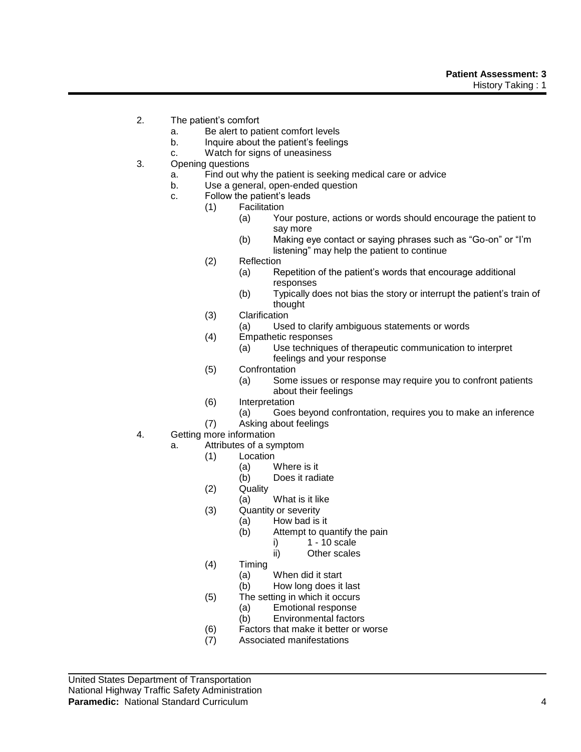2. The patient's comfort
   a. Be alert to patient comfort levels
   b. Inquire about the patient's feelings
   c. Watch for signs of uneasiness
3. Opening questions
   a. Find out why the patient is seeking medical care or advice
   b. Use a general, open-ended question
   c. Follow the patient's leads
      (1) Facilitation
         (a) Your posture, actions or words should encourage the patient to say more
         (b) Making eye contact or saying phrases such as "Go-on" or "I'm listening" may help the patient to continue
      (2) Reflection
         (a) Repetition of the patient's words that encourage additional responses
         (b) Typically does not bias the story or interrupt the patient's train of thought
      (3) Clarification
         (a) Used to clarify ambiguous statements or words
      (4) Empathetic responses
         (a) Use techniques of therapeutic communication to interpret feelings and your response
      (5) Confrontation
         (a) Some issues or response may require you to confront patients about their feelings
      (6) Interpretation
         (a) Goes beyond confrontation, requires you to make an inference
      (7) Asking about feelings
4. Getting more information
   a. Attributes of a symptom
      (1) Location
         (a) Where is it
         (b) Does it radiate
      (2) Quality
         (a) What is it like
      (3) Quantity or severity
         (a) How bad is it
         (b) Attempt to quantify the pain
            i) 1 - 10 scale
            ii) Other scales
      (4) Timing
         (a) When did it start
         (b) How long does it last
      (5) The setting in which it occurs
         (a) Emotional response
         (b) Environmental factors
      (6) Factors that make it better or worse
      (7) Associated manifestations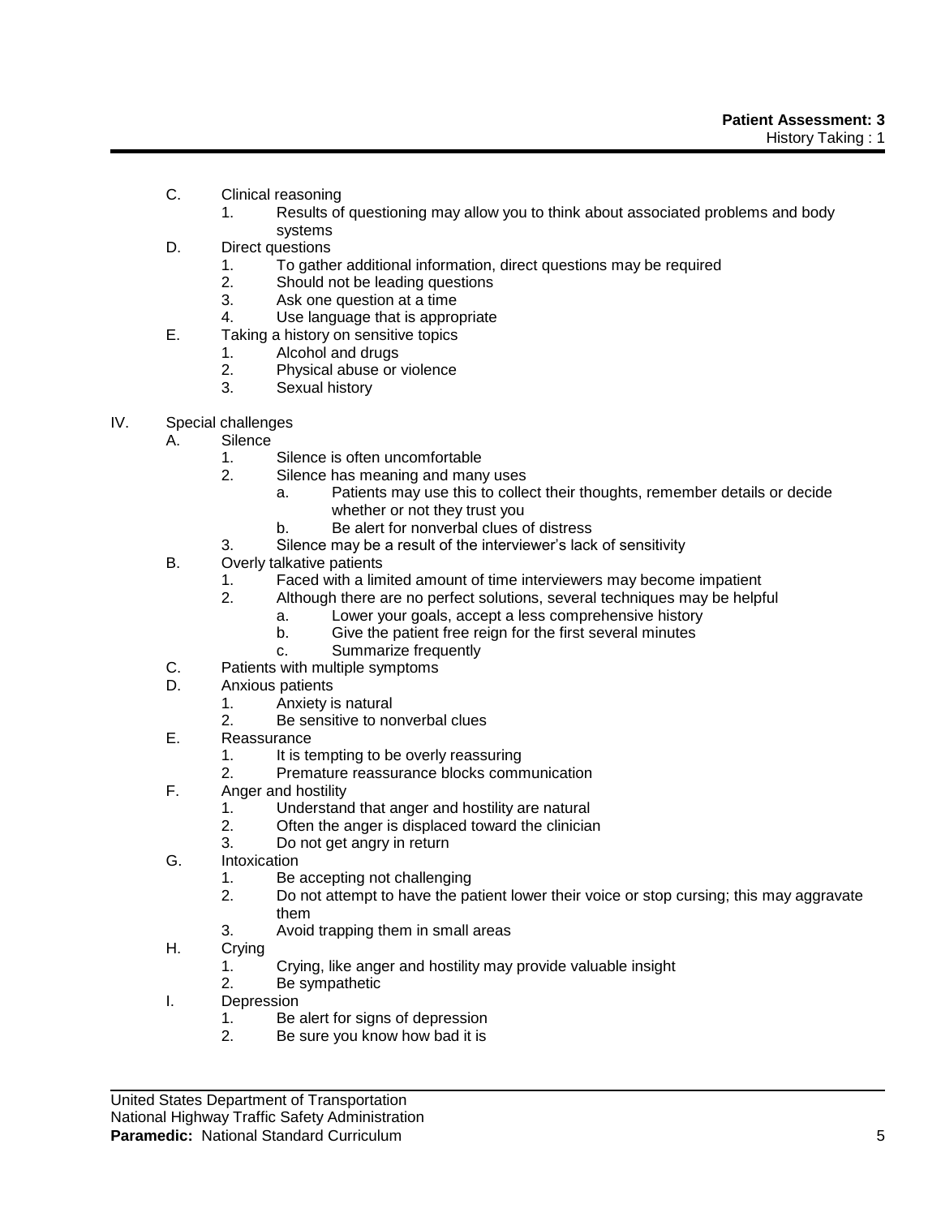- C. Clinical reasoning
    1. Results of questioning may allow you to think about associated problems and body systems
- D. Direct questions
    1. To gather additional information, direct questions may be required
    2. Should not be leading questions
    3. Ask one question at a time
    4. Use language that is appropriate
- E. Taking a history on sensitive topics
    1. Alcohol and drugs
    2. Physical abuse or violence
    3. Sexual history

IV. Special challenges

- A. Silence
    1. Silence is often uncomfortable
    2. Silence has meaning and many uses
        - a. Patients may use this to collect their thoughts, remember details or decide whether or not they trust you
        - b. Be alert for nonverbal clues of distress
    3. Silence may be a result of the interviewer's lack of sensitivity
- B. Overly talkative patients
    1. Faced with a limited amount of time interviewers may become impatient
    2. Although there are no perfect solutions, several techniques may be helpful
        - a. Lower your goals, accept a less comprehensive history
        - b. Give the patient free reign for the first several minutes
        - c. Summarize frequently
- C. Patients with multiple symptoms
- D. Anxious patients
    1. Anxiety is natural
    2. Be sensitive to nonverbal clues
- E. Reassurance
    1. It is tempting to be overly reassuring
    2. Premature reassurance blocks communication
- F. Anger and hostility
    1. Understand that anger and hostility are natural
    2. Often the anger is displaced toward the clinician
    3. Do not get angry in return
- G. Intoxication
    1. Be accepting not challenging
    2. Do not attempt to have the patient lower their voice or stop cursing; this may aggravate them
    3. Avoid trapping them in small areas
- H. Crying
    1. Crying, like anger and hostility may provide valuable insight
    2. Be sympathetic
- I. Depression
    1. Be alert for signs of depression
    2. Be sure you know how bad it is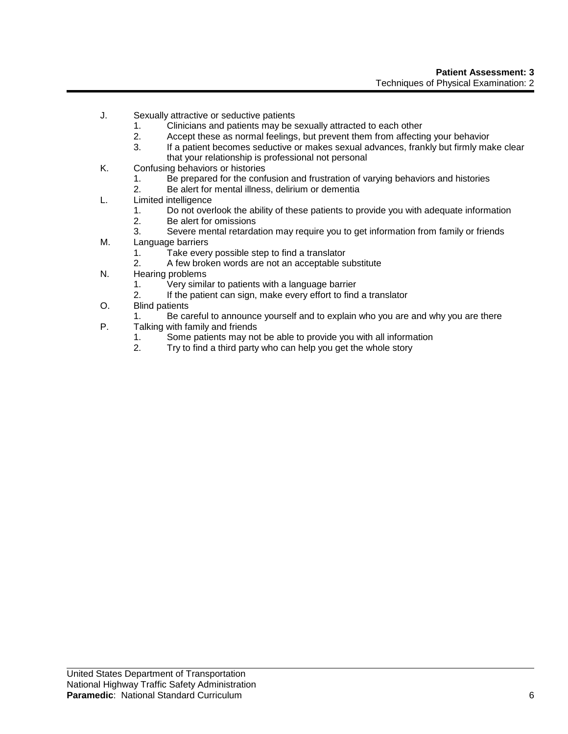J. Sexually attractive or seductive patients
   1. Clinicians and patients may be sexually attracted to each other
   2. Accept these as normal feelings, but prevent them from affecting your behavior
   3. If a patient becomes seductive or makes sexual advances, frankly but firmly make clear that your relationship is professional not personal

K. Confusing behaviors or histories
   1. Be prepared for the confusion and frustration of varying behaviors and histories
   2. Be alert for mental illness, delirium or dementia

L. Limited intelligence
   1. Do not overlook the ability of these patients to provide you with adequate information
   2. Be alert for omissions
   3. Severe mental retardation may require you to get information from family or friends

M. Language barriers
   1. Take every possible step to find a translator
   2. A few broken words are not an acceptable substitute

N. Hearing problems
   1. Very similar to patients with a language barrier
   2. If the patient can sign, make every effort to find a translator

O. Blind patients
   1. Be careful to announce yourself and to explain who you are and why you are there

P. Talking with family and friends
   1. Some patients may not be able to provide you with all information
   2. Try to find a third party who can help you get the whole story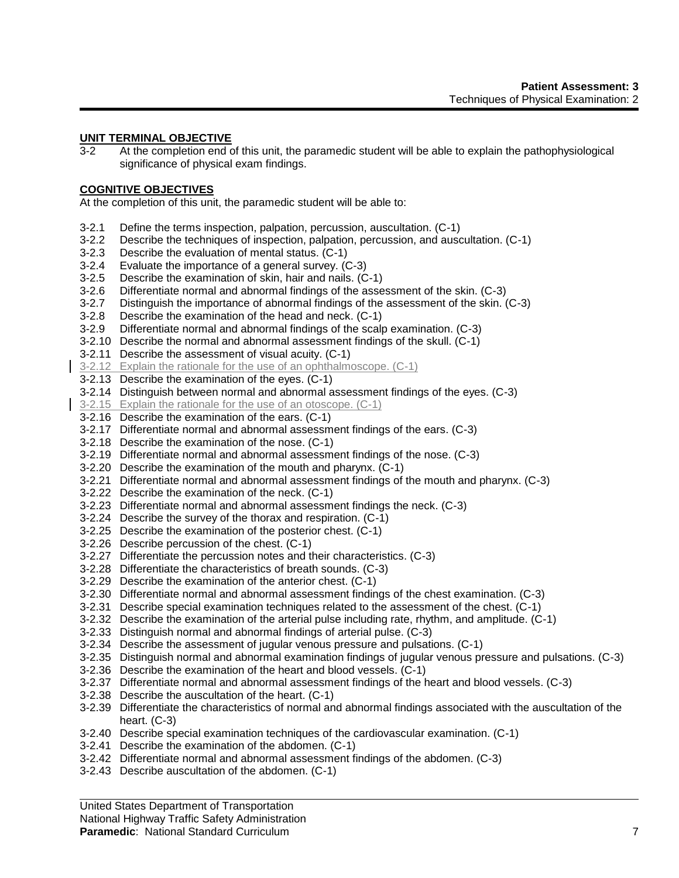## UNIT TERMINAL OBJECTIVE

3-2 At the completion end of this unit, the paramedic student will be able to explain the pathophysiological significance of physical exam findings.

## COGNITIVE OBJECTIVES

At the completion of this unit, the paramedic student will be able to:

- 3-2.1 Define the terms inspection, palpation, percussion, auscultation. (C-1)
- 3-2.2 Describe the techniques of inspection, palpation, percussion, and auscultation. (C-1)
- 3-2.3 Describe the evaluation of mental status. (C-1)
- 3-2.4 Evaluate the importance of a general survey. (C-3)
- 3-2.5 Describe the examination of skin, hair and nails. (C-1)
- 3-2.6 Differentiate normal and abnormal findings of the assessment of the skin. (C-3)
- 3-2.7 Distinguish the importance of abnormal findings of the assessment of the skin. (C-3)
- 3-2.8 Describe the examination of the head and neck. (C-1)
- 3-2.9 Differentiate normal and abnormal findings of the scalp examination. (C-3)
- 3-2.10 Describe the normal and abnormal assessment findings of the skull. (C-1)
- 3-2.11 Describe the assessment of visual acuity. (C-1)
- 3-2.12 Explain the rationale for the use of an ophthalmoscope. (C-1)
- 3-2.13 Describe the examination of the eyes. (C-1)
- 3-2.14 Distinguish between normal and abnormal assessment findings of the eyes. (C-3)
- 3-2.15 Explain the rationale for the use of an otoscope. (C-1)
- 3-2.16 Describe the examination of the ears. (C-1)
- 3-2.17 Differentiate normal and abnormal assessment findings of the ears. (C-3)
- 3-2.18 Describe the examination of the nose. (C-1)
- 3-2.19 Differentiate normal and abnormal assessment findings of the nose. (C-3)
- 3-2.20 Describe the examination of the mouth and pharynx. (C-1)
- 3-2.21 Differentiate normal and abnormal assessment findings of the mouth and pharynx. (C-3)
- 3-2.22 Describe the examination of the neck. (C-1)
- 3-2.23 Differentiate normal and abnormal assessment findings the neck. (C-3)
- 3-2.24 Describe the survey of the thorax and respiration. (C-1)
- 3-2.25 Describe the examination of the posterior chest. (C-1)
- 3-2.26 Describe percussion of the chest. (C-1)
- 3-2.27 Differentiate the percussion notes and their characteristics. (C-3)
- 3-2.28 Differentiate the characteristics of breath sounds. (C-3)
- 3-2.29 Describe the examination of the anterior chest. (C-1)
- 3-2.30 Differentiate normal and abnormal assessment findings of the chest examination. (C-3)
- 3-2.31 Describe special examination techniques related to the assessment of the chest. (C-1)
- 3-2.32 Describe the examination of the arterial pulse including rate, rhythm, and amplitude. (C-1)
- 3-2.33 Distinguish normal and abnormal findings of arterial pulse. (C-3)
- 3-2.34 Describe the assessment of jugular venous pressure and pulsations. (C-1)
- 3-2.35 Distinguish normal and abnormal examination findings of jugular venous pressure and pulsations. (C-3)
- 3-2.36 Describe the examination of the heart and blood vessels. (C-1)
- 3-2.37 Differentiate normal and abnormal assessment findings of the heart and blood vessels. (C-3)
- 3-2.38 Describe the auscultation of the heart. (C-1)
- 3-2.39 Differentiate the characteristics of normal and abnormal findings associated with the auscultation of the heart. (C-3)
- 3-2.40 Describe special examination techniques of the cardiovascular examination. (C-1)
- 3-2.41 Describe the examination of the abdomen. (C-1)
- 3-2.42 Differentiate normal and abnormal assessment findings of the abdomen. (C-3)
- 3-2.43 Describe auscultation of the abdomen. (C-1)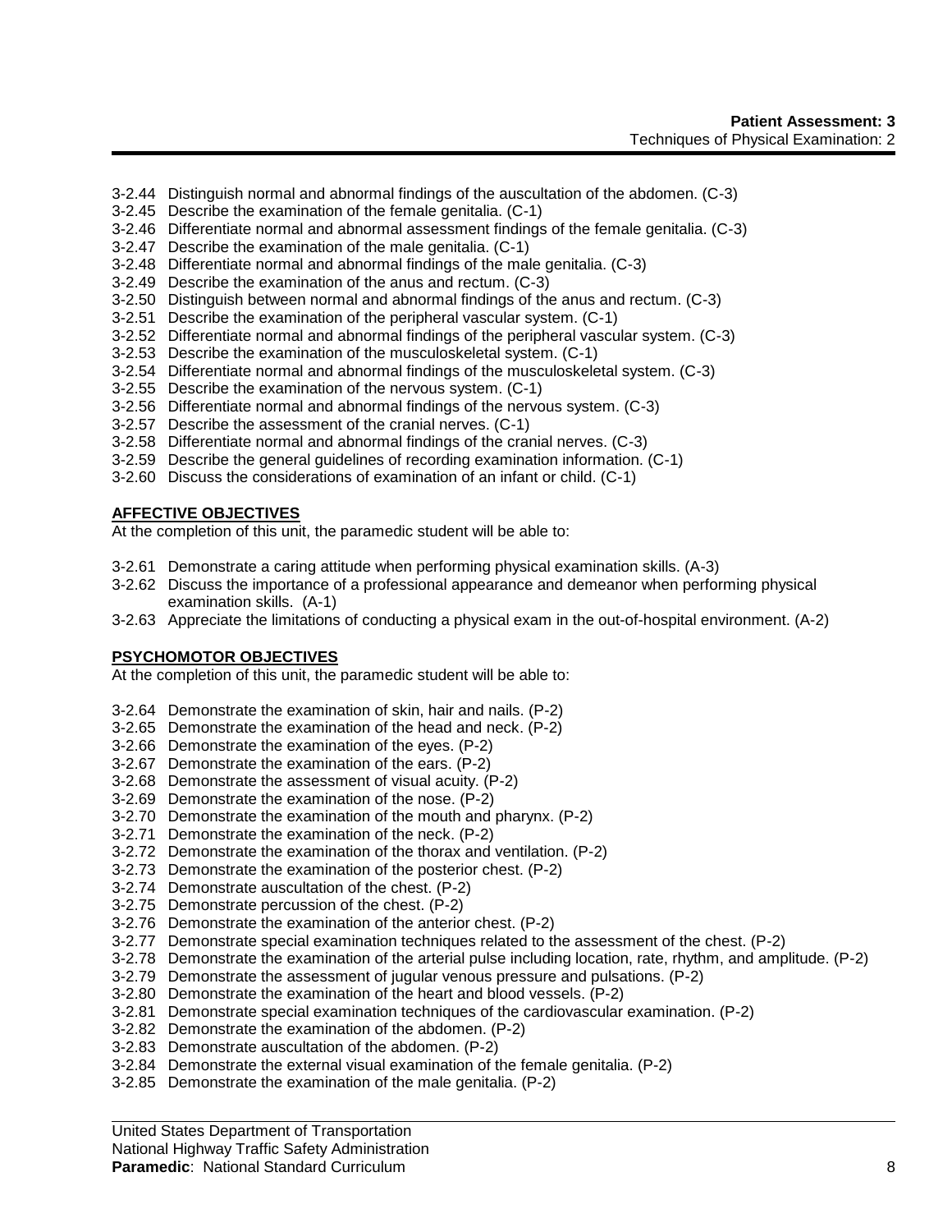3-2.44 Distinguish normal and abnormal findings of the auscultation of the abdomen. (C-3)
3-2.45 Describe the examination of the female genitalia. (C-1)
3-2.46 Differentiate normal and abnormal assessment findings of the female genitalia. (C-3)
3-2.47 Describe the examination of the male genitalia. (C-1)
3-2.48 Differentiate normal and abnormal findings of the male genitalia. (C-3)
3-2.49 Describe the examination of the anus and rectum. (C-3)
3-2.50 Distinguish between normal and abnormal findings of the anus and rectum. (C-3)
3-2.51 Describe the examination of the peripheral vascular system. (C-1)
3-2.52 Differentiate normal and abnormal findings of the peripheral vascular system. (C-3)
3-2.53 Describe the examination of the musculoskeletal system. (C-1)
3-2.54 Differentiate normal and abnormal findings of the musculoskeletal system. (C-3)
3-2.55 Describe the examination of the nervous system. (C-1)
3-2.56 Differentiate normal and abnormal findings of the nervous system. (C-3)
3-2.57 Describe the assessment of the cranial nerves. (C-1)
3-2.58 Differentiate normal and abnormal findings of the cranial nerves. (C-3)
3-2.59 Describe the general guidelines of recording examination information. (C-1)
3-2.60 Discuss the considerations of examination of an infant or child. (C-1)

**AFFECTIVE OBJECTIVES**

At the completion of this unit, the paramedic student will be able to:

3-2.61 Demonstrate a caring attitude when performing physical examination skills. (A-3)
3-2.62 Discuss the importance of a professional appearance and demeanor when performing physical examination skills. (A-1)
3-2.63 Appreciate the limitations of conducting a physical exam in the out-of-hospital environment. (A-2)

**PSYCHOMOTOR OBJECTIVES**

At the completion of this unit, the paramedic student will be able to:

3-2.64 Demonstrate the examination of skin, hair and nails. (P-2)
3-2.65 Demonstrate the examination of the head and neck. (P-2)
3-2.66 Demonstrate the examination of the eyes. (P-2)
3-2.67 Demonstrate the examination of the ears. (P-2)
3-2.68 Demonstrate the assessment of visual acuity. (P-2)
3-2.69 Demonstrate the examination of the nose. (P-2)
3-2.70 Demonstrate the examination of the mouth and pharynx. (P-2)
3-2.71 Demonstrate the examination of the neck. (P-2)
3-2.72 Demonstrate the examination of the thorax and ventilation. (P-2)
3-2.73 Demonstrate the examination of the posterior chest. (P-2)
3-2.74 Demonstrate auscultation of the chest. (P-2)
3-2.75 Demonstrate percussion of the chest. (P-2)
3-2.76 Demonstrate the examination of the anterior chest. (P-2)
3-2.77 Demonstrate special examination techniques related to the assessment of the chest. (P-2)
3-2.78 Demonstrate the examination of the arterial pulse including location, rate, rhythm, and amplitude. (P-2)
3-2.79 Demonstrate the assessment of jugular venous pressure and pulsations. (P-2)
3-2.80 Demonstrate the examination of the heart and blood vessels. (P-2)
3-2.81 Demonstrate special examination techniques of the cardiovascular examination. (P-2)
3-2.82 Demonstrate the examination of the abdomen. (P-2)
3-2.83 Demonstrate auscultation of the abdomen. (P-2)
3-2.84 Demonstrate the external visual examination of the female genitalia. (P-2)
3-2.85 Demonstrate the examination of the male genitalia. (P-2)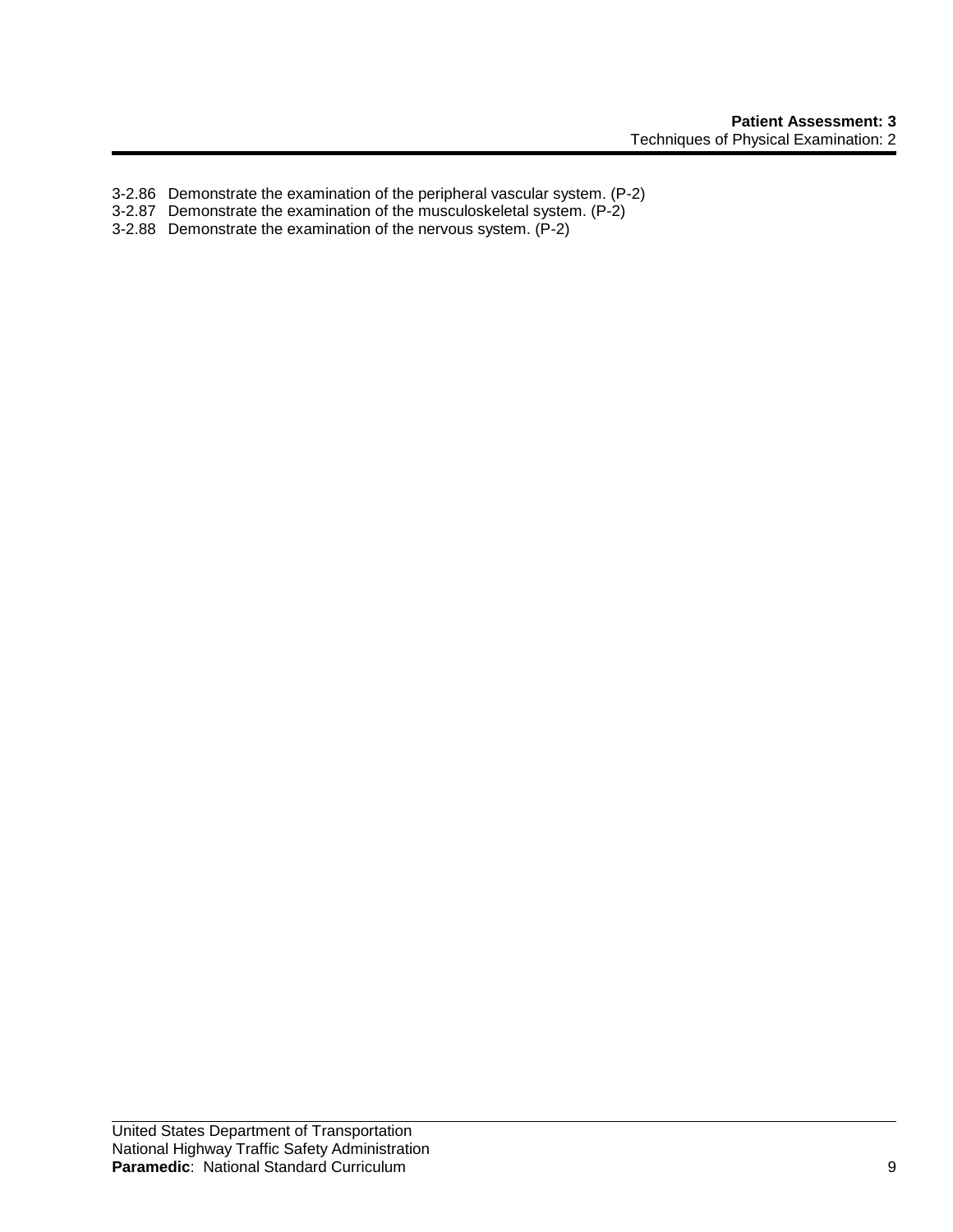3-2.86 Demonstrate the examination of the peripheral vascular system. (P-2)
3-2.87 Demonstrate the examination of the musculoskeletal system. (P-2)
3-2.88 Demonstrate the examination of the nervous system. (P-2)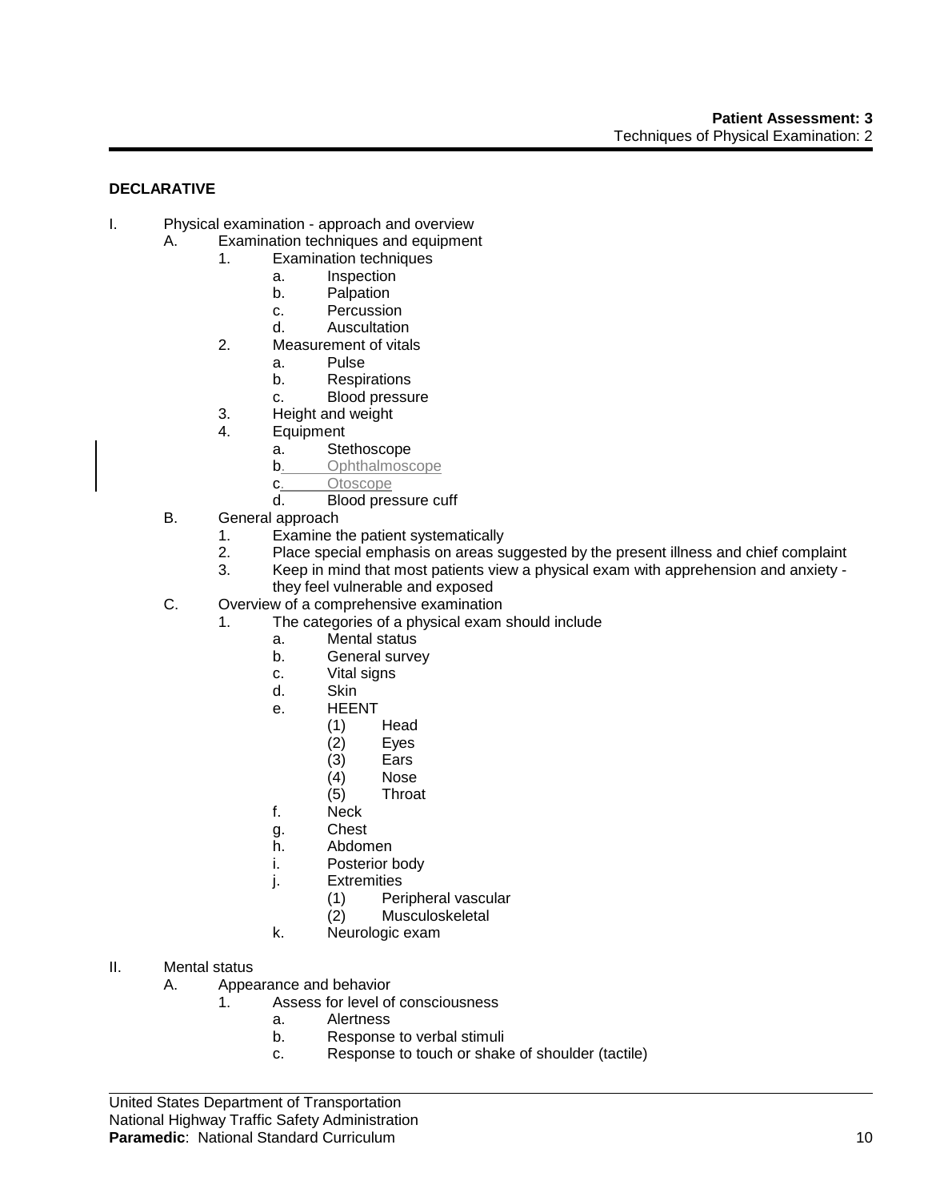**DECLARATIVE**

I. Physical examination - approach and overview
   A. Examination techniques and equipment
      1. Examination techniques
         a. Inspection
         b. Palpation
         c. Percussion
         d. Auscultation
      2. Measurement of vitals
         a. Pulse
         b. Respirations
         c. Blood pressure
      3. Height and weight
      4. Equipment
         a. Stethoscope
         b. Ophthalmoscope
         c. Otoscope
         d. Blood pressure cuff
   B. General approach
      1. Examine the patient systematically
      2. Place special emphasis on areas suggested by the present illness and chief complaint
      3. Keep in mind that most patients view a physical exam with apprehension and anxiety - they feel vulnerable and exposed
   C. Overview of a comprehensive examination
      1. The categories of a physical exam should include
         a. Mental status
         b. General survey
         c. Vital signs
         d. Skin
         e. HEENT
            (1) Head
            (2) Eyes
            (3) Ears
            (4) Nose
            (5) Throat
         f. Neck
         g. Chest
         h. Abdomen
         i. Posterior body
         j. Extremities
            (1) Peripheral vascular
            (2) Musculoskeletal
         k. Neurologic exam

II. Mental status
   A. Appearance and behavior
      1. Assess for level of consciousness
         a. Alertness
         b. Response to verbal stimuli
         c. Response to touch or shake of shoulder (tactile)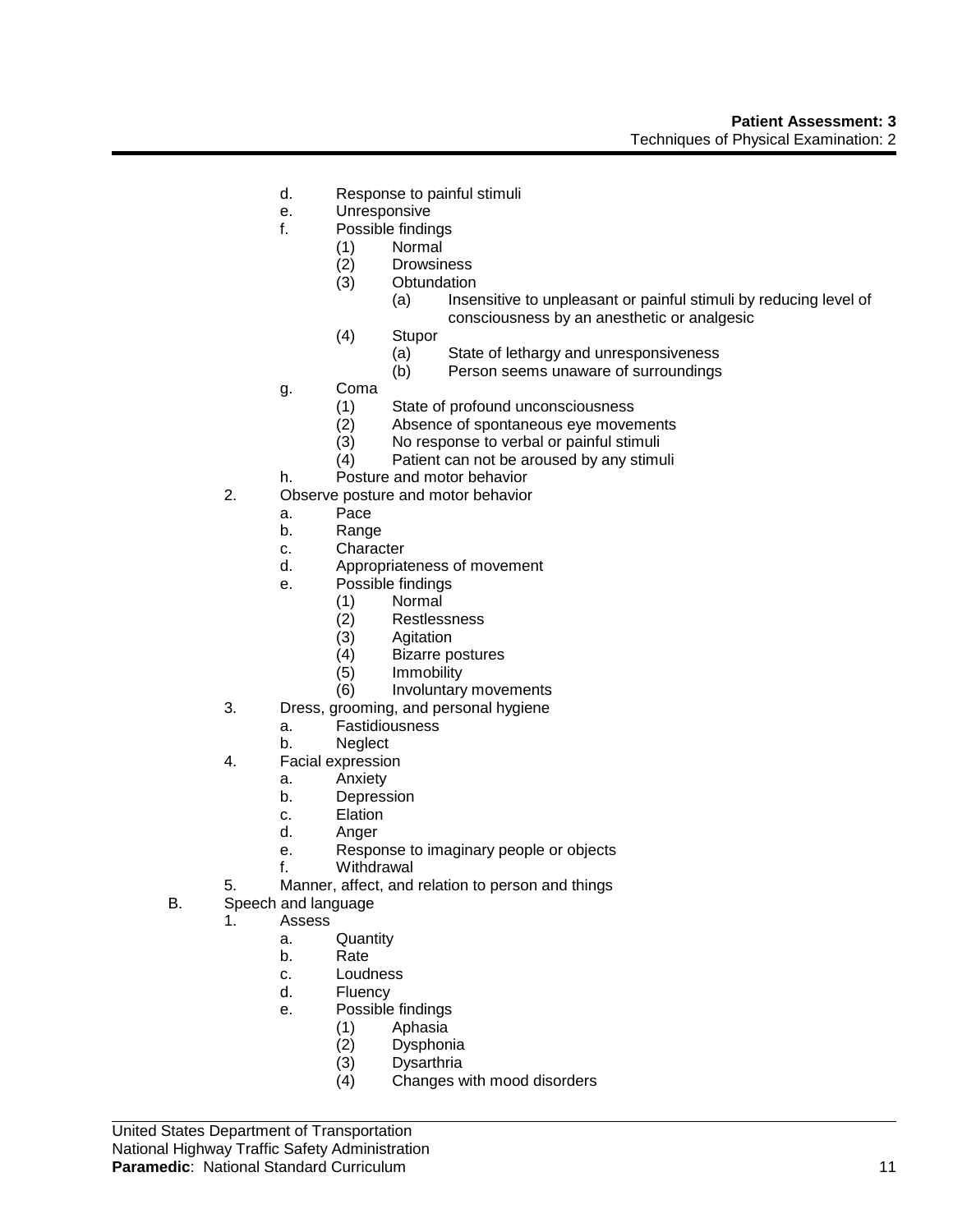- d. Response to painful stimuli
- e. Unresponsive
- f. Possible findings
  - (1) Normal
  - (2) Drowsiness
  - (3) Obtundation
    - (a) Insensitive to unpleasant or painful stimuli by reducing level of consciousness by an anesthetic or analgesic
  - (4) Stupor
    - (a) State of lethargy and unresponsiveness
    - (b) Person seems unaware of surroundings
- g. Coma
  - (1) State of profound unconsciousness
  - (2) Absence of spontaneous eye movements
  - (3) No response to verbal or painful stimuli
  - (4) Patient can not be aroused by any stimuli
- h. Posture and motor behavior

2. Observe posture and motor behavior
   - a. Pace
   - b. Range
   - c. Character
   - d. Appropriateness of movement
   - e. Possible findings
     - (1) Normal
     - (2) Restlessness
     - (3) Agitation
     - (4) Bizarre postures
     - (5) Immobility
     - (6) Involuntary movements
3. Dress, grooming, and personal hygiene
   - a. Fastidiousness
   - b. Neglect
4. Facial expression
   - a. Anxiety
   - b. Depression
   - c. Elation
   - d. Anger
   - e. Response to imaginary people or objects
   - f. Withdrawal
5. Manner, affect, and relation to person and things

B. Speech and language

1. Assess
   - a. Quantity
   - b. Rate
   - c. Loudness
   - d. Fluency
   - e. Possible findings
     - (1) Aphasia
     - (2) Dysphonia
     - (3) Dysarthria
     - (4) Changes with mood disorders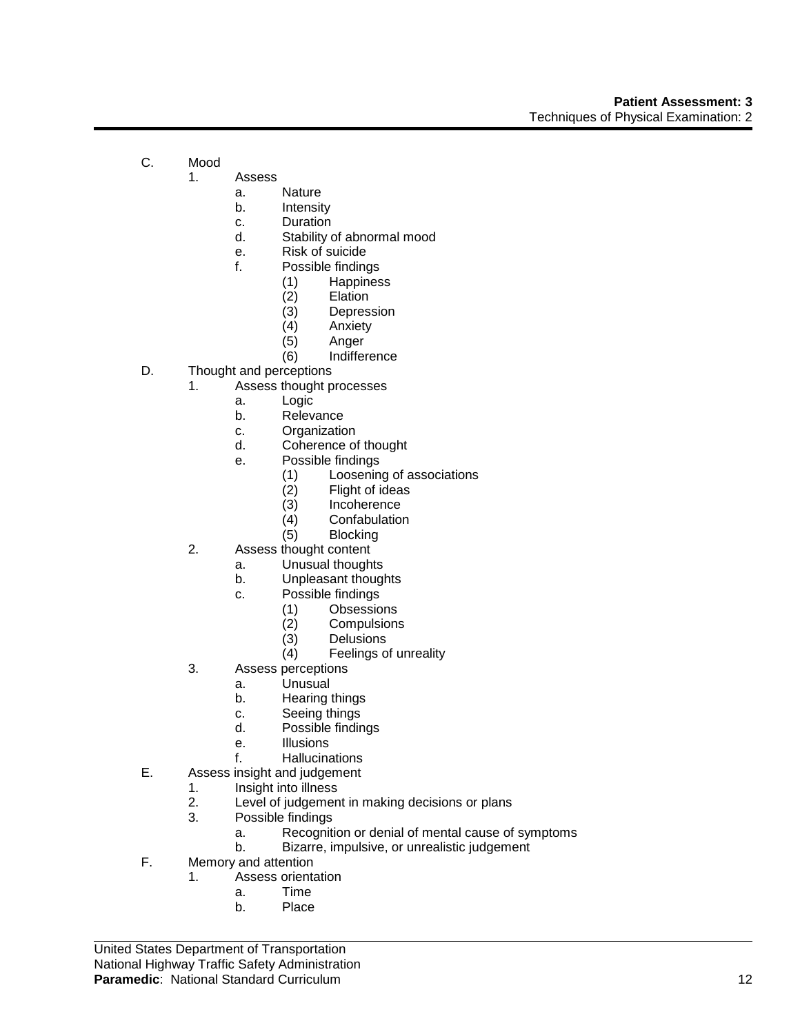C. Mood
   1. Assess
      a. Nature
      b. Intensity
      c. Duration
      d. Stability of abnormal mood
      e. Risk of suicide
      f. Possible findings
         (1) Happiness
         (2) Elation
         (3) Depression
         (4) Anxiety
         (5) Anger
         (6) Indifference

D. Thought and perceptions
   1. Assess thought processes
      a. Logic
      b. Relevance
      c. Organization
      d. Coherence of thought
      e. Possible findings
         (1) Loosening of associations
         (2) Flight of ideas
         (3) Incoherence
         (4) Confabulation
         (5) Blocking
   2. Assess thought content
      a. Unusual thoughts
      b. Unpleasant thoughts
      c. Possible findings
         (1) Obsessions
         (2) Compulsions
         (3) Delusions
         (4) Feelings of unreality
   3. Assess perceptions
      a. Unusual
      b. Hearing things
      c. Seeing things
      d. Possible findings
      e. Illusions
      f. Hallucinations

E. Assess insight and judgement
   1. Insight into illness
   2. Level of judgement in making decisions or plans
   3. Possible findings
      a. Recognition or denial of mental cause of symptoms
      b. Bizarre, impulsive, or unrealistic judgement

F. Memory and attention
   1. Assess orientation
      a. Time
      b. Place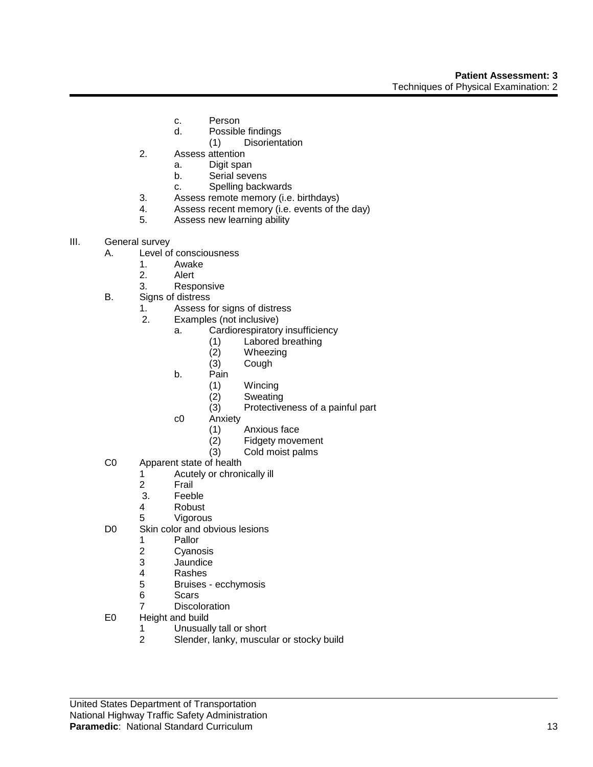c. Person
d. Possible findings
   (1) Disorientation

2. Assess attention
   a. Digit span
   b. Serial sevens
   c. Spelling backwards
3. Assess remote memory (i.e. birthdays)
4. Assess recent memory (i.e. events of the day)
5. Assess new learning ability

III. General survey

A. Level of consciousness
   1. Awake
   2. Alert
   3. Responsive

B. Signs of distress
   1. Assess for signs of distress
   2. Examples (not inclusive)
      a. Cardiorespiratory insufficiency
         (1) Labored breathing
         (2) Wheezing
         (3) Cough
      b. Pain
         (1) Wincing
         (2) Sweating
         (3) Protectiveness of a painful part
      c0 Anxiety
         (1) Anxious face
         (2) Fidgety movement
         (3) Cold moist palms

C0 Apparent state of health
   1 Acutely or chronically ill
   2 Frail
   3. Feeble
   4 Robust
   5 Vigorous

D0 Skin color and obvious lesions
   1 Pallor
   2 Cyanosis
   3 Jaundice
   4 Rashes
   5 Bruises - ecchymosis
   6 Scars
   7 Discoloration

E0 Height and build
   1 Unusually tall or short
   2 Slender, lanky, muscular or stocky build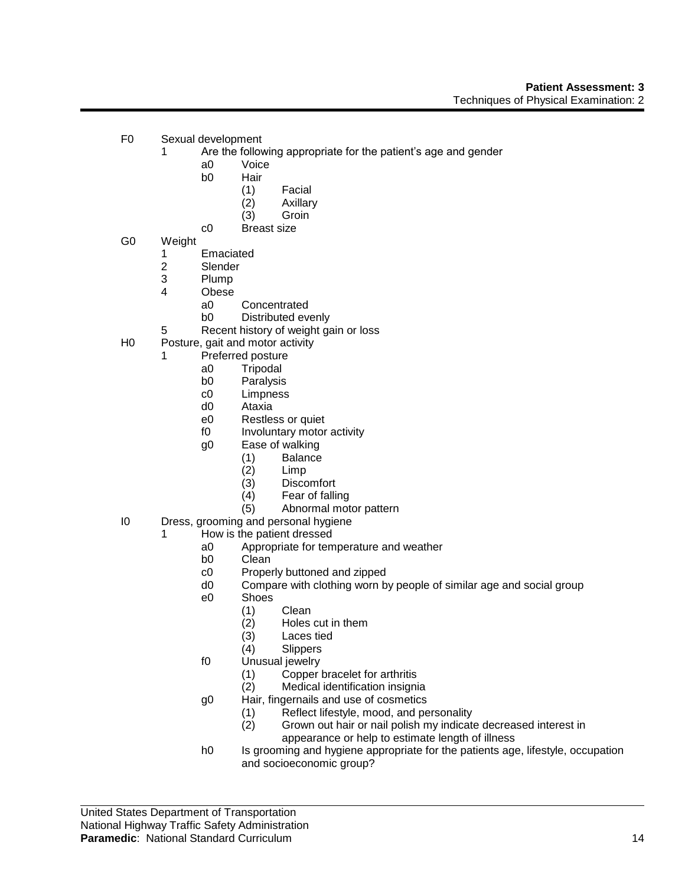F0 Sexual development
- 1 Are the following appropriate for the patient's age and gender
  - a0 Voice
  - b0 Hair
    - (1) Facial
    - (2) Axillary
    - (3) Groin
  - c0 Breast size

G0 Weight
- 1 Emaciated
- 2 Slender
- 3 Plump
- 4 Obese
  - a0 Concentrated
  - b0 Distributed evenly
- 5 Recent history of weight gain or loss

H0 Posture, gait and motor activity
- 1 Preferred posture
  - a0 Tripodal
  - b0 Paralysis
  - c0 Limpness
  - d0 Ataxia
  - e0 Restless or quiet
  - f0 Involuntary motor activity
  - g0 Ease of walking
    - (1) Balance
    - (2) Limp
    - (3) Discomfort
    - (4) Fear of falling
    - (5) Abnormal motor pattern

I0 Dress, grooming and personal hygiene
- 1 How is the patient dressed
  - a0 Appropriate for temperature and weather
  - b0 Clean
  - c0 Properly buttoned and zipped
  - d0 Compare with clothing worn by people of similar age and social group
  - e0 Shoes
    - (1) Clean
    - (2) Holes cut in them
    - (3) Laces tied
    - (4) Slippers
  - f0 Unusual jewelry
    - (1) Copper bracelet for arthritis
    - (2) Medical identification insignia
  - g0 Hair, fingernails and use of cosmetics
    - (1) Reflect lifestyle, mood, and personality
    - (2) Grown out hair or nail polish my indicate decreased interest in appearance or help to estimate length of illness
  - h0 Is grooming and hygiene appropriate for the patients age, lifestyle, occupation and socioeconomic group?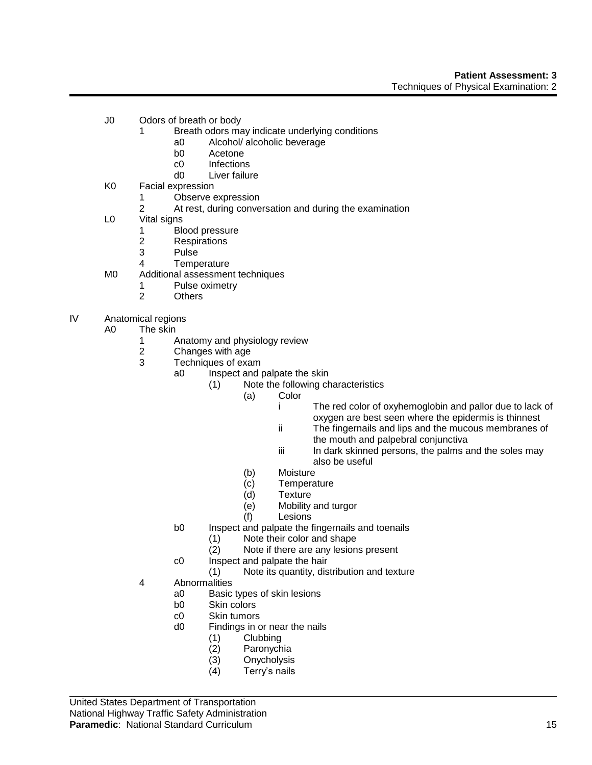- J0 Odors of breath or body
  - 1 Breath odors may indicate underlying conditions
    - a0 Alcohol/ alcoholic beverage
    - b0 Acetone
    - c0 Infections
    - d0 Liver failure
- K0 Facial expression
  - 1 Observe expression
  - 2 At rest, during conversation and during the examination
- L0 Vital signs
  - 1 Blood pressure
  - 2 Respirations
  - 3 Pulse
  - 4 Temperature
- M0 Additional assessment techniques
  - 1 Pulse oximetry
  - 2 Others

IV Anatomical regions

- A0 The skin
  - 1 Anatomy and physiology review
  - 2 Changes with age
  - 3 Techniques of exam
    - a0 Inspect and palpate the skin
      - (1) Note the following characteristics
        - (a) Color
          - i The red color of oxyhemoglobin and pallor due to lack of oxygen are best seen where the epidermis is thinnest
          - ii The fingernails and lips and the mucous membranes of the mouth and palpebral conjunctiva
          - iii In dark skinned persons, the palms and the soles may also be useful
        - (b) Moisture
        - (c) Temperature
        - (d) Texture
        - (e) Mobility and turgor
        - (f) Lesions
    - b0 Inspect and palpate the fingernails and toenails
      - (1) Note their color and shape
      - (2) Note if there are any lesions present
    - c0 Inspect and palpate the hair
      - (1) Note its quantity, distribution and texture
  - 4 Abnormalities
    - a0 Basic types of skin lesions
    - b0 Skin colors
    - c0 Skin tumors
    - d0 Findings in or near the nails
      - (1) Clubbing
      - (2) Paronychia
      - (3) Onycholysis
      - (4) Terry's nails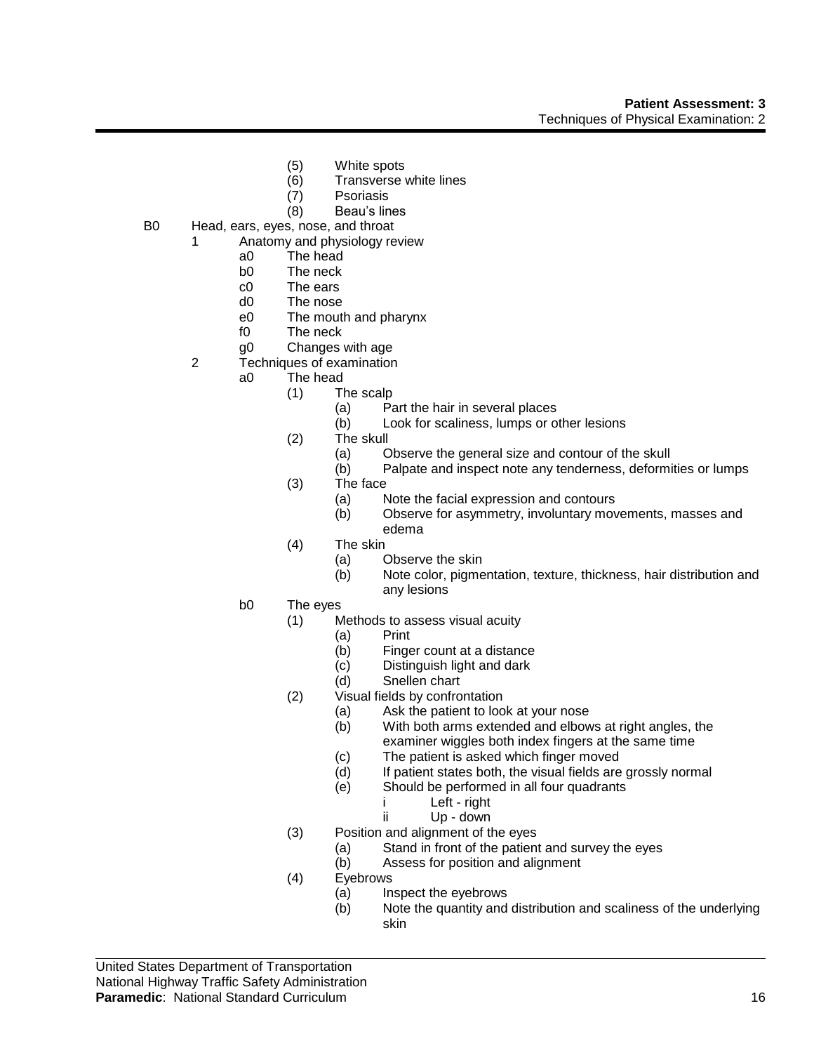- (5) White spots
- (6) Transverse white lines
- (7) Psoriasis
- (8) Beau's lines

B0 Head, ears, eyes, nose, and throat

- 1 Anatomy and physiology review
  - a0 The head
  - b0 The neck
  - c0 The ears
  - d0 The nose
  - e0 The mouth and pharynx
  - f0 The neck
  - g0 Changes with age
- 2 Techniques of examination
  - a0 The head
    - (1) The scalp
      - (a) Part the hair in several places
      - (b) Look for scaliness, lumps or other lesions
    - (2) The skull
      - (a) Observe the general size and contour of the skull
      - (b) Palpate and inspect note any tenderness, deformities or lumps
    - (3) The face
      - (a) Note the facial expression and contours
      - (b) Observe for asymmetry, involuntary movements, masses and edema
    - (4) The skin
      - (a) Observe the skin
      - (b) Note color, pigmentation, texture, thickness, hair distribution and any lesions
  - b0 The eyes
    - (1) Methods to assess visual acuity
      - (a) Print
      - (b) Finger count at a distance
      - (c) Distinguish light and dark
      - (d) Snellen chart
    - (2) Visual fields by confrontation
      - (a) Ask the patient to look at your nose
      - (b) With both arms extended and elbows at right angles, the examiner wiggles both index fingers at the same time
      - (c) The patient is asked which finger moved
      - (d) If patient states both, the visual fields are grossly normal
      - (e) Should be performed in all four quadrants
        - i Left - right
        - ii Up - down
    - (3) Position and alignment of the eyes
      - (a) Stand in front of the patient and survey the eyes
      - (b) Assess for position and alignment
    - (4) Eyebrows
      - (a) Inspect the eyebrows
      - (b) Note the quantity and distribution and scaliness of the underlying skin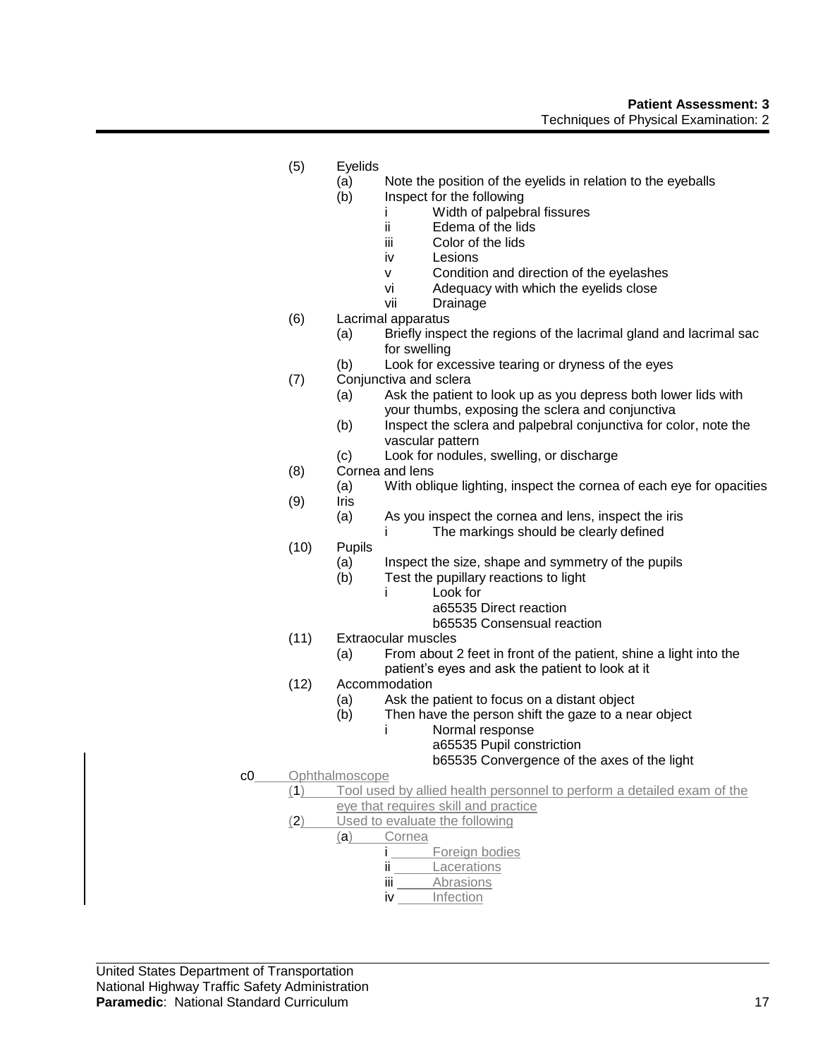(5) Eyelids
   (a) Note the position of the eyelids in relation to the eyeballs
   (b) Inspect for the following
      i Width of palpebral fissures
      ii Edema of the lids
      iii Color of the lids
      iv Lesions
      v Condition and direction of the eyelashes
      vi Adequacy with which the eyelids close
      vii Drainage

(6) Lacrimal apparatus
   (a) Briefly inspect the regions of the lacrimal gland and lacrimal sac for swelling
   (b) Look for excessive tearing or dryness of the eyes

(7) Conjunctiva and sclera
   (a) Ask the patient to look up as you depress both lower lids with your thumbs, exposing the sclera and conjunctiva
   (b) Inspect the sclera and palpebral conjunctiva for color, note the vascular pattern
   (c) Look for nodules, swelling, or discharge

(8) Cornea and lens
   (a) With oblique lighting, inspect the cornea of each eye for opacities

(9) Iris
   (a) As you inspect the cornea and lens, inspect the iris
      i The markings should be clearly defined

(10) Pupils
   (a) Inspect the size, shape and symmetry of the pupils
   (b) Test the pupillary reactions to light
      i Look for
         a65535 Direct reaction
         b65535 Consensual reaction

(11) Extraocular muscles
   (a) From about 2 feet in front of the patient, shine a light into the patient's eyes and ask the patient to look at it

(12) Accommodation
   (a) Ask the patient to focus on a distant object
   (b) Then have the person shift the gaze to a near object
      i Normal response
         a65535 Pupil constriction
         b65535 Convergence of the axes of the light

c0 Ophthalmoscope
   (1) Tool used by allied health personnel to perform a detailed exam of the eye that requires skill and practice
   (2) Used to evaluate the following
      (a) Cornea
         i Foreign bodies
         ii Lacerations
         iii Abrasions
         iv Infection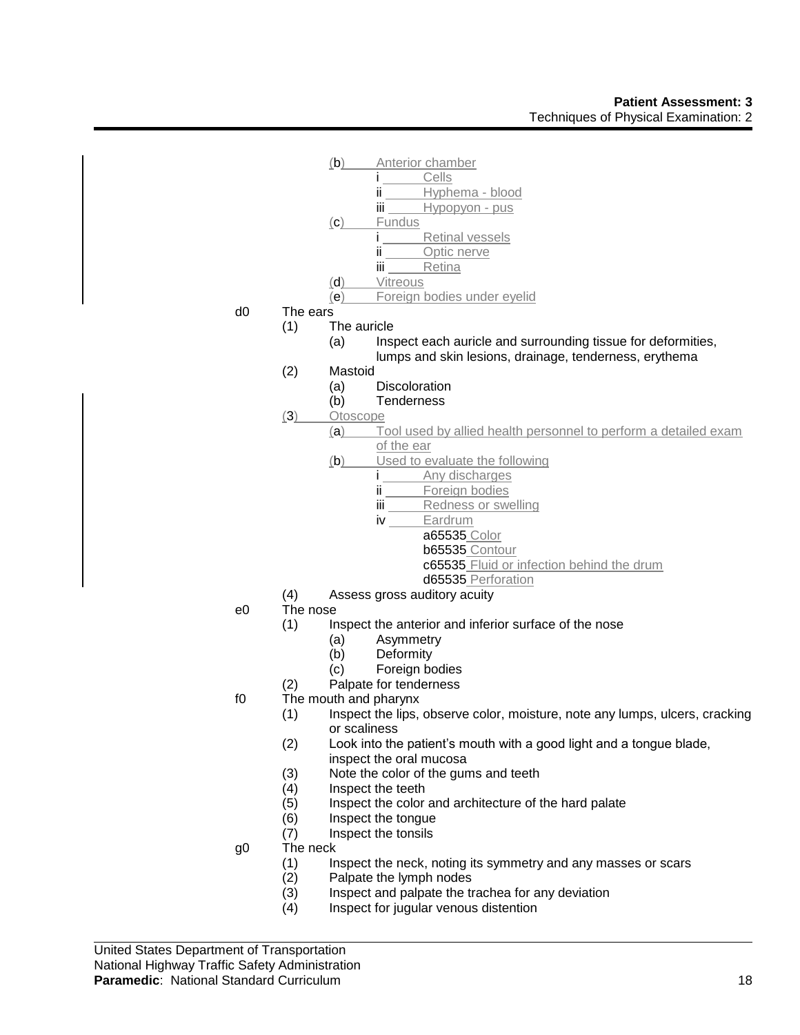- (b) Anterior chamber
    - i Cells
    - ii Hyphema - blood
    - iii Hypopyon - pus
- (c) Fundus
    - i Retinal vessels
    - ii Optic nerve
    - iii Retina
- (d) Vitreous
- (e) Foreign bodies under eyelid

d0 The ears

- (1) The auricle
    - (a) Inspect each auricle and surrounding tissue for deformities, lumps and skin lesions, drainage, tenderness, erythema
- (2) Mastoid
    - (a) Discoloration
    - (b) Tenderness
- (3) Otoscope
    - (a) Tool used by allied health personnel to perform a detailed exam of the ear
    - (b) Used to evaluate the following
        - i Any discharges
        - ii Foreign bodies
        - iii Redness or swelling
        - iv Eardrum
            - a65535 Color
            - b65535 Contour
            - c65535 Fluid or infection behind the drum
            - d65535 Perforation
- (4) Assess gross auditory acuity

e0 The nose

- (1) Inspect the anterior and inferior surface of the nose
    - (a) Asymmetry
    - (b) Deformity
    - (c) Foreign bodies
- (2) Palpate for tenderness

f0 The mouth and pharynx

- (1) Inspect the lips, observe color, moisture, note any lumps, ulcers, cracking or scaliness
- (2) Look into the patient's mouth with a good light and a tongue blade, inspect the oral mucosa
- (3) Note the color of the gums and teeth
- (4) Inspect the teeth
- (5) Inspect the color and architecture of the hard palate
- (6) Inspect the tongue
- (7) Inspect the tonsils

g0 The neck

- (1) Inspect the neck, noting its symmetry and any masses or scars
- (2) Palpate the lymph nodes
- (3) Inspect and palpate the trachea for any deviation
- (4) Inspect for jugular venous distention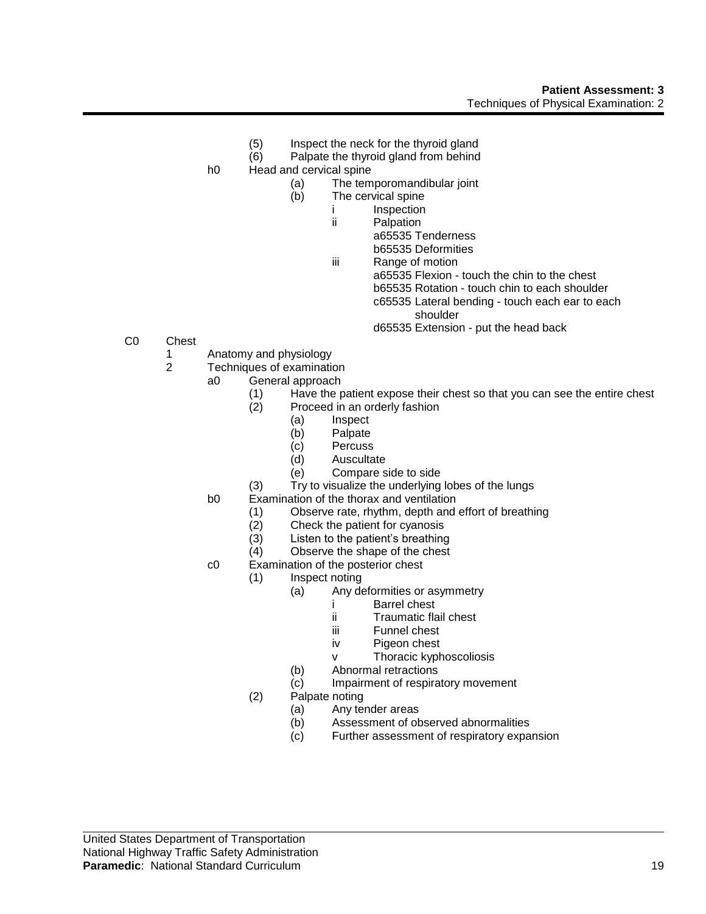- (5) Inspect the neck for the thyroid gland
- (6) Palpate the thyroid gland from behind

h0 Head and cervical spine
- (a) The temporomandibular joint
- (b) The cervical spine
  - i Inspection
  - ii Palpation
    - a65535 Tenderness
    - b65535 Deformities
  - iii Range of motion
    - a65535 Flexion - touch the chin to the chest
    - b65535 Rotation - touch chin to each shoulder
    - c65535 Lateral bending - touch each ear to each shoulder
    - d65535 Extension - put the head back

C0 Chest
1. Anatomy and physiology
2. Techniques of examination

a0 General approach
- (1) Have the patient expose their chest so that you can see the entire chest
- (2) Proceed in an orderly fashion
  - (a) Inspect
  - (b) Palpate
  - (c) Percuss
  - (d) Auscultate
  - (e) Compare side to side
- (3) Try to visualize the underlying lobes of the lungs

b0 Examination of the thorax and ventilation
- (1) Observe rate, rhythm, depth and effort of breathing
- (2) Check the patient for cyanosis
- (3) Listen to the patient's breathing
- (4) Observe the shape of the chest

c0 Examination of the posterior chest
- (1) Inspect noting
  - (a) Any deformities or asymmetry
    - i Barrel chest
    - ii Traumatic flail chest
    - iii Funnel chest
    - iv Pigeon chest
    - v Thoracic kyphoscoliosis
  - (b) Abnormal retractions
  - (c) Impairment of respiratory movement
- (2) Palpate noting
  - (a) Any tender areas
  - (b) Assessment of observed abnormalities
  - (c) Further assessment of respiratory expansion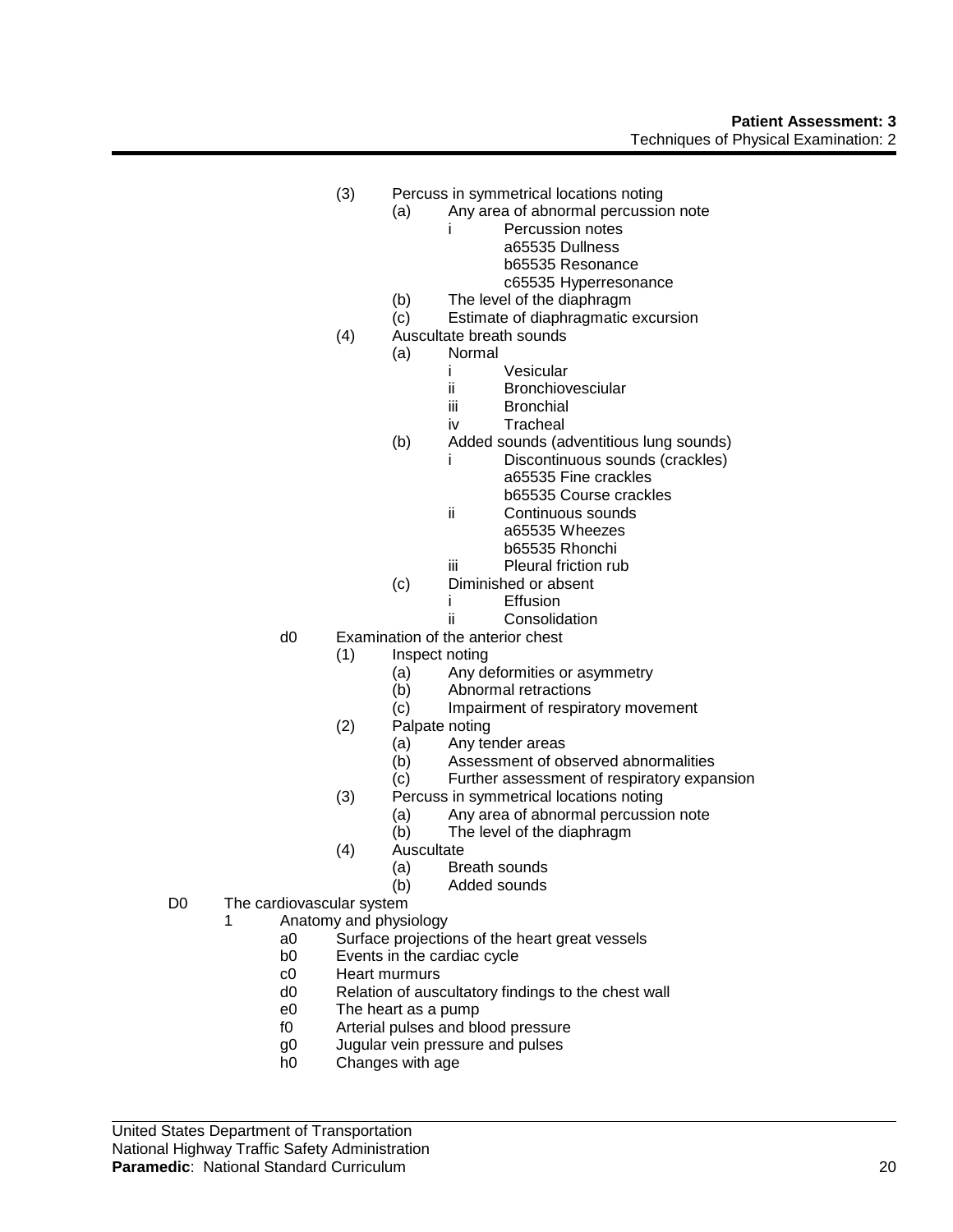- (3) Percuss in symmetrical locations noting
  - (a) Any area of abnormal percussion note
    - i Percussion notes
      - a65535 Dullness
      - b65535 Resonance
      - c65535 Hyperresonance
  - (b) The level of the diaphragm
  - (c) Estimate of diaphragmatic excursion
- (4) Auscultate breath sounds
  - (a) Normal
    - i Vesicular
    - ii Bronchiovesciular
    - iii Bronchial
    - iv Tracheal
  - (b) Added sounds (adventitious lung sounds)
    - i Discontinuous sounds (crackles)
      - a65535 Fine crackles
      - b65535 Course crackles
    - ii Continuous sounds
      - a65535 Wheezes
      - b65535 Rhonchi
    - iii Pleural friction rub
  - (c) Diminished or absent
    - i Effusion
    - ii Consolidation

d0 Examination of the anterior chest
- (1) Inspect noting
  - (a) Any deformities or asymmetry
  - (b) Abnormal retractions
  - (c) Impairment of respiratory movement
- (2) Palpate noting
  - (a) Any tender areas
  - (b) Assessment of observed abnormalities
  - (c) Further assessment of respiratory expansion
- (3) Percuss in symmetrical locations noting
  - (a) Any area of abnormal percussion note
  - (b) The level of the diaphragm
- (4) Auscultate
  - (a) Breath sounds
  - (b) Added sounds

D0 The cardiovascular system
- 1 Anatomy and physiology
  - a0 Surface projections of the heart great vessels
  - b0 Events in the cardiac cycle
  - c0 Heart murmurs
  - d0 Relation of auscultatory findings to the chest wall
  - e0 The heart as a pump
  - f0 Arterial pulses and blood pressure
  - g0 Jugular vein pressure and pulses
  - h0 Changes with age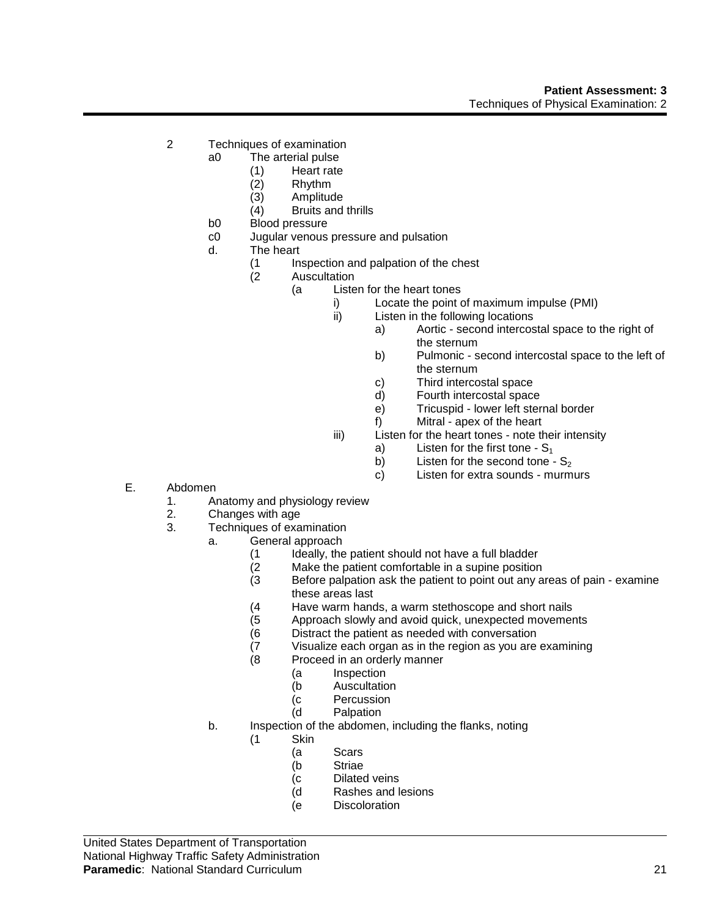2 Techniques of examination
- a0 The arterial pulse
  - (1) Heart rate
  - (2) Rhythm
  - (3) Amplitude
  - (4) Bruits and thrills
- b0 Blood pressure
- c0 Jugular venous pressure and pulsation
- d. The heart
  - (1 Inspection and palpation of the chest
  - (2 Auscultation
    - (a Listen for the heart tones
      - i) Locate the point of maximum impulse (PMI)
      - ii) Listen in the following locations
        - a) Aortic - second intercostal space to the right of the sternum
        - b) Pulmonic - second intercostal space to the left of the sternum
        - c) Third intercostal space
        - d) Fourth intercostal space
        - e) Tricuspid - lower left sternal border
        - f) Mitral - apex of the heart
      - iii) Listen for the heart tones - note their intensity
        - a) Listen for the first tone - $S_1$
        - b) Listen for the second tone - $S_2$
        - c) Listen for extra sounds - murmurs

E. Abdomen
1. Anatomy and physiology review
2. Changes with age
3. Techniques of examination
   - a. General approach
     - (1 Ideally, the patient should not have a full bladder
     - (2 Make the patient comfortable in a supine position
     - (3 Before palpation ask the patient to point out any areas of pain - examine these areas last
     - (4 Have warm hands, a warm stethoscope and short nails
     - (5 Approach slowly and avoid quick, unexpected movements
     - (6 Distract the patient as needed with conversation
     - (7 Visualize each organ as in the region as you are examining
     - (8 Proceed in an orderly manner
       - (a Inspection
       - (b Auscultation
       - (c Percussion
       - (d Palpation
   - b. Inspection of the abdomen, including the flanks, noting
     - (1 Skin
       - (a Scars
       - (b Striae
       - (c Dilated veins
       - (d Rashes and lesions
       - (e Discoloration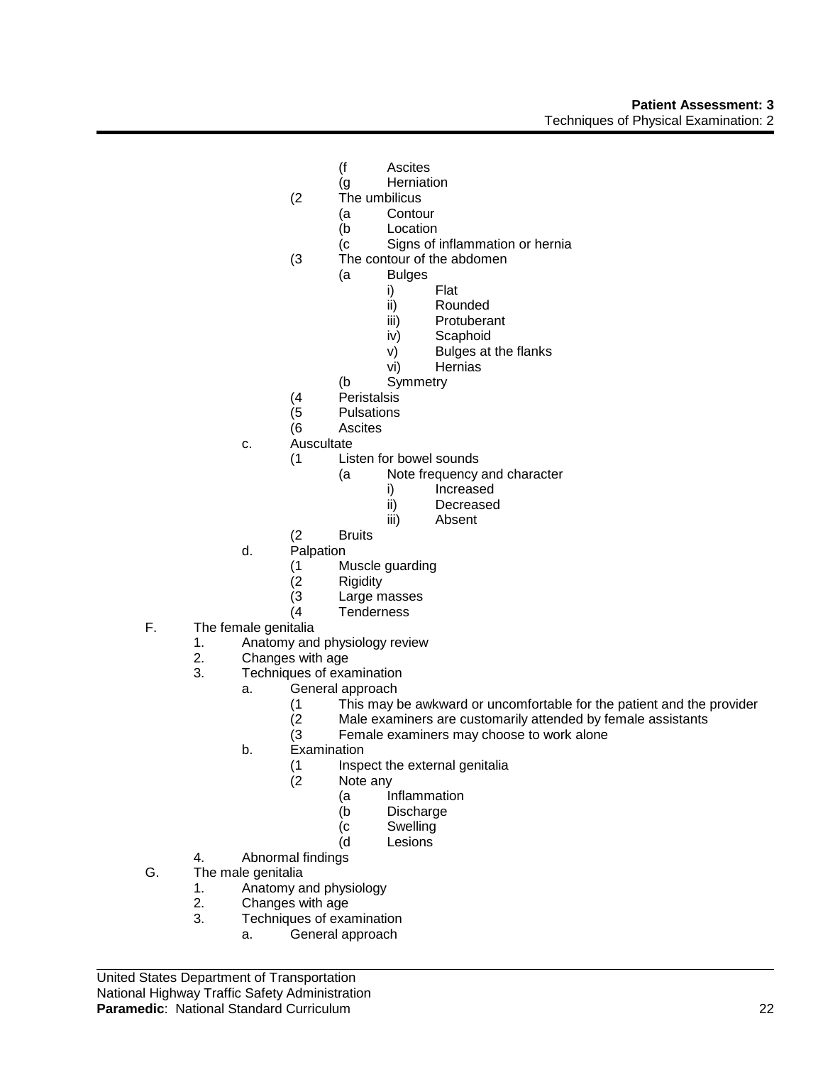- (f Ascites
- (g Herniation
- (2 The umbilicus
  - (a Contour
  - (b Location
  - (c Signs of inflammation or hernia
- (3 The contour of the abdomen
  - (a Bulges
    - i) Flat
    - ii) Rounded
    - iii) Protuberant
    - iv) Scaphoid
    - v) Bulges at the flanks
    - vi) Hernias
  - (b Symmetry
- (4 Peristalsis
- (5 Pulsations
- (6 Ascites

c. Auscultate
- (1 Listen for bowel sounds
  - (a Note frequency and character
    - i) Increased
    - ii) Decreased
    - iii) Absent
- (2 Bruits

d. Palpation
- (1 Muscle guarding
- (2 Rigidity
- (3 Large masses
- (4 Tenderness

F. The female genitalia
1. Anatomy and physiology review
2. Changes with age
3. Techniques of examination
   a. General approach
   - (1 This may be awkward or uncomfortable for the patient and the provider
   - (2 Male examiners are customarily attended by female assistants
   - (3 Female examiners may choose to work alone

   b. Examination
   - (1 Inspect the external genitalia
   - (2 Note any
     - (a Inflammation
     - (b Discharge
     - (c Swelling
     - (d Lesions
4. Abnormal findings

G. The male genitalia
1. Anatomy and physiology
2. Changes with age
3. Techniques of examination
   a. General approach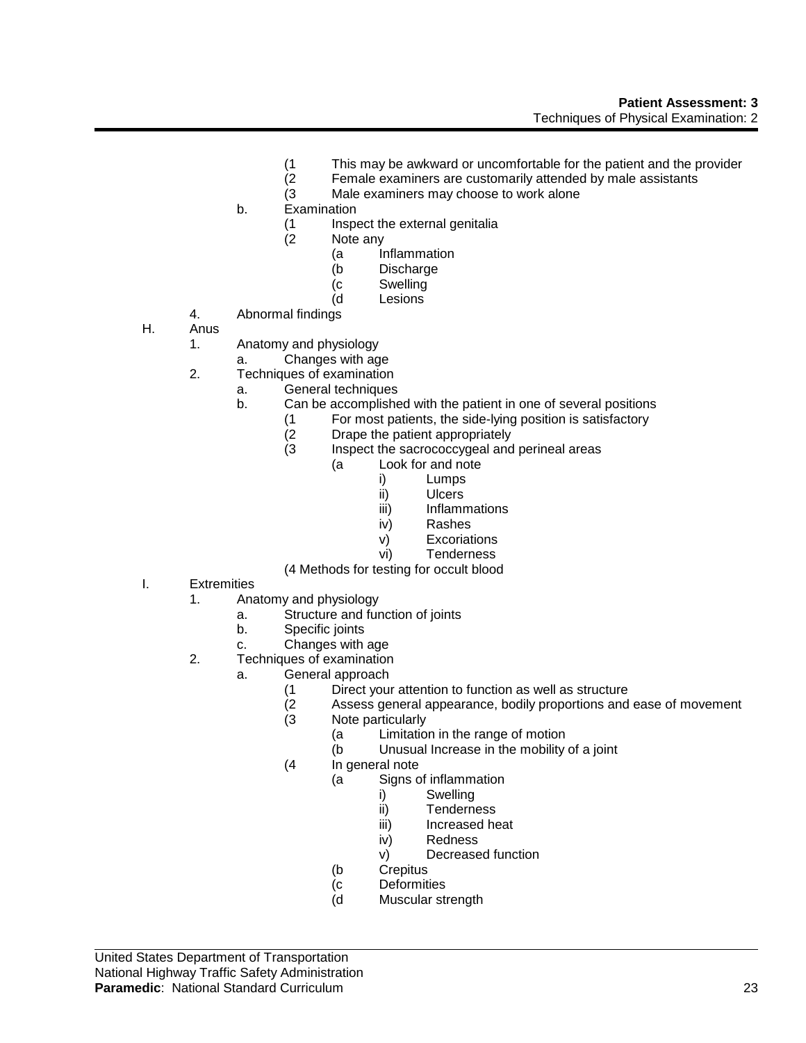- (1 This may be awkward or uncomfortable for the patient and the provider
- (2 Female examiners are customarily attended by male assistants
- (3 Male examiners may choose to work alone

b. Examination
- (1 Inspect the external genitalia
- (2 Note any
  - (a Inflammation
  - (b Discharge
  - (c Swelling
  - (d Lesions

4. Abnormal findings

H. Anus
1. Anatomy and physiology
   a. Changes with age
2. Techniques of examination
   a. General techniques
   b. Can be accomplished with the patient in one of several positions
      - (1 For most patients, the side-lying position is satisfactory
      - (2 Drape the patient appropriately
      - (3 Inspect the sacrococcygeal and perineal areas
        - (a Look for and note
          - i) Lumps
          - ii) Ulcers
          - iii) Inflammations
          - iv) Rashes
          - v) Excoriations
          - vi) Tenderness
      - (4 Methods for testing for occult blood

I. Extremities
1. Anatomy and physiology
   a. Structure and function of joints
   b. Specific joints
   c. Changes with age
2. Techniques of examination
   a. General approach
      - (1 Direct your attention to function as well as structure
      - (2 Assess general appearance, bodily proportions and ease of movement
      - (3 Note particularly
        - (a Limitation in the range of motion
        - (b Unusual Increase in the mobility of a joint
      - (4 In general note
        - (a Signs of inflammation
          - i) Swelling
          - ii) Tenderness
          - iii) Increased heat
          - iv) Redness
          - v) Decreased function
        - (b Crepitus
        - (c Deformities
        - (d Muscular strength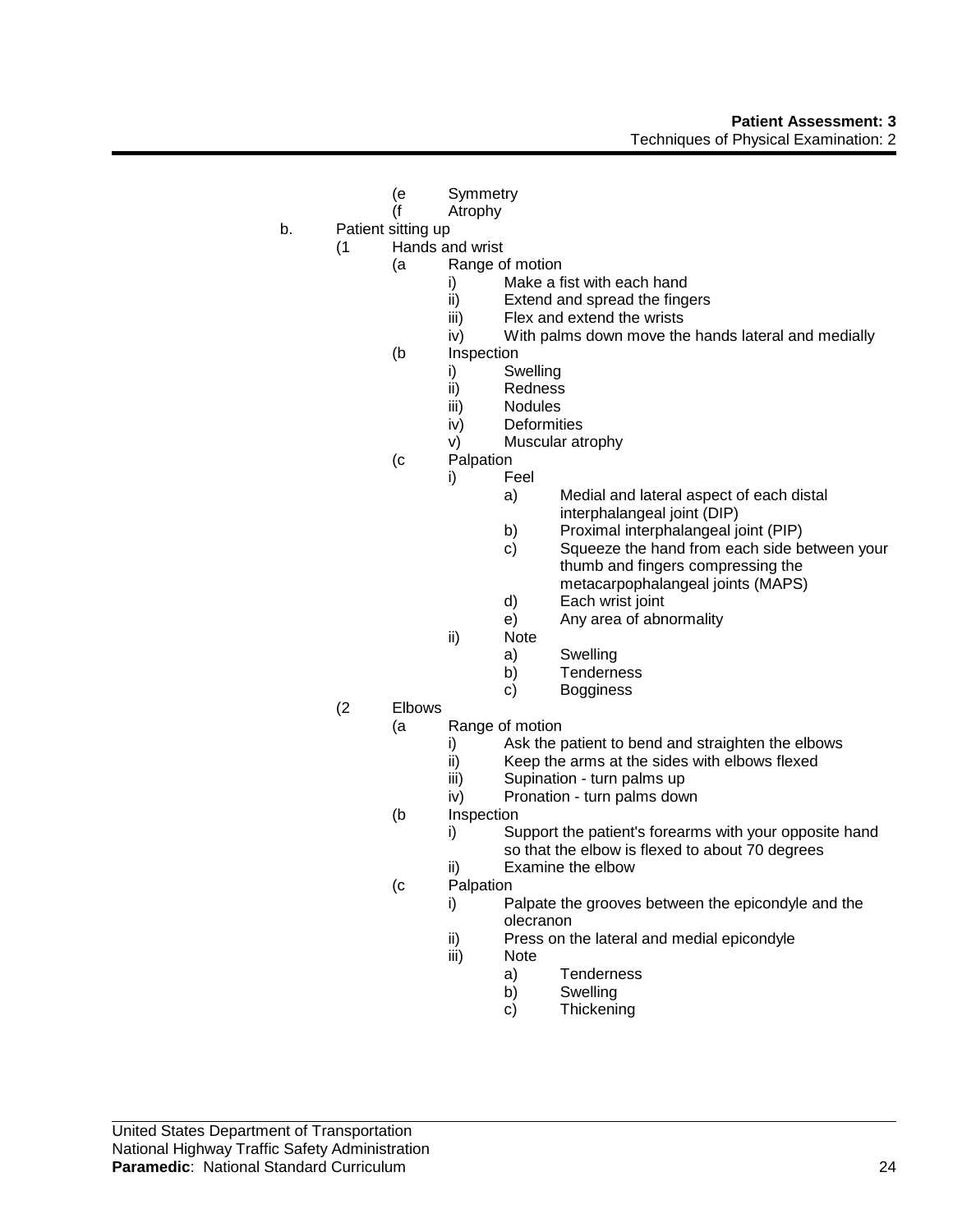- (e Symmetry
- (f Atrophy

b. Patient sitting up
   - (1 Hands and wrist
     - (a Range of motion
       - i) Make a fist with each hand
       - ii) Extend and spread the fingers
       - iii) Flex and extend the wrists
       - iv) With palms down move the hands lateral and medially
     - (b Inspection
       - i) Swelling
       - ii) Redness
       - iii) Nodules
       - iv) Deformities
       - v) Muscular atrophy
     - (c Palpation
       - i) Feel
         - a) Medial and lateral aspect of each distal interphalangeal joint (DIP)
         - b) Proximal interphalangeal joint (PIP)
         - c) Squeeze the hand from each side between your thumb and fingers compressing the metacarpophalangeal joints (MAPS)
         - d) Each wrist joint
         - e) Any area of abnormality
       - ii) Note
         - a) Swelling
         - b) Tenderness
         - c) Bogginess
   - (2 Elbows
     - (a Range of motion
       - i) Ask the patient to bend and straighten the elbows
       - ii) Keep the arms at the sides with elbows flexed
       - iii) Supination - turn palms up
       - iv) Pronation - turn palms down
     - (b Inspection
       - i) Support the patient's forearms with your opposite hand so that the elbow is flexed to about 70 degrees
       - ii) Examine the elbow
     - (c Palpation
       - i) Palpate the grooves between the epicondyle and the olecranon
       - ii) Press on the lateral and medial epicondyle
       - iii) Note
         - a) Tenderness
         - b) Swelling
         - c) Thickening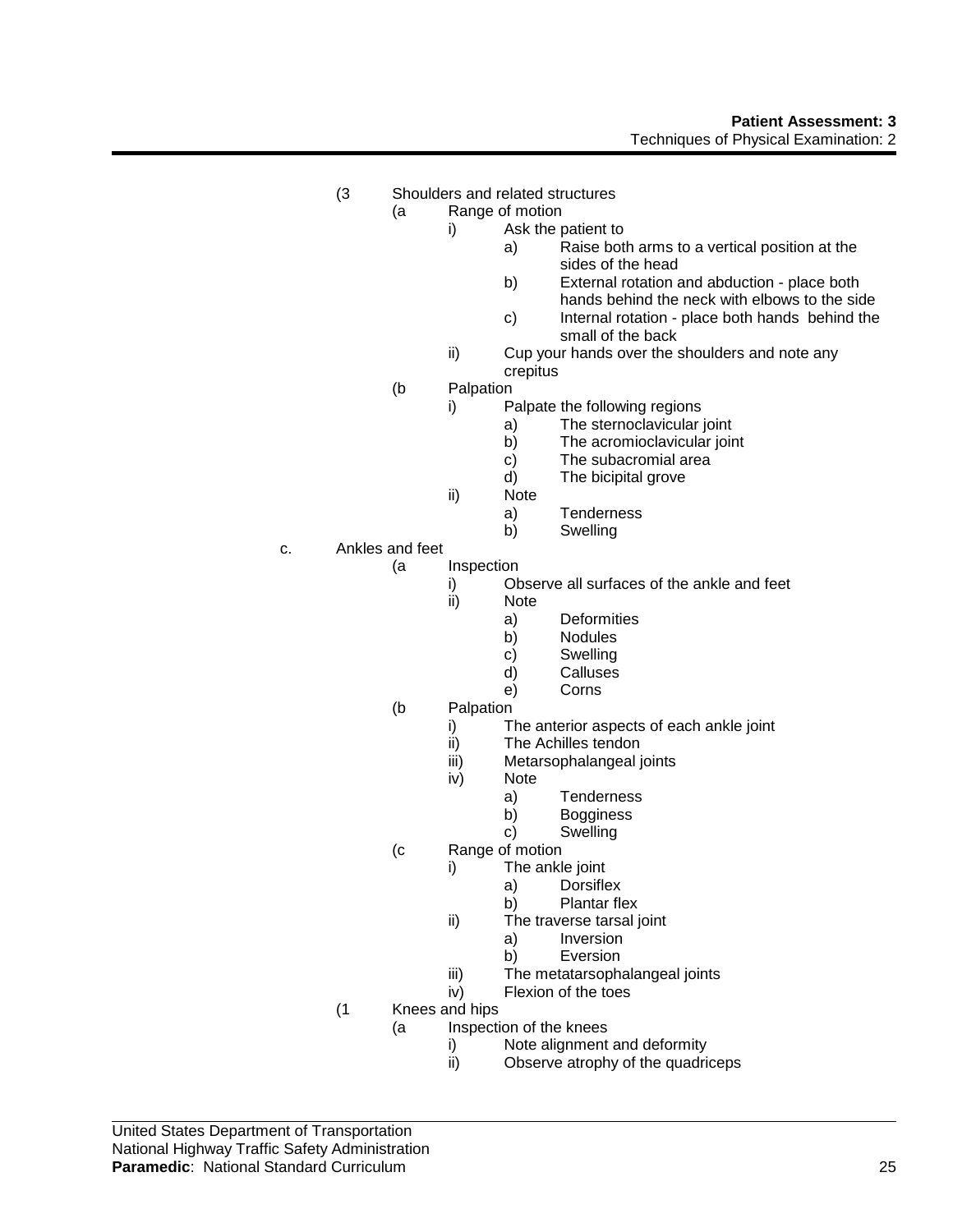(3 Shoulders and related structures
  - (a Range of motion
    - i) Ask the patient to
      - a) Raise both arms to a vertical position at the sides of the head
      - b) External rotation and abduction - place both hands behind the neck with elbows to the side
      - c) Internal rotation - place both hands behind the small of the back
    - ii) Cup your hands over the shoulders and note any crepitus
  - (b Palpation
    - i) Palpate the following regions
      - a) The sternoclavicular joint
      - b) The acromioclavicular joint
      - c) The subacromial area
      - d) The bicipital grove
    - ii) Note
      - a) Tenderness
      - b) Swelling

c. Ankles and feet
  - (a Inspection
    - i) Observe all surfaces of the ankle and feet
    - ii) Note
      - a) Deformities
      - b) Nodules
      - c) Swelling
      - d) Calluses
      - e) Corns
  - (b Palpation
    - i) The anterior aspects of each ankle joint
    - ii) The Achilles tendon
    - iii) Metarsophalangeal joints
    - iv) Note
      - a) Tenderness
      - b) Bogginess
      - c) Swelling
  - (c Range of motion
    - i) The ankle joint
      - a) Dorsiflex
      - b) Plantar flex
    - ii) The traverse tarsal joint
      - a) Inversion
      - b) Eversion
    - iii) The metatarsophalangeal joints
    - iv) Flexion of the toes

(1 Knees and hips
  - (a Inspection of the knees
    - i) Note alignment and deformity
    - ii) Observe atrophy of the quadriceps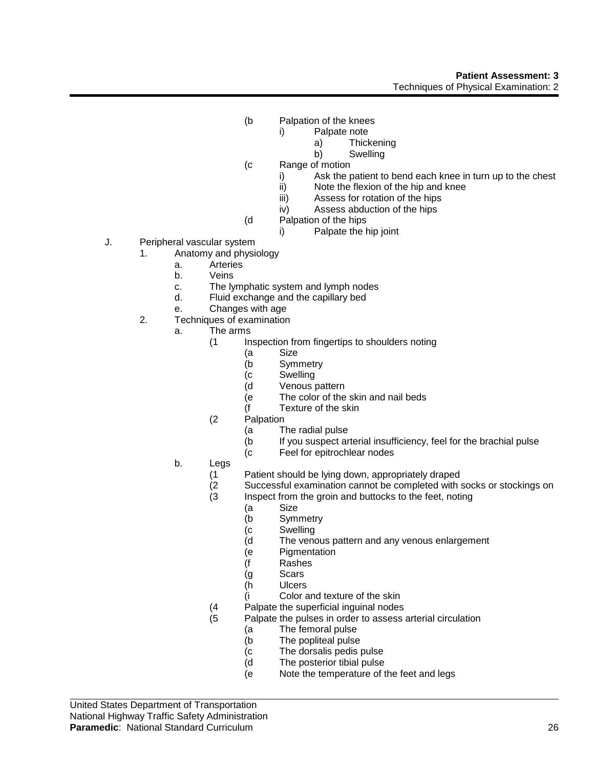- (b Palpation of the knees
  - i) Palpate note
    - a) Thickening
    - b) Swelling
- (c Range of motion
  - i) Ask the patient to bend each knee in turn up to the chest
  - ii) Note the flexion of the hip and knee
  - iii) Assess for rotation of the hips
  - iv) Assess abduction of the hips
- (d Palpation of the hips
  - i) Palpate the hip joint

J. Peripheral vascular system

1. Anatomy and physiology
   - a. Arteries
   - b. Veins
   - c. The lymphatic system and lymph nodes
   - d. Fluid exchange and the capillary bed
   - e. Changes with age
2. Techniques of examination
   - a. The arms
     - (1 Inspection from fingertips to shoulders noting
       - (a Size
       - (b Symmetry
       - (c Swelling
       - (d Venous pattern
       - (e The color of the skin and nail beds
       - (f Texture of the skin
     - (2 Palpation
       - (a The radial pulse
       - (b If you suspect arterial insufficiency, feel for the brachial pulse
       - (c Feel for epitrochlear nodes
   - b. Legs
     - (1 Patient should be lying down, appropriately draped
     - (2 Successful examination cannot be completed with socks or stockings on
     - (3 Inspect from the groin and buttocks to the feet, noting
       - (a Size
       - (b Symmetry
       - (c Swelling
       - (d The venous pattern and any venous enlargement
       - (e Pigmentation
       - (f Rashes
       - (g Scars
       - (h Ulcers
       - (i Color and texture of the skin
     - (4 Palpate the superficial inguinal nodes
     - (5 Palpate the pulses in order to assess arterial circulation
       - (a The femoral pulse
       - (b The popliteal pulse
       - (c The dorsalis pedis pulse
       - (d The posterior tibial pulse
       - (e Note the temperature of the feet and legs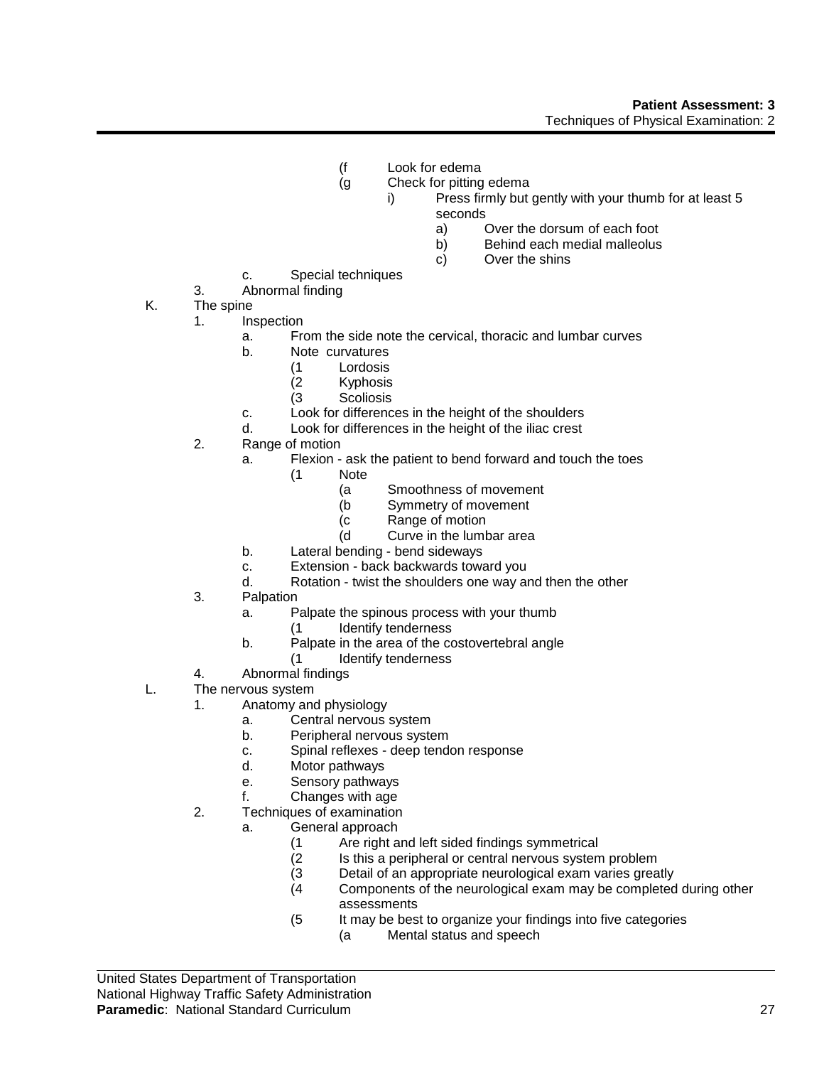- (f Look for edema
- (g Check for pitting edema
  - i) Press firmly but gently with your thumb for at least 5 seconds
    - a) Over the dorsum of each foot
    - b) Behind each medial malleolus
    - c) Over the shins

c. Special techniques

3. Abnormal finding

K. The spine

1. Inspection
   - a. From the side note the cervical, thoracic and lumbar curves
   - b. Note curvatures
     - (1 Lordosis
     - (2 Kyphosis
     - (3 Scoliosis
   - c. Look for differences in the height of the shoulders
   - d. Look for differences in the height of the iliac crest
2. Range of motion
   - a. Flexion - ask the patient to bend forward and touch the toes
     - (1 Note
       - (a Smoothness of movement
       - (b Symmetry of movement
       - (c Range of motion
       - (d Curve in the lumbar area
   - b. Lateral bending - bend sideways
   - c. Extension - back backwards toward you
   - d. Rotation - twist the shoulders one way and then the other
3. Palpation
   - a. Palpate the spinous process with your thumb
     - (1 Identify tenderness
   - b. Palpate in the area of the costovertebral angle
     - (1 Identify tenderness
4. Abnormal findings

L. The nervous system

1. Anatomy and physiology
   - a. Central nervous system
   - b. Peripheral nervous system
   - c. Spinal reflexes - deep tendon response
   - d. Motor pathways
   - e. Sensory pathways
   - f. Changes with age
2. Techniques of examination
   - a. General approach
     - (1 Are right and left sided findings symmetrical
     - (2 Is this a peripheral or central nervous system problem
     - (3 Detail of an appropriate neurological exam varies greatly
     - (4 Components of the neurological exam may be completed during other assessments
     - (5 It may be best to organize your findings into five categories
       - (a Mental status and speech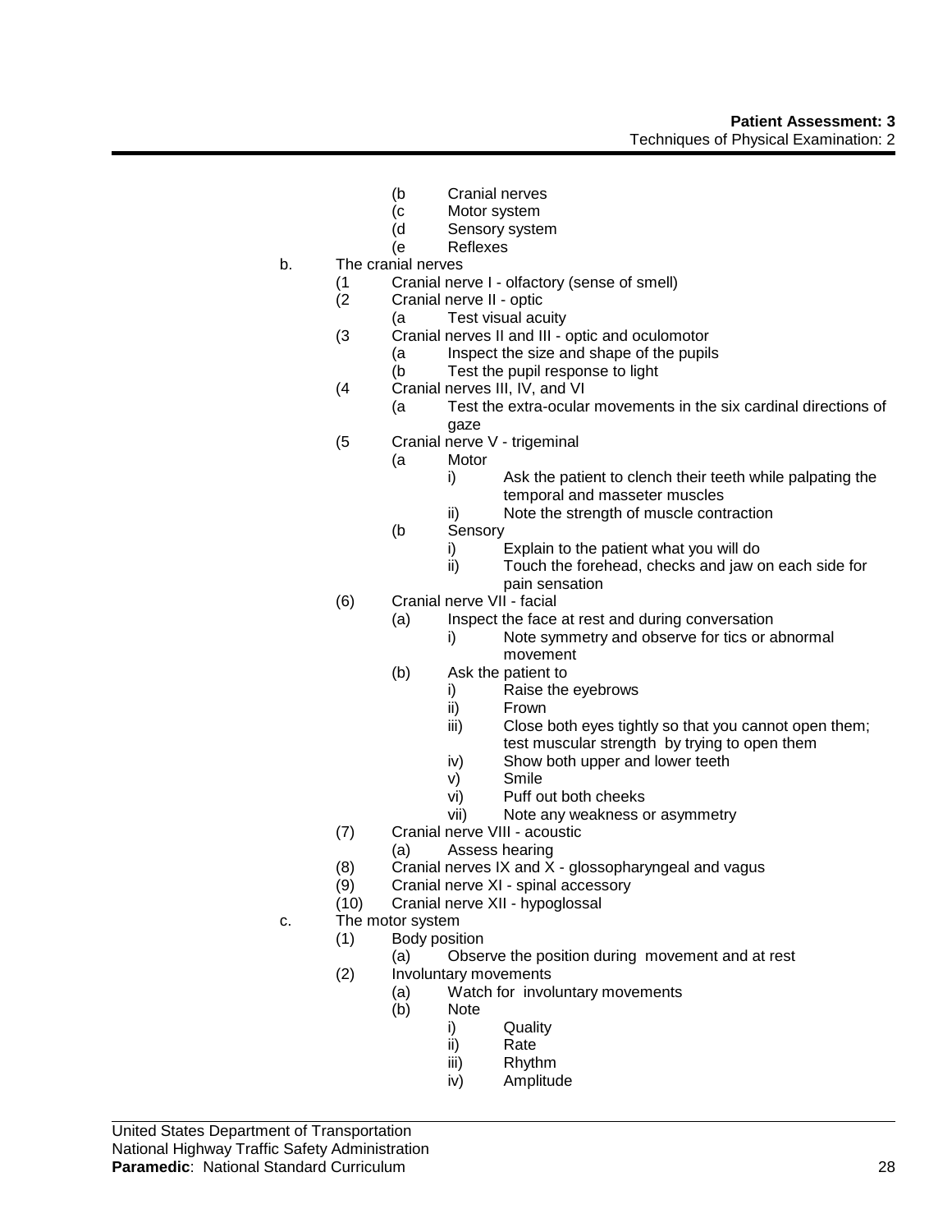- (b Cranial nerves
- (c Motor system
- (d Sensory system
- (e Reflexes

b. The cranial nerves
   - (1 Cranial nerve I - olfactory (sense of smell)
   - (2 Cranial nerve II - optic
     - (a Test visual acuity
   - (3 Cranial nerves II and III - optic and oculomotor
     - (a Inspect the size and shape of the pupils
     - (b Test the pupil response to light
   - (4 Cranial nerves III, IV, and VI
     - (a Test the extra-ocular movements in the six cardinal directions of gaze
   - (5 Cranial nerve V - trigeminal
     - (a Motor
       - i) Ask the patient to clench their teeth while palpating the temporal and masseter muscles
       - ii) Note the strength of muscle contraction
     - (b Sensory
       - i) Explain to the patient what you will do
       - ii) Touch the forehead, checks and jaw on each side for pain sensation
   - (6) Cranial nerve VII - facial
     - (a) Inspect the face at rest and during conversation
       - i) Note symmetry and observe for tics or abnormal movement
     - (b) Ask the patient to
       - i) Raise the eyebrows
       - ii) Frown
       - iii) Close both eyes tightly so that you cannot open them; test muscular strength by trying to open them
       - iv) Show both upper and lower teeth
       - v) Smile
       - vi) Puff out both cheeks
       - vii) Note any weakness or asymmetry
   - (7) Cranial nerve VIII - acoustic
     - (a) Assess hearing
   - (8) Cranial nerves IX and X - glossopharyngeal and vagus
   - (9) Cranial nerve XI - spinal accessory
   - (10) Cranial nerve XII - hypoglossal

c. The motor system
   - (1) Body position
     - (a) Observe the position during movement and at rest
   - (2) Involuntary movements
     - (a) Watch for involuntary movements
     - (b) Note
       - i) Quality
       - ii) Rate
       - iii) Rhythm
       - iv) Amplitude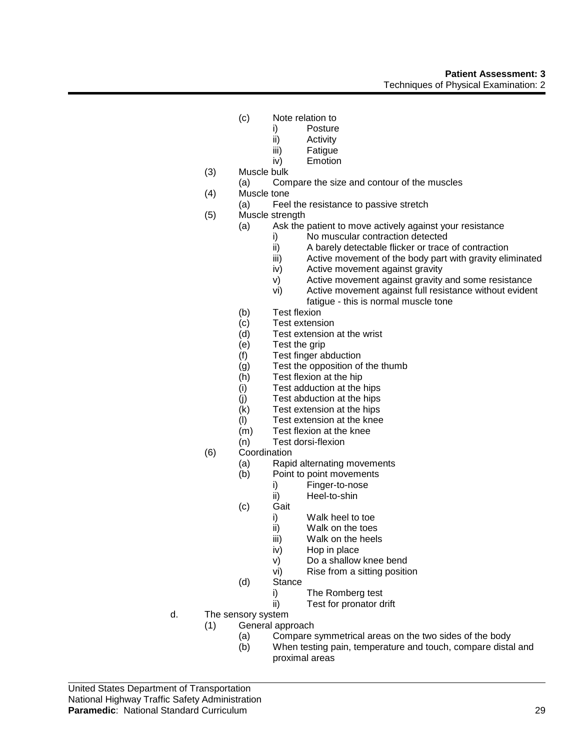- (c) Note relation to
  - i) Posture
  - ii) Activity
  - iii) Fatigue
  - iv) Emotion
- (3) Muscle bulk
  - (a) Compare the size and contour of the muscles
- (4) Muscle tone
  - (a) Feel the resistance to passive stretch
- (5) Muscle strength
  - (a) Ask the patient to move actively against your resistance
    - i) No muscular contraction detected
    - ii) A barely detectable flicker or trace of contraction
    - iii) Active movement of the body part with gravity eliminated
    - iv) Active movement against gravity
    - v) Active movement against gravity and some resistance
    - vi) Active movement against full resistance without evident fatigue - this is normal muscle tone
  - (b) Test flexion
  - (c) Test extension
  - (d) Test extension at the wrist
  - (e) Test the grip
  - (f) Test finger abduction
  - (g) Test the opposition of the thumb
  - (h) Test flexion at the hip
  - (i) Test adduction at the hips
  - (j) Test abduction at the hips
  - (k) Test extension at the hips
  - (l) Test extension at the knee
  - (m) Test flexion at the knee
  - (n) Test dorsi-flexion
- (6) Coordination
  - (a) Rapid alternating movements
  - (b) Point to point movements
    - i) Finger-to-nose
    - ii) Heel-to-shin
  - (c) Gait
    - i) Walk heel to toe
    - ii) Walk on the toes
    - iii) Walk on the heels
    - iv) Hop in place
    - v) Do a shallow knee bend
    - vi) Rise from a sitting position
  - (d) Stance
    - i) The Romberg test
    - ii) Test for pronator drift

d. The sensory system
- (1) General approach
  - (a) Compare symmetrical areas on the two sides of the body
  - (b) When testing pain, temperature and touch, compare distal and proximal areas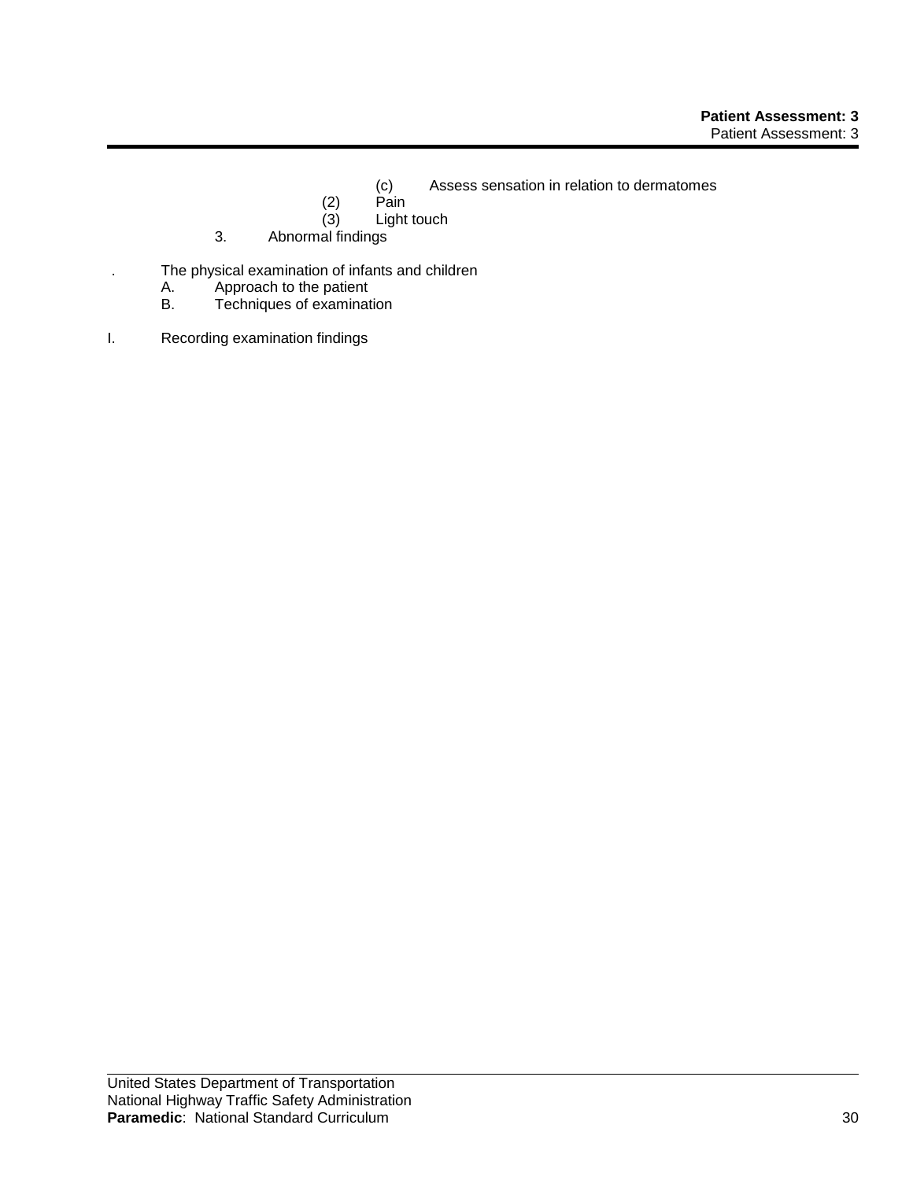(c) Assess sensation in relation to dermatomes

(2) Pain

(3) Light touch

3. Abnormal findings

. The physical examination of infants and children

A. Approach to the patient

B. Techniques of examination

I. Recording examination findings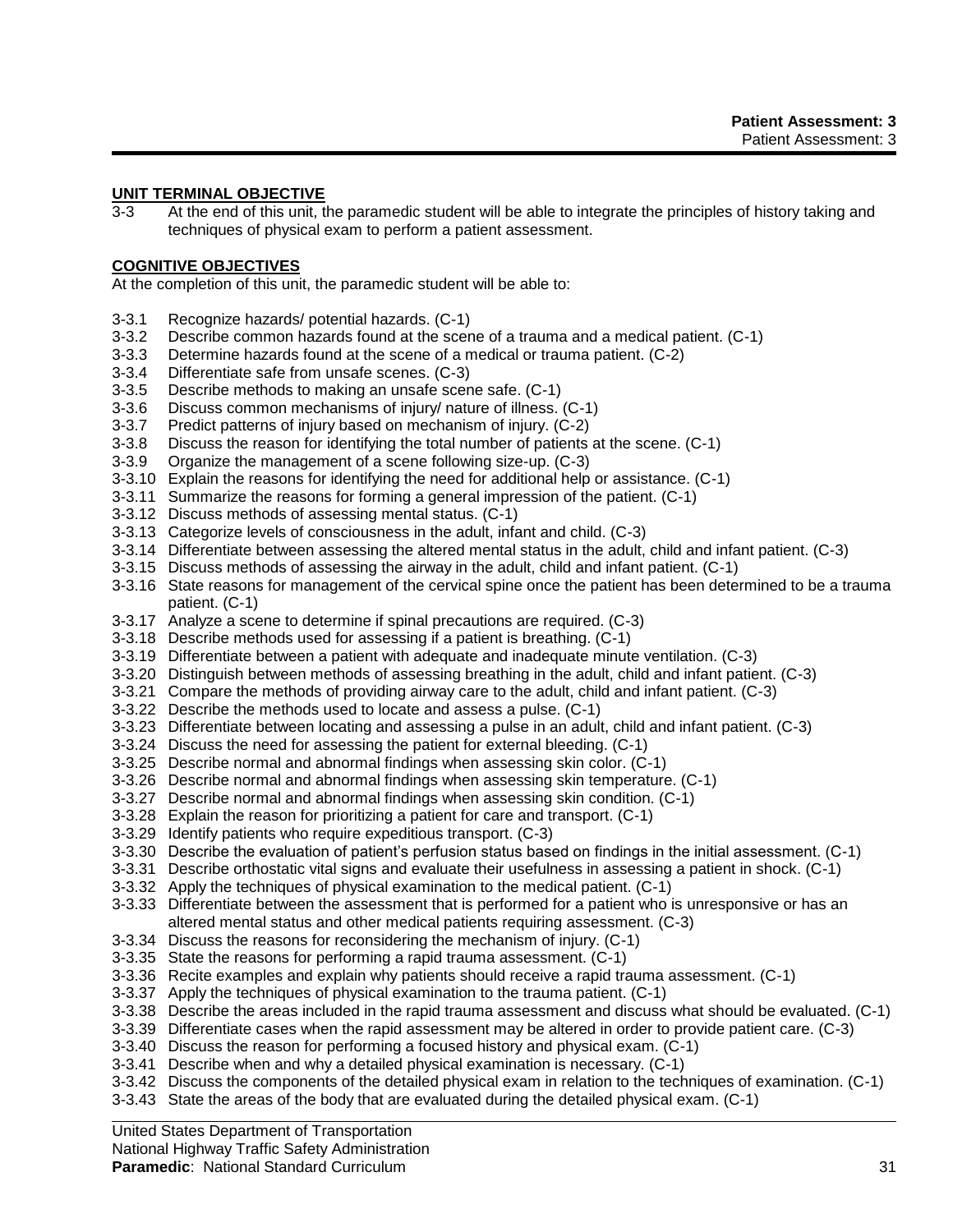## UNIT TERMINAL OBJECTIVE

3-3 At the end of this unit, the paramedic student will be able to integrate the principles of history taking and techniques of physical exam to perform a patient assessment.

## COGNITIVE OBJECTIVES

At the completion of this unit, the paramedic student will be able to:

3-3.1 Recognize hazards/ potential hazards. (C-1)
3-3.2 Describe common hazards found at the scene of a trauma and a medical patient. (C-1)
3-3.3 Determine hazards found at the scene of a medical or trauma patient. (C-2)
3-3.4 Differentiate safe from unsafe scenes. (C-3)
3-3.5 Describe methods to making an unsafe scene safe. (C-1)
3-3.6 Discuss common mechanisms of injury/ nature of illness. (C-1)
3-3.7 Predict patterns of injury based on mechanism of injury. (C-2)
3-3.8 Discuss the reason for identifying the total number of patients at the scene. (C-1)
3-3.9 Organize the management of a scene following size-up. (C-3)
3-3.10 Explain the reasons for identifying the need for additional help or assistance. (C-1)
3-3.11 Summarize the reasons for forming a general impression of the patient. (C-1)
3-3.12 Discuss methods of assessing mental status. (C-1)
3-3.13 Categorize levels of consciousness in the adult, infant and child. (C-3)
3-3.14 Differentiate between assessing the altered mental status in the adult, child and infant patient. (C-3)
3-3.15 Discuss methods of assessing the airway in the adult, child and infant patient. (C-1)
3-3.16 State reasons for management of the cervical spine once the patient has been determined to be a trauma patient. (C-1)
3-3.17 Analyze a scene to determine if spinal precautions are required. (C-3)
3-3.18 Describe methods used for assessing if a patient is breathing. (C-1)
3-3.19 Differentiate between a patient with adequate and inadequate minute ventilation. (C-3)
3-3.20 Distinguish between methods of assessing breathing in the adult, child and infant patient. (C-3)
3-3.21 Compare the methods of providing airway care to the adult, child and infant patient. (C-3)
3-3.22 Describe the methods used to locate and assess a pulse. (C-1)
3-3.23 Differentiate between locating and assessing a pulse in an adult, child and infant patient. (C-3)
3-3.24 Discuss the need for assessing the patient for external bleeding. (C-1)
3-3.25 Describe normal and abnormal findings when assessing skin color. (C-1)
3-3.26 Describe normal and abnormal findings when assessing skin temperature. (C-1)
3-3.27 Describe normal and abnormal findings when assessing skin condition. (C-1)
3-3.28 Explain the reason for prioritizing a patient for care and transport. (C-1)
3-3.29 Identify patients who require expeditious transport. (C-3)
3-3.30 Describe the evaluation of patient's perfusion status based on findings in the initial assessment. (C-1)
3-3.31 Describe orthostatic vital signs and evaluate their usefulness in assessing a patient in shock. (C-1)
3-3.32 Apply the techniques of physical examination to the medical patient. (C-1)
3-3.33 Differentiate between the assessment that is performed for a patient who is unresponsive or has an altered mental status and other medical patients requiring assessment. (C-3)
3-3.34 Discuss the reasons for reconsidering the mechanism of injury. (C-1)
3-3.35 State the reasons for performing a rapid trauma assessment. (C-1)
3-3.36 Recite examples and explain why patients should receive a rapid trauma assessment. (C-1)
3-3.37 Apply the techniques of physical examination to the trauma patient. (C-1)
3-3.38 Describe the areas included in the rapid trauma assessment and discuss what should be evaluated. (C-1)
3-3.39 Differentiate cases when the rapid assessment may be altered in order to provide patient care. (C-3)
3-3.40 Discuss the reason for performing a focused history and physical exam. (C-1)
3-3.41 Describe when and why a detailed physical examination is necessary. (C-1)
3-3.42 Discuss the components of the detailed physical exam in relation to the techniques of examination. (C-1)
3-3.43 State the areas of the body that are evaluated during the detailed physical exam. (C-1)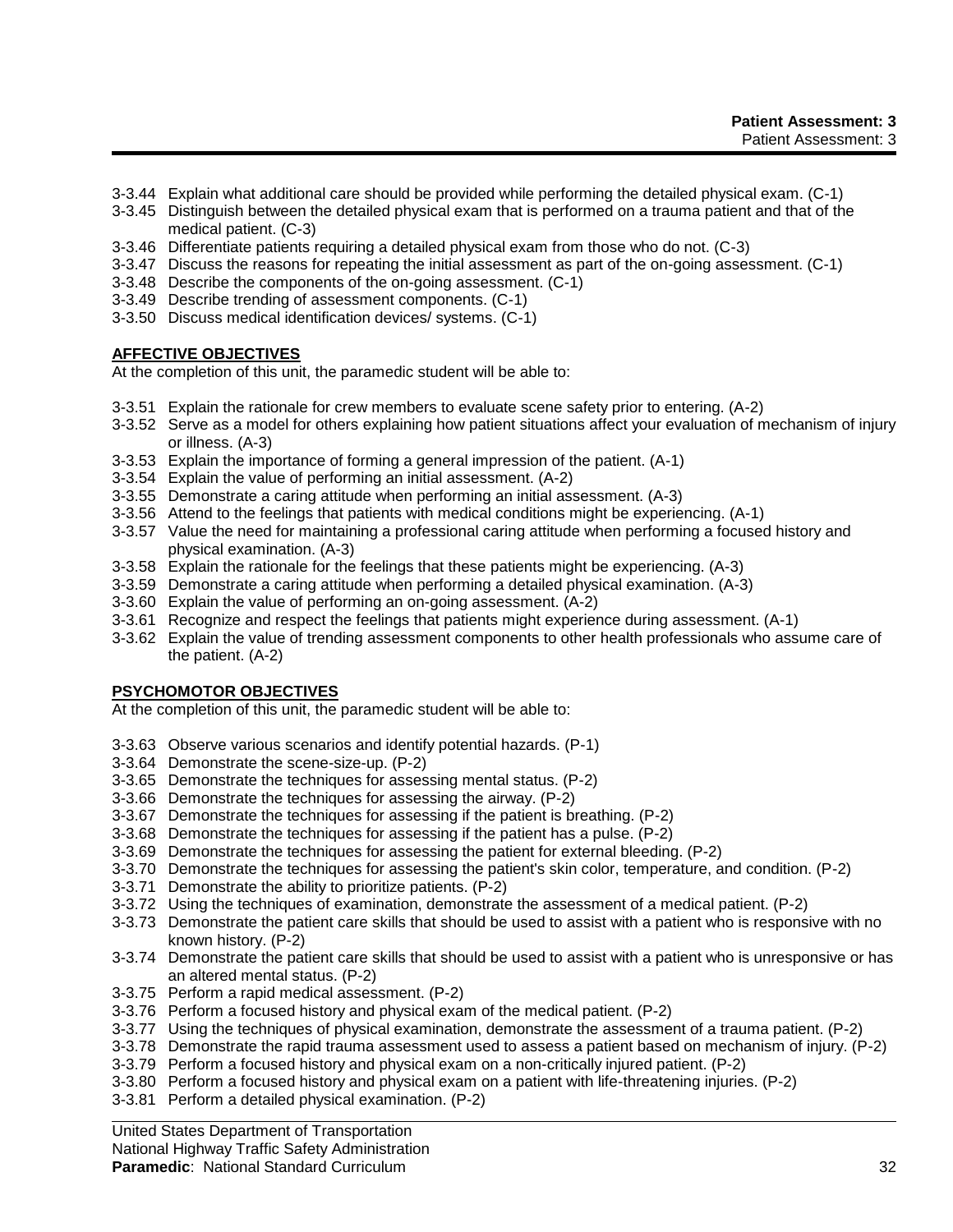3-3.44 Explain what additional care should be provided while performing the detailed physical exam. (C-1)
3-3.45 Distinguish between the detailed physical exam that is performed on a trauma patient and that of the medical patient. (C-3)
3-3.46 Differentiate patients requiring a detailed physical exam from those who do not. (C-3)
3-3.47 Discuss the reasons for repeating the initial assessment as part of the on-going assessment. (C-1)
3-3.48 Describe the components of the on-going assessment. (C-1)
3-3.49 Describe trending of assessment components. (C-1)
3-3.50 Discuss medical identification devices/ systems. (C-1)

**AFFECTIVE OBJECTIVES**

At the completion of this unit, the paramedic student will be able to:

3-3.51 Explain the rationale for crew members to evaluate scene safety prior to entering. (A-2)
3-3.52 Serve as a model for others explaining how patient situations affect your evaluation of mechanism of injury or illness. (A-3)
3-3.53 Explain the importance of forming a general impression of the patient. (A-1)
3-3.54 Explain the value of performing an initial assessment. (A-2)
3-3.55 Demonstrate a caring attitude when performing an initial assessment. (A-3)
3-3.56 Attend to the feelings that patients with medical conditions might be experiencing. (A-1)
3-3.57 Value the need for maintaining a professional caring attitude when performing a focused history and physical examination. (A-3)
3-3.58 Explain the rationale for the feelings that these patients might be experiencing. (A-3)
3-3.59 Demonstrate a caring attitude when performing a detailed physical examination. (A-3)
3-3.60 Explain the value of performing an on-going assessment. (A-2)
3-3.61 Recognize and respect the feelings that patients might experience during assessment. (A-1)
3-3.62 Explain the value of trending assessment components to other health professionals who assume care of the patient. (A-2)

**PSYCHOMOTOR OBJECTIVES**

At the completion of this unit, the paramedic student will be able to:

3-3.63 Observe various scenarios and identify potential hazards. (P-1)
3-3.64 Demonstrate the scene-size-up. (P-2)
3-3.65 Demonstrate the techniques for assessing mental status. (P-2)
3-3.66 Demonstrate the techniques for assessing the airway. (P-2)
3-3.67 Demonstrate the techniques for assessing if the patient is breathing. (P-2)
3-3.68 Demonstrate the techniques for assessing if the patient has a pulse. (P-2)
3-3.69 Demonstrate the techniques for assessing the patient for external bleeding. (P-2)
3-3.70 Demonstrate the techniques for assessing the patient's skin color, temperature, and condition. (P-2)
3-3.71 Demonstrate the ability to prioritize patients. (P-2)
3-3.72 Using the techniques of examination, demonstrate the assessment of a medical patient. (P-2)
3-3.73 Demonstrate the patient care skills that should be used to assist with a patient who is responsive with no known history. (P-2)
3-3.74 Demonstrate the patient care skills that should be used to assist with a patient who is unresponsive or has an altered mental status. (P-2)
3-3.75 Perform a rapid medical assessment. (P-2)
3-3.76 Perform a focused history and physical exam of the medical patient. (P-2)
3-3.77 Using the techniques of physical examination, demonstrate the assessment of a trauma patient. (P-2)
3-3.78 Demonstrate the rapid trauma assessment used to assess a patient based on mechanism of injury. (P-2)
3-3.79 Perform a focused history and physical exam on a non-critically injured patient. (P-2)
3-3.80 Perform a focused history and physical exam on a patient with life-threatening injuries. (P-2)
3-3.81 Perform a detailed physical examination. (P-2)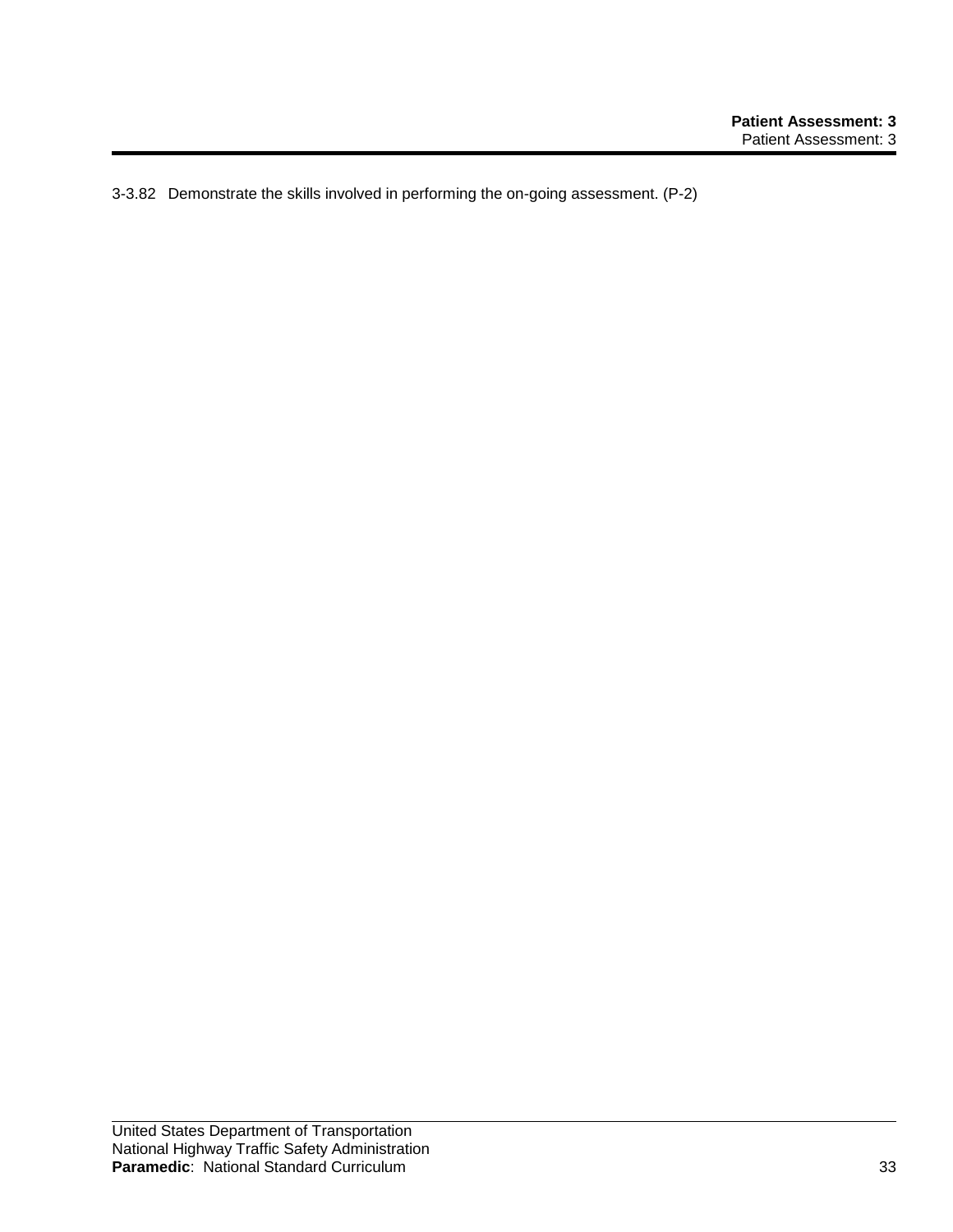3-3.82 Demonstrate the skills involved in performing the on-going assessment. (P-2)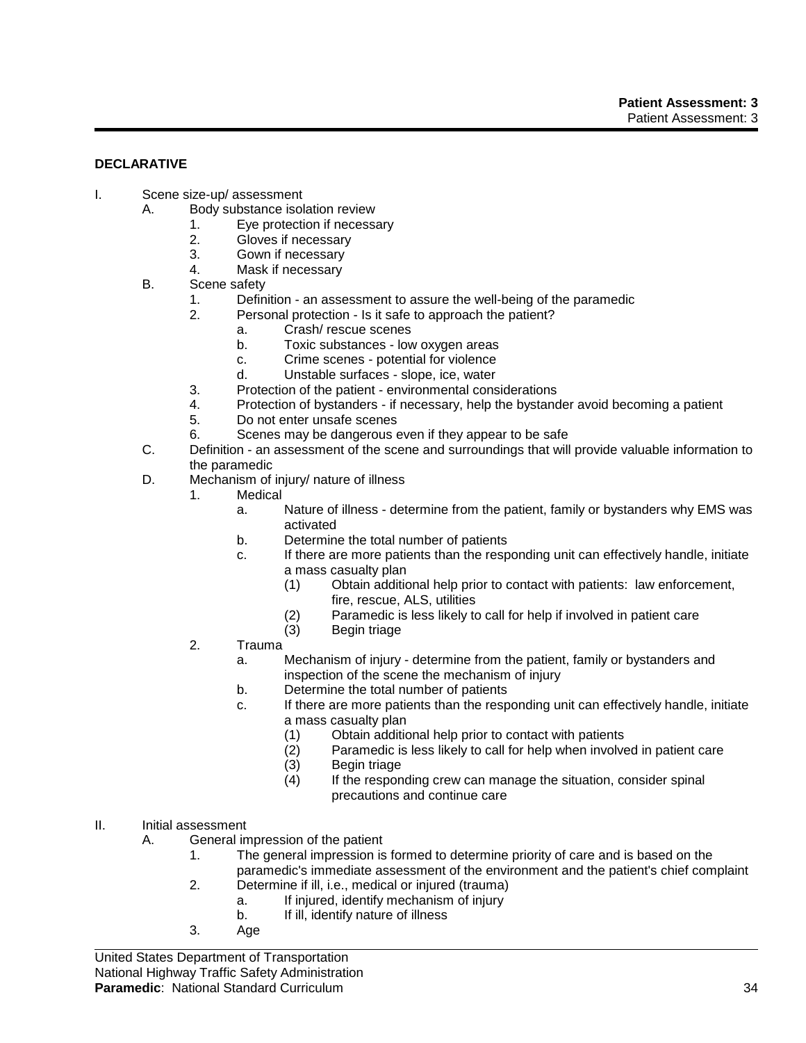**DECLARATIVE**

I. Scene size-up/ assessment
   A. Body substance isolation review
      1. Eye protection if necessary
      2. Gloves if necessary
      3. Gown if necessary
      4. Mask if necessary
   B. Scene safety
      1. Definition - an assessment to assure the well-being of the paramedic
      2. Personal protection - Is it safe to approach the patient?
         a. Crash/ rescue scenes
         b. Toxic substances - low oxygen areas
         c. Crime scenes - potential for violence
         d. Unstable surfaces - slope, ice, water
      3. Protection of the patient - environmental considerations
      4. Protection of bystanders - if necessary, help the bystander avoid becoming a patient
      5. Do not enter unsafe scenes
      6. Scenes may be dangerous even if they appear to be safe
   C. Definition - an assessment of the scene and surroundings that will provide valuable information to the paramedic
   D. Mechanism of injury/ nature of illness
      1. Medical
         a. Nature of illness - determine from the patient, family or bystanders why EMS was activated
         b. Determine the total number of patients
         c. If there are more patients than the responding unit can effectively handle, initiate a mass casualty plan
            (1) Obtain additional help prior to contact with patients: law enforcement, fire, rescue, ALS, utilities
            (2) Paramedic is less likely to call for help if involved in patient care
            (3) Begin triage
      2. Trauma
         a. Mechanism of injury - determine from the patient, family or bystanders and inspection of the scene the mechanism of injury
         b. Determine the total number of patients
         c. If there are more patients than the responding unit can effectively handle, initiate a mass casualty plan
            (1) Obtain additional help prior to contact with patients
            (2) Paramedic is less likely to call for help when involved in patient care
            (3) Begin triage
            (4) If the responding crew can manage the situation, consider spinal precautions and continue care

II. Initial assessment
   A. General impression of the patient
      1. The general impression is formed to determine priority of care and is based on the paramedic's immediate assessment of the environment and the patient's chief complaint
      2. Determine if ill, i.e., medical or injured (trauma)
         a. If injured, identify mechanism of injury
         b. If ill, identify nature of illness
      3. Age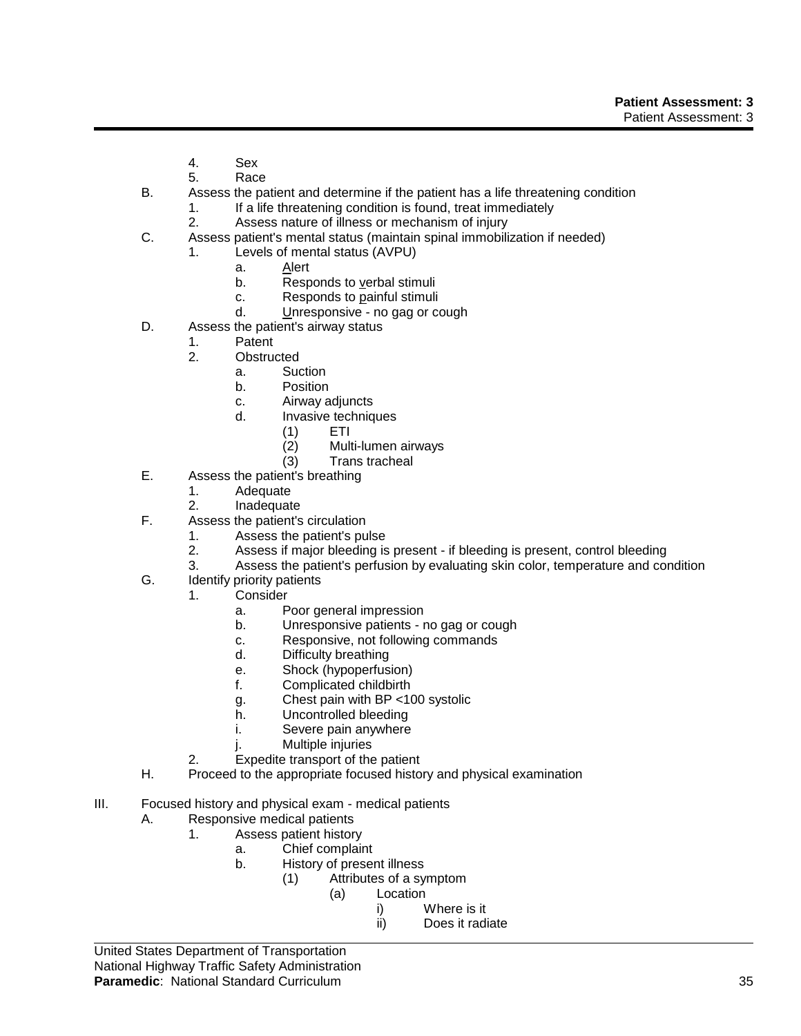4. Sex
5. Race

B. Assess the patient and determine if the patient has a life threatening condition
   1. If a life threatening condition is found, treat immediately
   2. Assess nature of illness or mechanism of injury

C. Assess patient's mental status (maintain spinal immobilization if needed)
   1. Levels of mental status (AVPU)
      a. <u>A</u>lert
      b. Responds to <u>v</u>erbal stimuli
      c. Responds to <u>p</u>ainful stimuli
      d. <u>U</u>nresponsive - no gag or cough

D. Assess the patient's airway status
   1. Patent
   2. Obstructed
      a. Suction
      b. Position
      c. Airway adjuncts
      d. Invasive techniques
         (1) ETI
         (2) Multi-lumen airways
         (3) Trans tracheal

E. Assess the patient's breathing
   1. Adequate
   2. Inadequate

F. Assess the patient's circulation
   1. Assess the patient's pulse
   2. Assess if major bleeding is present - if bleeding is present, control bleeding
   3. Assess the patient's perfusion by evaluating skin color, temperature and condition

G. Identify priority patients
   1. Consider
      a. Poor general impression
      b. Unresponsive patients - no gag or cough
      c. Responsive, not following commands
      d. Difficulty breathing
      e. Shock (hypoperfusion)
      f. Complicated childbirth
      g. Chest pain with BP <100 systolic
      h. Uncontrolled bleeding
      i. Severe pain anywhere
      j. Multiple injuries
   2. Expedite transport of the patient

H. Proceed to the appropriate focused history and physical examination

III. Focused history and physical exam - medical patients

A. Responsive medical patients
   1. Assess patient history
      a. Chief complaint
      b. History of present illness
         (1) Attributes of a symptom
            (a) Location
               i) Where is it
               ii) Does it radiate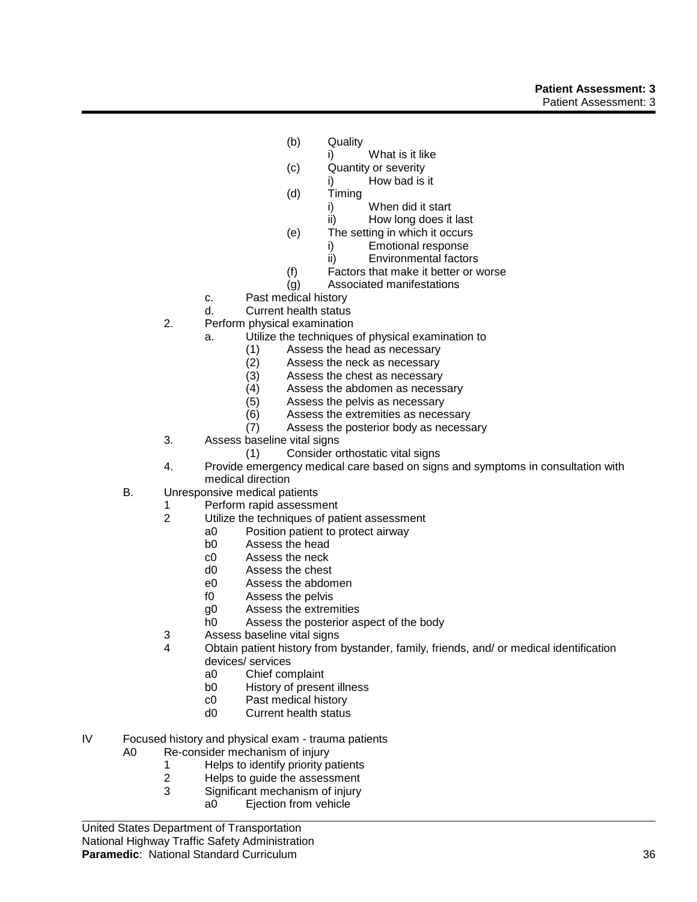- (b) Quality
  - i) What is it like
- (c) Quantity or severity
  - i) How bad is it
- (d) Timing
  - i) When did it start
  - ii) How long does it last
- (e) The setting in which it occurs
  - i) Emotional response
  - ii) Environmental factors
- (f) Factors that make it better or worse
- (g) Associated manifestations

c. Past medical history

d. Current health status

2. Perform physical examination
   - a. Utilize the techniques of physical examination to
     - (1) Assess the head as necessary
     - (2) Assess the neck as necessary
     - (3) Assess the chest as necessary
     - (4) Assess the abdomen as necessary
     - (5) Assess the pelvis as necessary
     - (6) Assess the extremities as necessary
     - (7) Assess the posterior body as necessary
3. Assess baseline vital signs
   - (1) Consider orthostatic vital signs
4. Provide emergency medical care based on signs and symptoms in consultation with medical direction

B. Unresponsive medical patients

1 Perform rapid assessment

2 Utilize the techniques of patient assessment
- a0 Position patient to protect airway
- b0 Assess the head
- c0 Assess the neck
- d0 Assess the chest
- e0 Assess the abdomen
- f0 Assess the pelvis
- g0 Assess the extremities
- h0 Assess the posterior aspect of the body

3 Assess baseline vital signs

4 Obtain patient history from bystander, family, friends, and/ or medical identification devices/ services
- a0 Chief complaint
- b0 History of present illness
- c0 Past medical history
- d0 Current health status

IV Focused history and physical exam - trauma patients

A0 Re-consider mechanism of injury

1 Helps to identify priority patients

2 Helps to guide the assessment

3 Significant mechanism of injury
- a0 Ejection from vehicle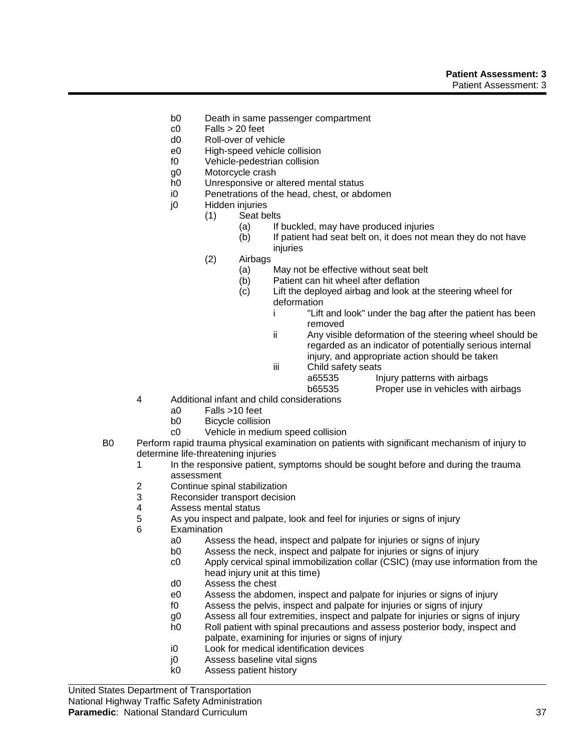b0 Death in same passenger compartment
c0 Falls > 20 feet
d0 Roll-over of vehicle
e0 High-speed vehicle collision
f0 Vehicle-pedestrian collision
g0 Motorcycle crash
h0 Unresponsive or altered mental status
i0 Penetrations of the head, chest, or abdomen
j0 Hidden injuries
(1) Seat belts
(a) If buckled, may have produced injuries
(b) If patient had seat belt on, it does not mean they do not have injuries
(2) Airbags
(a) May not be effective without seat belt
(b) Patient can hit wheel after deflation
(c) Lift the deployed airbag and look at the steering wheel for deformation
i "Lift and look" under the bag after the patient has been removed
ii Any visible deformation of the steering wheel should be regarded as an indicator of potentially serious internal injury, and appropriate action should be taken
iii Child safety seats
a65535 Injury patterns with airbags
b65535 Proper use in vehicles with airbags

4 Additional infant and child considerations
a0 Falls >10 feet
b0 Bicycle collision
c0 Vehicle in medium speed collision

B0 Perform rapid trauma physical examination on patients with significant mechanism of injury to determine life-threatening injuries
1 In the responsive patient, symptoms should be sought before and during the trauma assessment
2 Continue spinal stabilization
3 Reconsider transport decision
4 Assess mental status
5 As you inspect and palpate, look and feel for injuries or signs of injury
6 Examination
a0 Assess the head, inspect and palpate for injuries or signs of injury
b0 Assess the neck, inspect and palpate for injuries or signs of injury
c0 Apply cervical spinal immobilization collar (CSIC) (may use information from the head injury unit at this time)
d0 Assess the chest
e0 Assess the abdomen, inspect and palpate for injuries or signs of injury
f0 Assess the pelvis, inspect and palpate for injuries or signs of injury
g0 Assess all four extremities, inspect and palpate for injuries or signs of injury
h0 Roll patient with spinal precautions and assess posterior body, inspect and palpate, examining for injuries or signs of injury
i0 Look for medical identification devices
j0 Assess baseline vital signs
k0 Assess patient history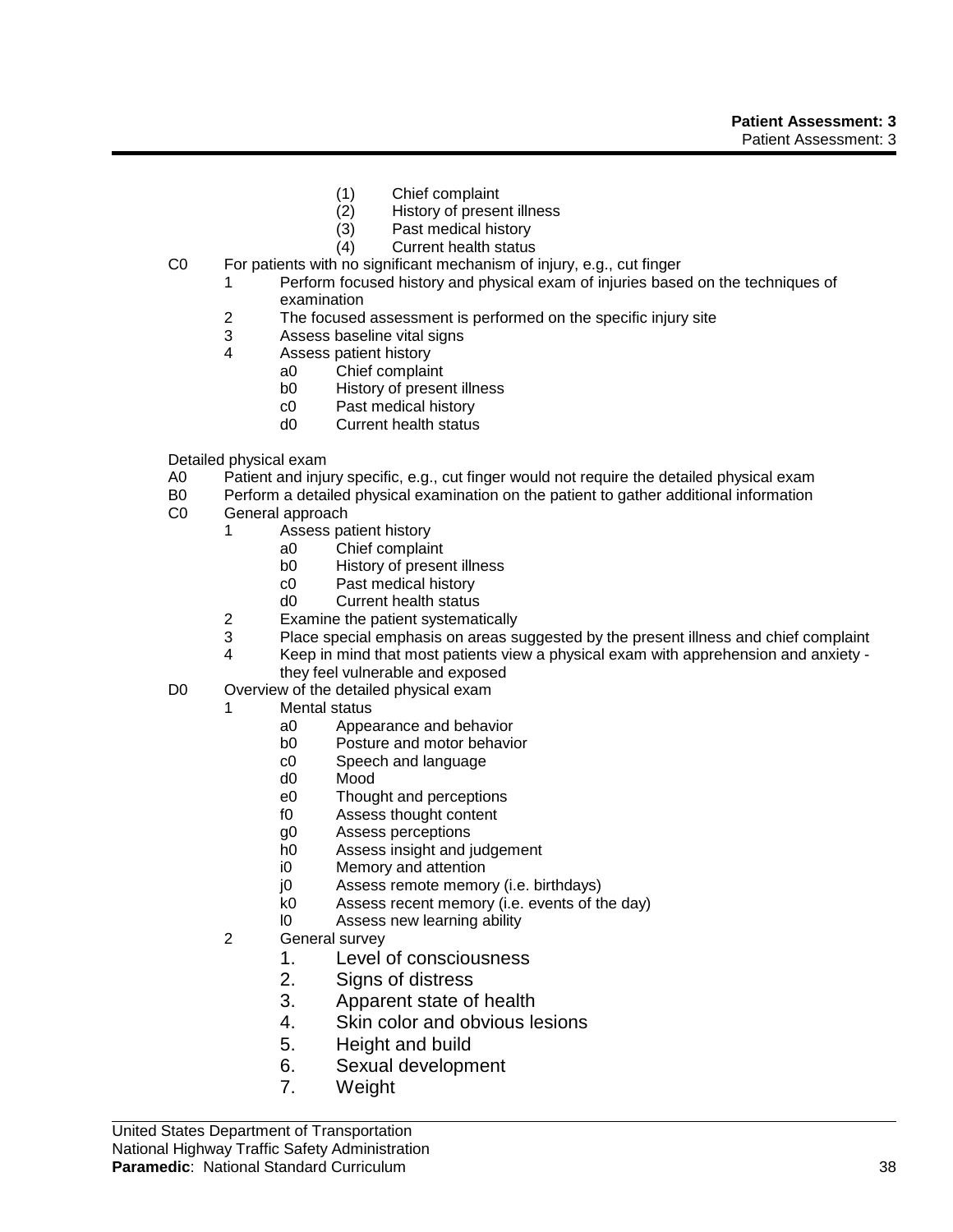- (1) Chief complaint
- (2) History of present illness
- (3) Past medical history
- (4) Current health status

C0 For patients with no significant mechanism of injury, e.g., cut finger

- 1 Perform focused history and physical exam of injuries based on the techniques of examination
- 2 The focused assessment is performed on the specific injury site
- 3 Assess baseline vital signs
- 4 Assess patient history
  - a0 Chief complaint
  - b0 History of present illness
  - c0 Past medical history
  - d0 Current health status

Detailed physical exam

A0 Patient and injury specific, e.g., cut finger would not require the detailed physical exam

B0 Perform a detailed physical examination on the patient to gather additional information

C0 General approach

- 1 Assess patient history
  - a0 Chief complaint
  - b0 History of present illness
  - c0 Past medical history
  - d0 Current health status
- 2 Examine the patient systematically
- 3 Place special emphasis on areas suggested by the present illness and chief complaint
- 4 Keep in mind that most patients view a physical exam with apprehension and anxiety - they feel vulnerable and exposed

D0 Overview of the detailed physical exam

- 1 Mental status
  - a0 Appearance and behavior
  - b0 Posture and motor behavior
  - c0 Speech and language
  - d0 Mood
  - e0 Thought and perceptions
  - f0 Assess thought content
  - g0 Assess perceptions
  - h0 Assess insight and judgement
  - i0 Memory and attention
  - j0 Assess remote memory (i.e. birthdays)
  - k0 Assess recent memory (i.e. events of the day)
  - l0 Assess new learning ability
- 2 General survey
  1. Level of consciousness
  2. Signs of distress
  3. Apparent state of health
  4. Skin color and obvious lesions
  5. Height and build
  6. Sexual development
  7. Weight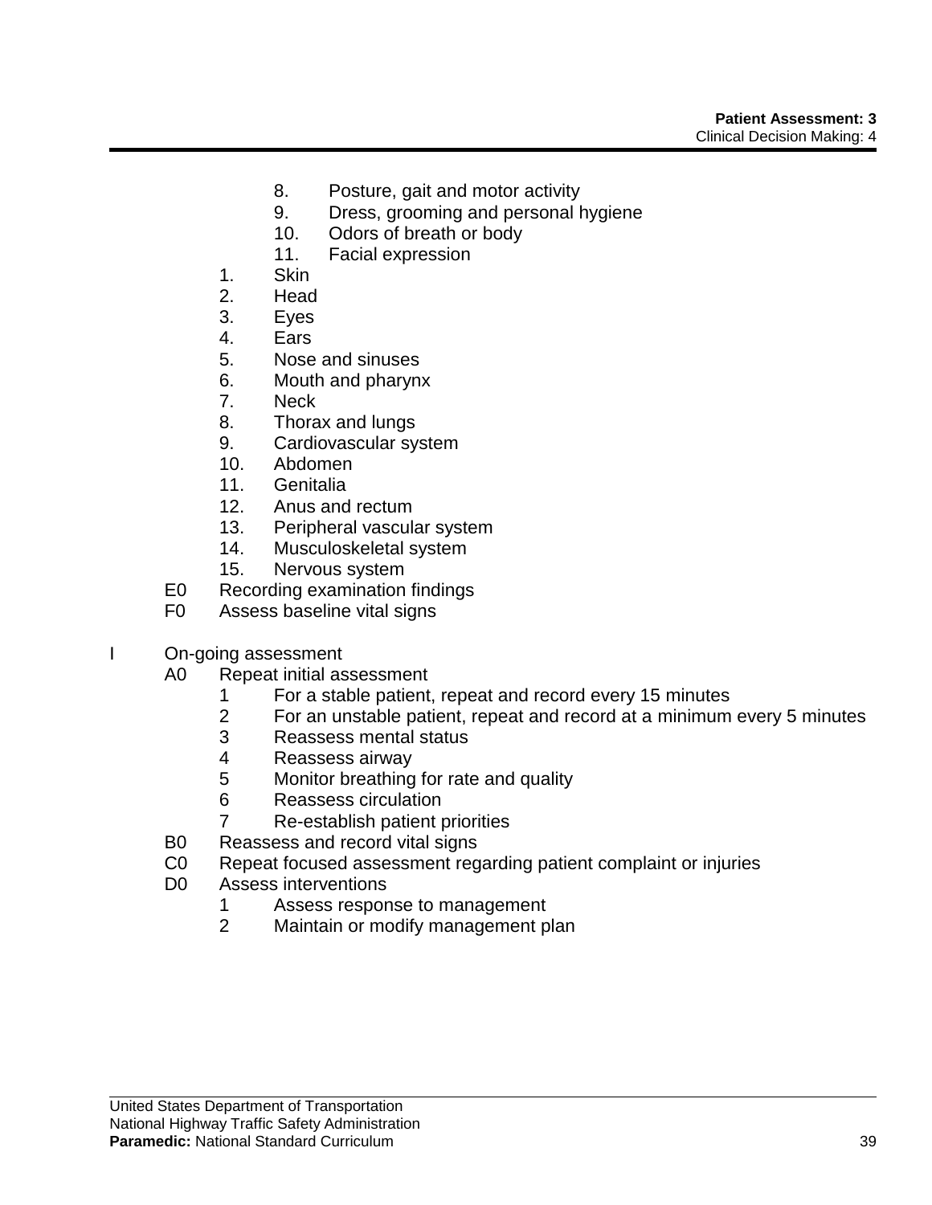8. Posture, gait and motor activity
            9. Dress, grooming and personal hygiene
            10. Odors of breath or body
            11. Facial expression

        1. Skin
        2. Head
        3. Eyes
        4. Ears
        5. Nose and sinuses
        6. Mouth and pharynx
        7. Neck
        8. Thorax and lungs
        9. Cardiovascular system
        10. Abdomen
        11. Genitalia
        12. Anus and rectum
        13. Peripheral vascular system
        14. Musculoskeletal system
        15. Nervous system

    E0 Recording examination findings
    F0 Assess baseline vital signs

I On-going assessment

    A0 Repeat initial assessment
        1 For a stable patient, repeat and record every 15 minutes
        2 For an unstable patient, repeat and record at a minimum every 5 minutes
        3 Reassess mental status
        4 Reassess airway
        5 Monitor breathing for rate and quality
        6 Reassess circulation
        7 Re-establish patient priorities
    B0 Reassess and record vital signs
    C0 Repeat focused assessment regarding patient complaint or injuries
    D0 Assess interventions
        1 Assess response to management
        2 Maintain or modify management plan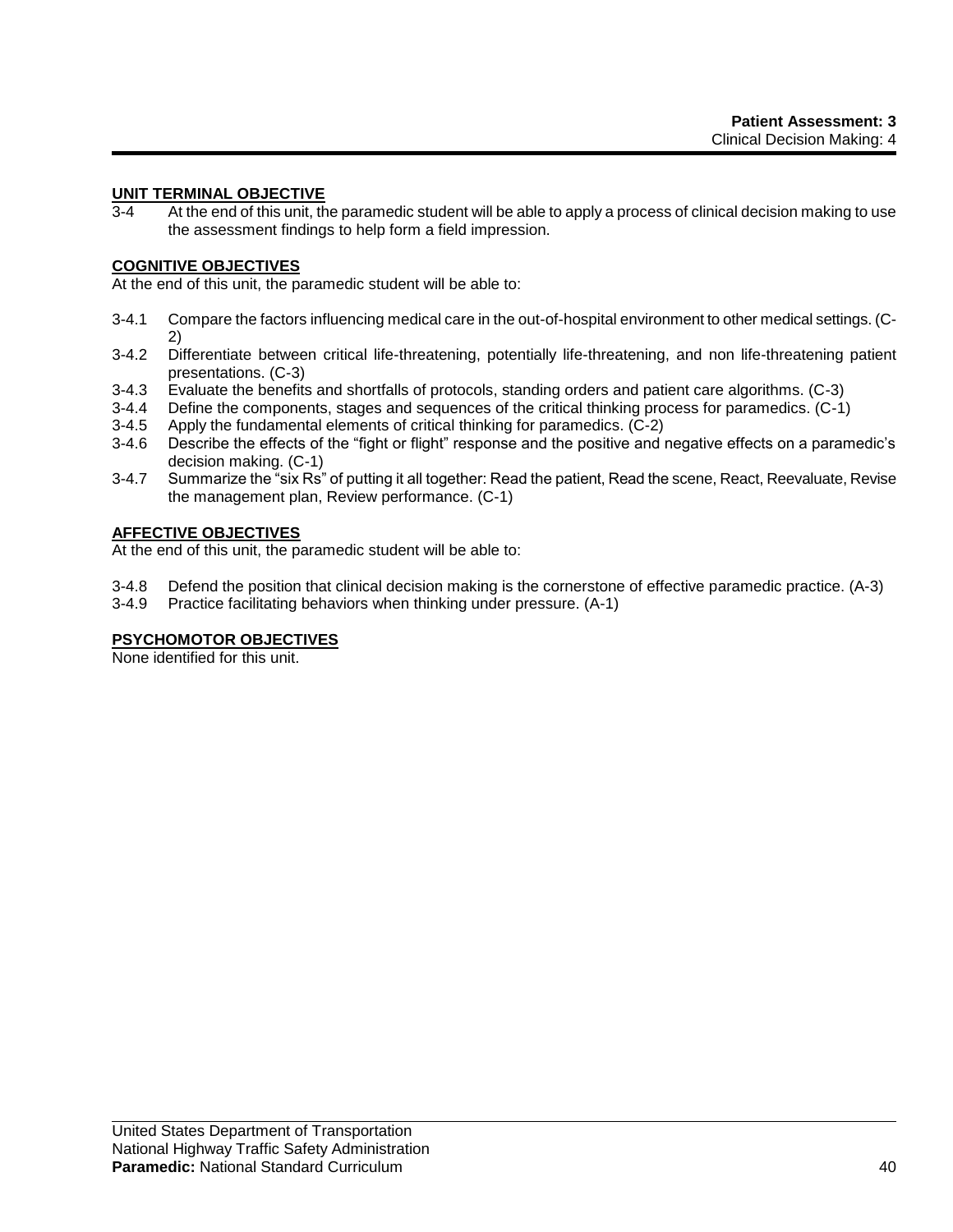**Patient Assessment: 3**
Clinical Decision Making: 4

## UNIT TERMINAL OBJECTIVE

3-4 At the end of this unit, the paramedic student will be able to apply a process of clinical decision making to use the assessment findings to help form a field impression.

## COGNITIVE OBJECTIVES

At the end of this unit, the paramedic student will be able to:

3-4.1 Compare the factors influencing medical care in the out-of-hospital environment to other medical settings. (C-2)
3-4.2 Differentiate between critical life-threatening, potentially life-threatening, and non life-threatening patient presentations. (C-3)
3-4.3 Evaluate the benefits and shortfalls of protocols, standing orders and patient care algorithms. (C-3)
3-4.4 Define the components, stages and sequences of the critical thinking process for paramedics. (C-1)
3-4.5 Apply the fundamental elements of critical thinking for paramedics. (C-2)
3-4.6 Describe the effects of the "fight or flight" response and the positive and negative effects on a paramedic's decision making. (C-1)
3-4.7 Summarize the "six Rs" of putting it all together: Read the patient, Read the scene, React, Reevaluate, Revise the management plan, Review performance. (C-1)

## AFFECTIVE OBJECTIVES

At the end of this unit, the paramedic student will be able to:

3-4.8 Defend the position that clinical decision making is the cornerstone of effective paramedic practice. (A-3)
3-4.9 Practice facilitating behaviors when thinking under pressure. (A-1)

## PSYCHOMOTOR OBJECTIVES

None identified for this unit.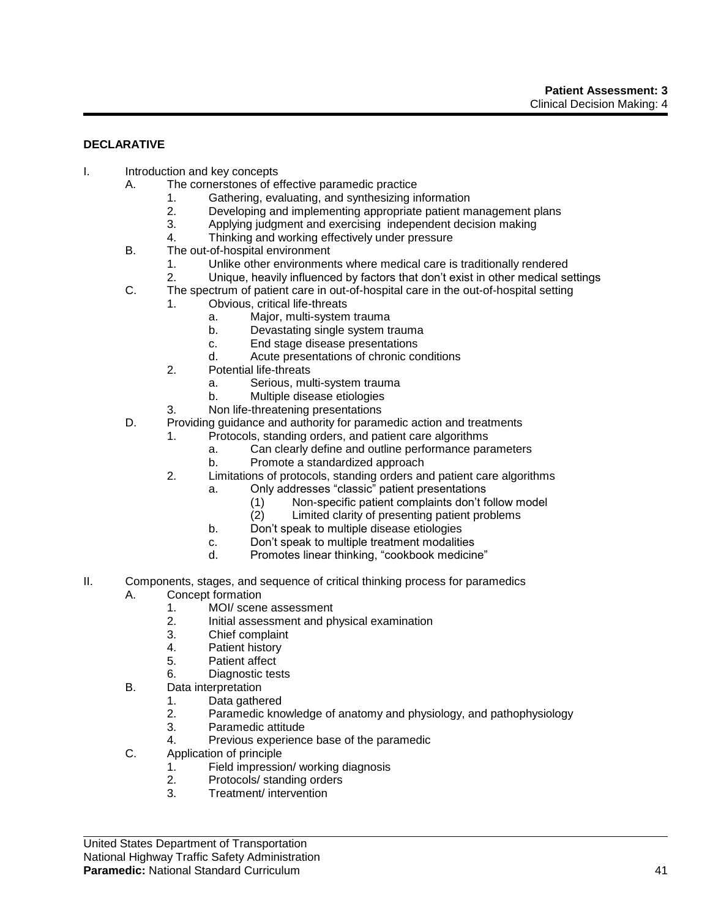**DECLARATIVE**

I. Introduction and key concepts
   A. The cornerstones of effective paramedic practice
      1. Gathering, evaluating, and synthesizing information
      2. Developing and implementing appropriate patient management plans
      3. Applying judgment and exercising independent decision making
      4. Thinking and working effectively under pressure
   B. The out-of-hospital environment
      1. Unlike other environments where medical care is traditionally rendered
      2. Unique, heavily influenced by factors that don't exist in other medical settings
   C. The spectrum of patient care in out-of-hospital care in the out-of-hospital setting
      1. Obvious, critical life-threats
         a. Major, multi-system trauma
         b. Devastating single system trauma
         c. End stage disease presentations
         d. Acute presentations of chronic conditions
      2. Potential life-threats
         a. Serious, multi-system trauma
         b. Multiple disease etiologies
      3. Non life-threatening presentations
   D. Providing guidance and authority for paramedic action and treatments
      1. Protocols, standing orders, and patient care algorithms
         a. Can clearly define and outline performance parameters
         b. Promote a standardized approach
      2. Limitations of protocols, standing orders and patient care algorithms
         a. Only addresses "classic" patient presentations
            (1) Non-specific patient complaints don't follow model
            (2) Limited clarity of presenting patient problems
         b. Don't speak to multiple disease etiologies
         c. Don't speak to multiple treatment modalities
         d. Promotes linear thinking, "cookbook medicine"

II. Components, stages, and sequence of critical thinking process for paramedics
   A. Concept formation
      1. MOI/ scene assessment
      2. Initial assessment and physical examination
      3. Chief complaint
      4. Patient history
      5. Patient affect
      6. Diagnostic tests
   B. Data interpretation
      1. Data gathered
      2. Paramedic knowledge of anatomy and physiology, and pathophysiology
      3. Paramedic attitude
      4. Previous experience base of the paramedic
   C. Application of principle
      1. Field impression/ working diagnosis
      2. Protocols/ standing orders
      3. Treatment/ intervention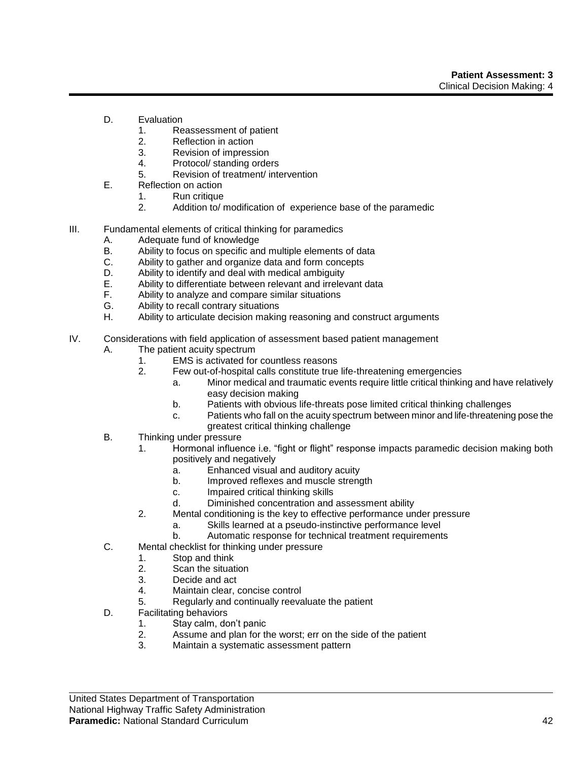D. Evaluation
   1. Reassessment of patient
   2. Reflection in action
   3. Revision of impression
   4. Protocol/ standing orders
   5. Revision of treatment/ intervention

E. Reflection on action
   1. Run critique
   2. Addition to/ modification of experience base of the paramedic

III. Fundamental elements of critical thinking for paramedics
   A. Adequate fund of knowledge
   B. Ability to focus on specific and multiple elements of data
   C. Ability to gather and organize data and form concepts
   D. Ability to identify and deal with medical ambiguity
   E. Ability to differentiate between relevant and irrelevant data
   F. Ability to analyze and compare similar situations
   G. Ability to recall contrary situations
   H. Ability to articulate decision making reasoning and construct arguments

IV. Considerations with field application of assessment based patient management
   A. The patient acuity spectrum
      1. EMS is activated for countless reasons
      2. Few out-of-hospital calls constitute true life-threatening emergencies
         a. Minor medical and traumatic events require little critical thinking and have relatively easy decision making
         b. Patients with obvious life-threats pose limited critical thinking challenges
         c. Patients who fall on the acuity spectrum between minor and life-threatening pose the greatest critical thinking challenge
   B. Thinking under pressure
      1. Hormonal influence i.e. "fight or flight" response impacts paramedic decision making both positively and negatively
         a. Enhanced visual and auditory acuity
         b. Improved reflexes and muscle strength
         c. Impaired critical thinking skills
         d. Diminished concentration and assessment ability
      2. Mental conditioning is the key to effective performance under pressure
         a. Skills learned at a pseudo-instinctive performance level
         b. Automatic response for technical treatment requirements
   C. Mental checklist for thinking under pressure
      1. Stop and think
      2. Scan the situation
      3. Decide and act
      4. Maintain clear, concise control
      5. Regularly and continually reevaluate the patient
   D. Facilitating behaviors
      1. Stay calm, don't panic
      2. Assume and plan for the worst; err on the side of the patient
      3. Maintain a systematic assessment pattern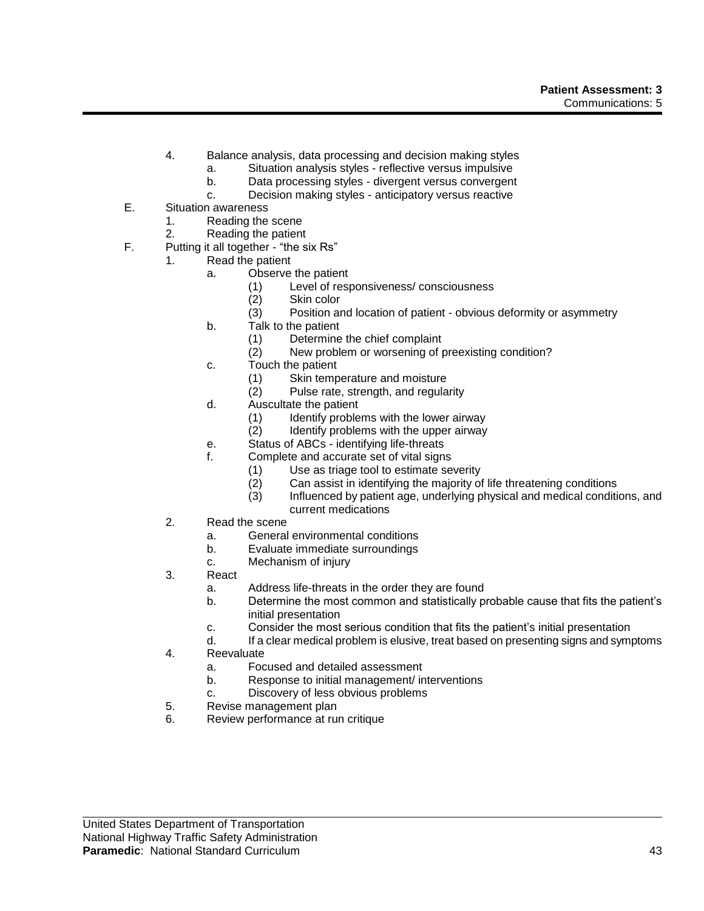4. Balance analysis, data processing and decision making styles
    a. Situation analysis styles - reflective versus impulsive
    b. Data processing styles - divergent versus convergent
    c. Decision making styles - anticipatory versus reactive

E. Situation awareness
    1. Reading the scene
    2. Reading the patient

F. Putting it all together - "the six Rs"
    1. Read the patient
        a. Observe the patient
            (1) Level of responsiveness/ consciousness
            (2) Skin color
            (3) Position and location of patient - obvious deformity or asymmetry
        b. Talk to the patient
            (1) Determine the chief complaint
            (2) New problem or worsening of preexisting condition?
        c. Touch the patient
            (1) Skin temperature and moisture
            (2) Pulse rate, strength, and regularity
        d. Auscultate the patient
            (1) Identify problems with the lower airway
            (2) Identify problems with the upper airway
        e. Status of ABCs - identifying life-threats
        f. Complete and accurate set of vital signs
            (1) Use as triage tool to estimate severity
            (2) Can assist in identifying the majority of life threatening conditions
            (3) Influenced by patient age, underlying physical and medical conditions, and current medications
    2. Read the scene
        a. General environmental conditions
        b. Evaluate immediate surroundings
        c. Mechanism of injury
    3. React
        a. Address life-threats in the order they are found
        b. Determine the most common and statistically probable cause that fits the patient's initial presentation
        c. Consider the most serious condition that fits the patient's initial presentation
        d. If a clear medical problem is elusive, treat based on presenting signs and symptoms
    4. Reevaluate
        a. Focused and detailed assessment
        b. Response to initial management/ interventions
        c. Discovery of less obvious problems
    5. Revise management plan
    6. Review performance at run critique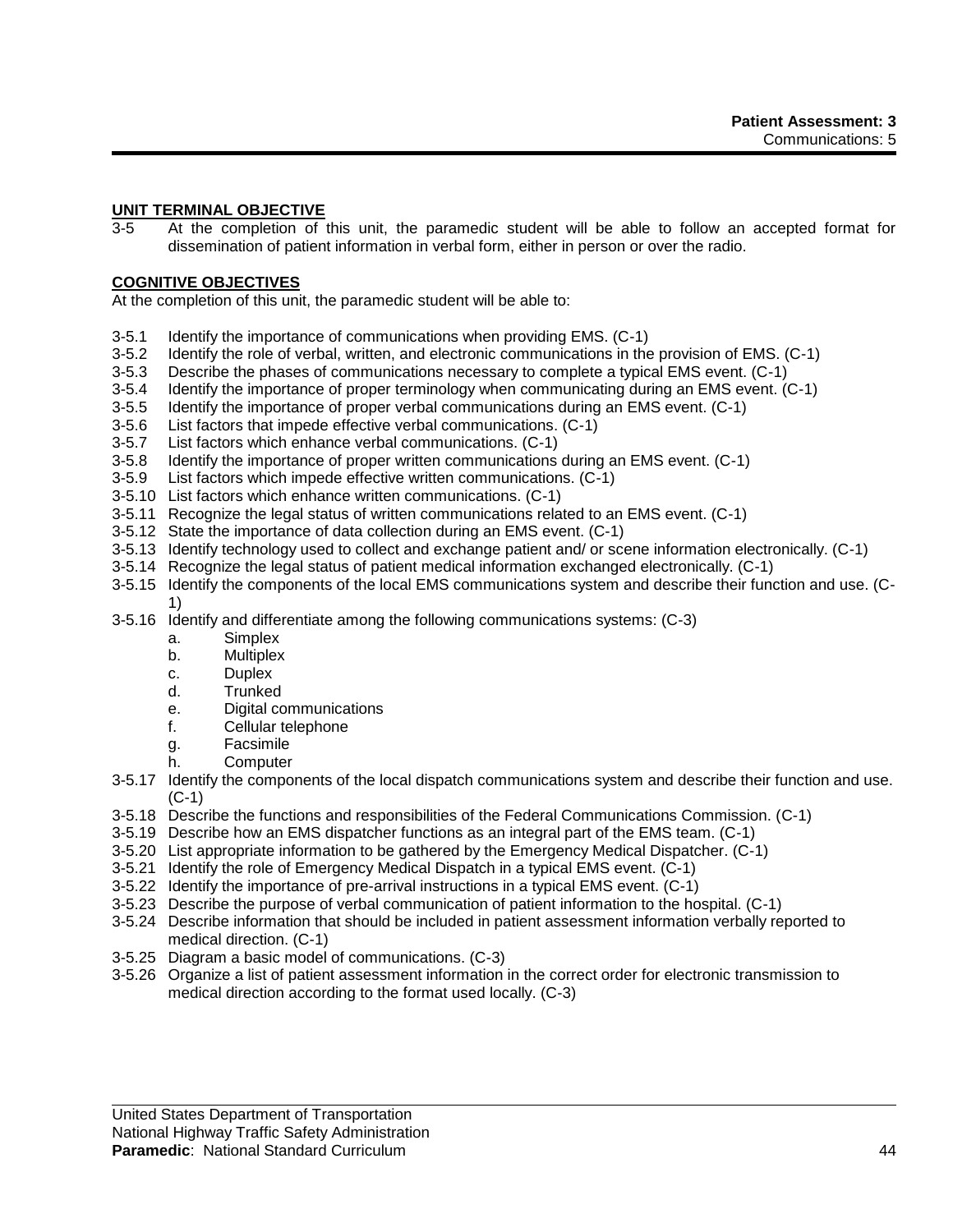## UNIT TERMINAL OBJECTIVE

3-5 At the completion of this unit, the paramedic student will be able to follow an accepted format for dissemination of patient information in verbal form, either in person or over the radio.

## COGNITIVE OBJECTIVES

At the completion of this unit, the paramedic student will be able to:

3-5.1 Identify the importance of communications when providing EMS. (C-1)
3-5.2 Identify the role of verbal, written, and electronic communications in the provision of EMS. (C-1)
3-5.3 Describe the phases of communications necessary to complete a typical EMS event. (C-1)
3-5.4 Identify the importance of proper terminology when communicating during an EMS event. (C-1)
3-5.5 Identify the importance of proper verbal communications during an EMS event. (C-1)
3-5.6 List factors that impede effective verbal communications. (C-1)
3-5.7 List factors which enhance verbal communications. (C-1)
3-5.8 Identify the importance of proper written communications during an EMS event. (C-1)
3-5.9 List factors which impede effective written communications. (C-1)
3-5.10 List factors which enhance written communications. (C-1)
3-5.11 Recognize the legal status of written communications related to an EMS event. (C-1)
3-5.12 State the importance of data collection during an EMS event. (C-1)
3-5.13 Identify technology used to collect and exchange patient and/ or scene information electronically. (C-1)
3-5.14 Recognize the legal status of patient medical information exchanged electronically. (C-1)
3-5.15 Identify the components of the local EMS communications system and describe their function and use. (C-1)
3-5.16 Identify and differentiate among the following communications systems: (C-3)
  a. Simplex
  b. Multiplex
  c. Duplex
  d. Trunked
  e. Digital communications
  f. Cellular telephone
  g. Facsimile
  h. Computer
3-5.17 Identify the components of the local dispatch communications system and describe their function and use. (C-1)
3-5.18 Describe the functions and responsibilities of the Federal Communications Commission. (C-1)
3-5.19 Describe how an EMS dispatcher functions as an integral part of the EMS team. (C-1)
3-5.20 List appropriate information to be gathered by the Emergency Medical Dispatcher. (C-1)
3-5.21 Identify the role of Emergency Medical Dispatch in a typical EMS event. (C-1)
3-5.22 Identify the importance of pre-arrival instructions in a typical EMS event. (C-1)
3-5.23 Describe the purpose of verbal communication of patient information to the hospital. (C-1)
3-5.24 Describe information that should be included in patient assessment information verbally reported to medical direction. (C-1)
3-5.25 Diagram a basic model of communications. (C-3)
3-5.26 Organize a list of patient assessment information in the correct order for electronic transmission to medical direction according to the format used locally. (C-3)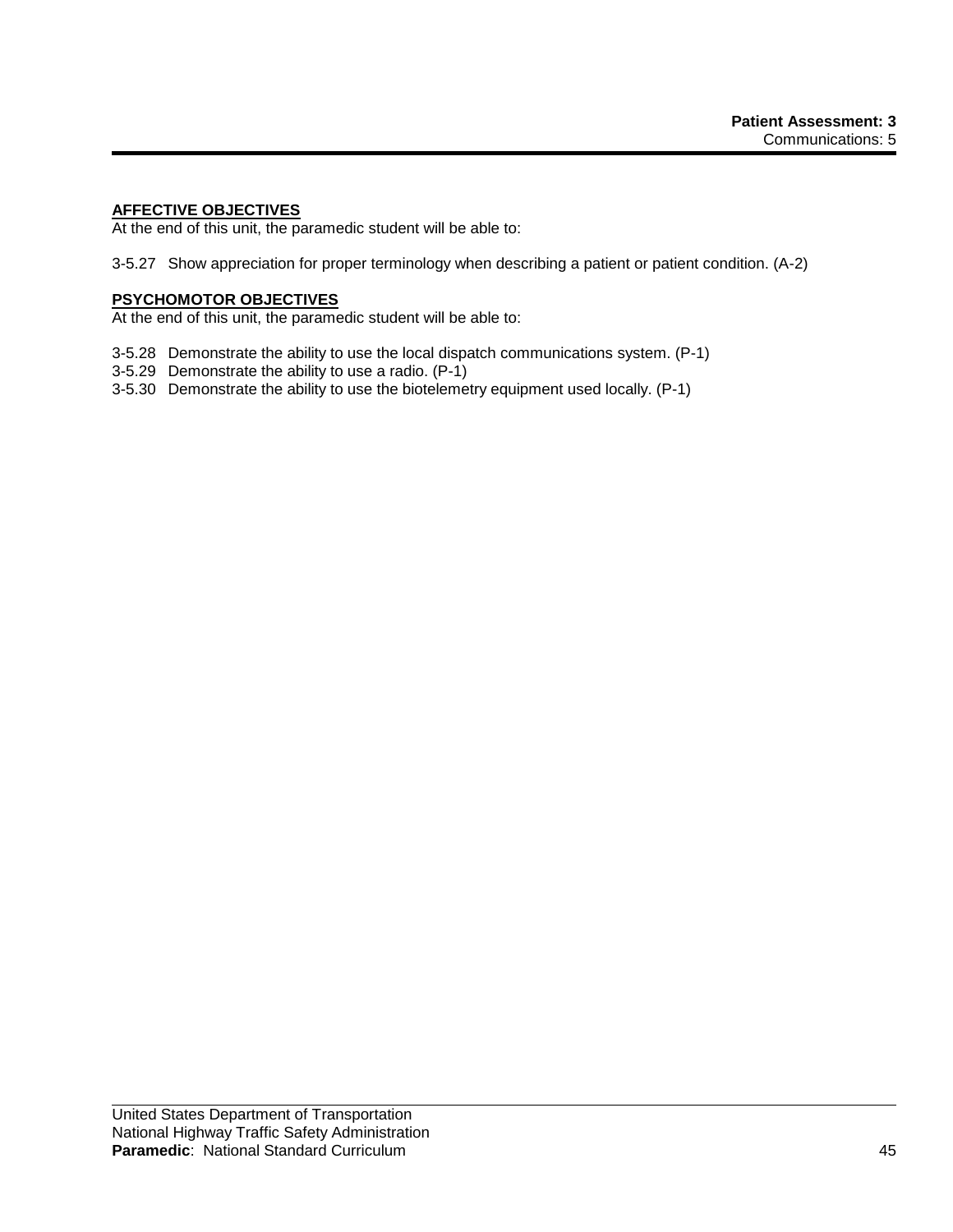**AFFECTIVE OBJECTIVES**

At the end of this unit, the paramedic student will be able to:

3-5.27 Show appreciation for proper terminology when describing a patient or patient condition. (A-2)

**PSYCHOMOTOR OBJECTIVES**

At the end of this unit, the paramedic student will be able to:

3-5.28 Demonstrate the ability to use the local dispatch communications system. (P-1)
3-5.29 Demonstrate the ability to use a radio. (P-1)
3-5.30 Demonstrate the ability to use the biotelemetry equipment used locally. (P-1)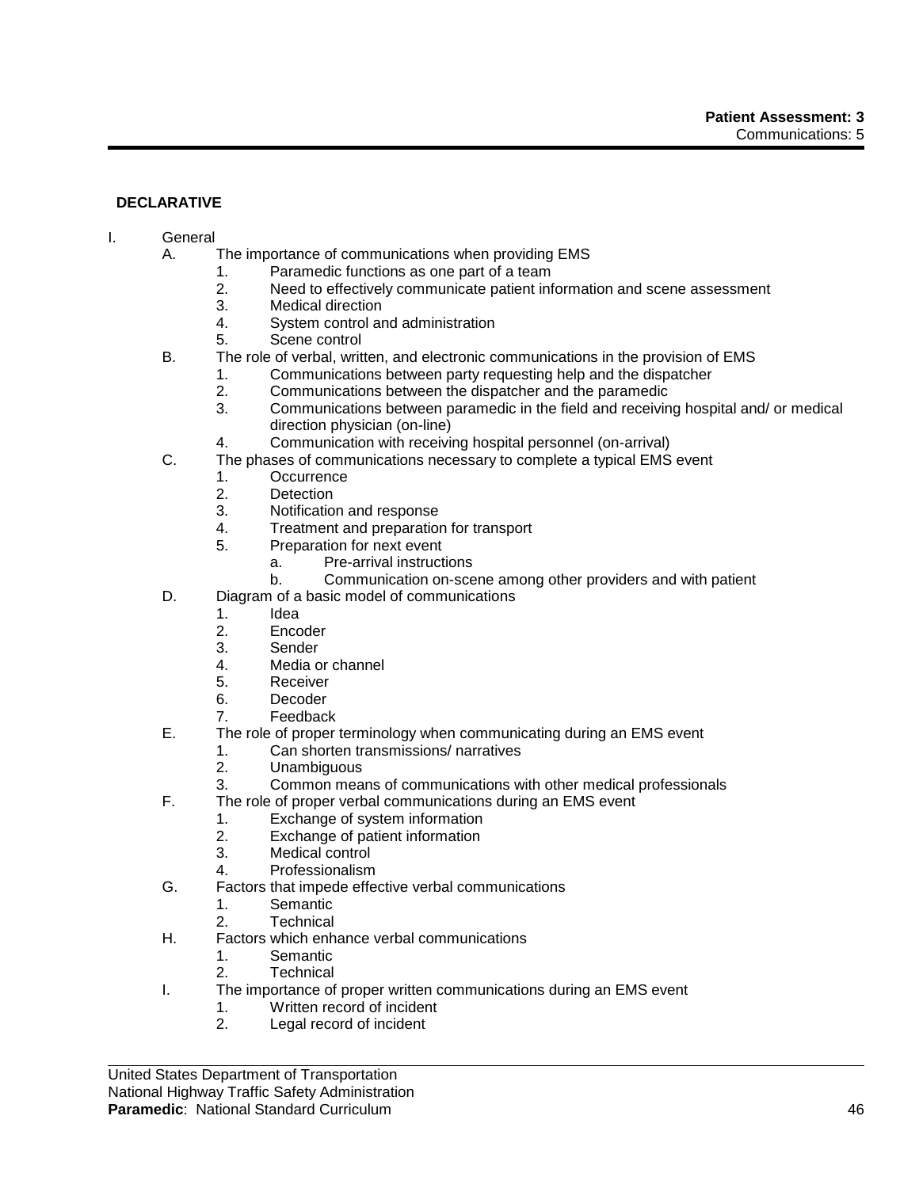**DECLARATIVE**

I. General
   A. The importance of communications when providing EMS
      1. Paramedic functions as one part of a team
      2. Need to effectively communicate patient information and scene assessment
      3. Medical direction
      4. System control and administration
      5. Scene control
   B. The role of verbal, written, and electronic communications in the provision of EMS
      1. Communications between party requesting help and the dispatcher
      2. Communications between the dispatcher and the paramedic
      3. Communications between paramedic in the field and receiving hospital and/ or medical direction physician (on-line)
      4. Communication with receiving hospital personnel (on-arrival)
   C. The phases of communications necessary to complete a typical EMS event
      1. Occurrence
      2. Detection
      3. Notification and response
      4. Treatment and preparation for transport
      5. Preparation for next event
         a. Pre-arrival instructions
         b. Communication on-scene among other providers and with patient
   D. Diagram of a basic model of communications
      1. Idea
      2. Encoder
      3. Sender
      4. Media or channel
      5. Receiver
      6. Decoder
      7. Feedback
   E. The role of proper terminology when communicating during an EMS event
      1. Can shorten transmissions/ narratives
      2. Unambiguous
      3. Common means of communications with other medical professionals
   F. The role of proper verbal communications during an EMS event
      1. Exchange of system information
      2. Exchange of patient information
      3. Medical control
      4. Professionalism
   G. Factors that impede effective verbal communications
      1. Semantic
      2. Technical
   H. Factors which enhance verbal communications
      1. Semantic
      2. Technical
   I. The importance of proper written communications during an EMS event
      1. Written record of incident
      2. Legal record of incident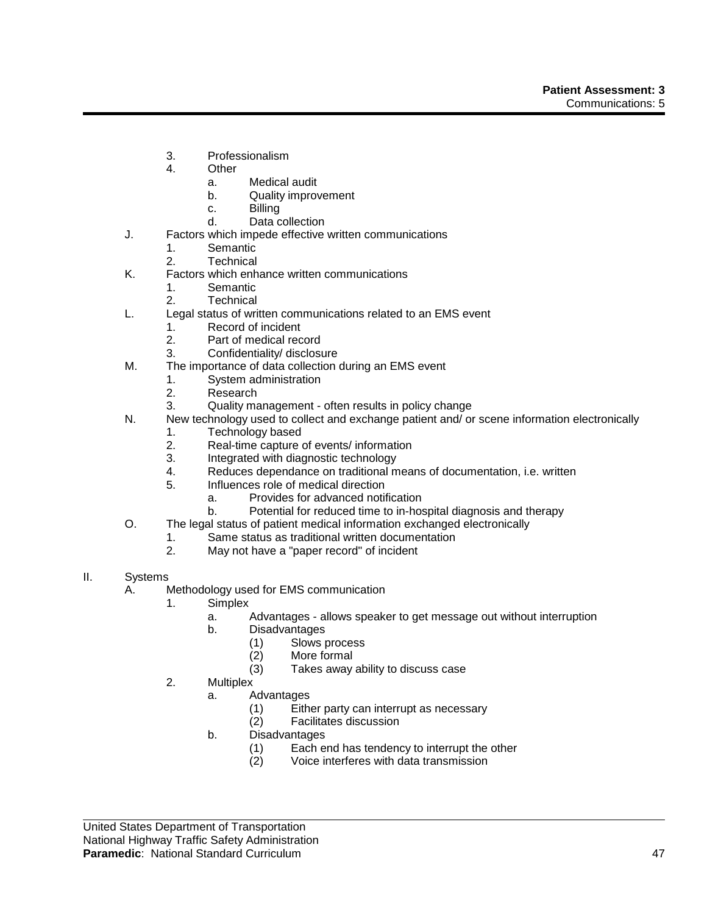3. Professionalism
4. Other
    a. Medical audit
    b. Quality improvement
    c. Billing
    d. Data collection

J. Factors which impede effective written communications
    1. Semantic
    2. Technical

K. Factors which enhance written communications
    1. Semantic
    2. Technical

L. Legal status of written communications related to an EMS event
    1. Record of incident
    2. Part of medical record
    3. Confidentiality/ disclosure

M. The importance of data collection during an EMS event
    1. System administration
    2. Research
    3. Quality management - often results in policy change

N. New technology used to collect and exchange patient and/ or scene information electronically
    1. Technology based
    2. Real-time capture of events/ information
    3. Integrated with diagnostic technology
    4. Reduces dependance on traditional means of documentation, i.e. written
    5. Influences role of medical direction
        a. Provides for advanced notification
        b. Potential for reduced time to in-hospital diagnosis and therapy

O. The legal status of patient medical information exchanged electronically
    1. Same status as traditional written documentation
    2. May not have a "paper record" of incident

II. Systems

A. Methodology used for EMS communication
    1. Simplex
        a. Advantages - allows speaker to get message out without interruption
        b. Disadvantages
            (1) Slows process
            (2) More formal
            (3) Takes away ability to discuss case
    2. Multiplex
        a. Advantages
            (1) Either party can interrupt as necessary
            (2) Facilitates discussion
        b. Disadvantages
            (1) Each end has tendency to interrupt the other
            (2) Voice interferes with data transmission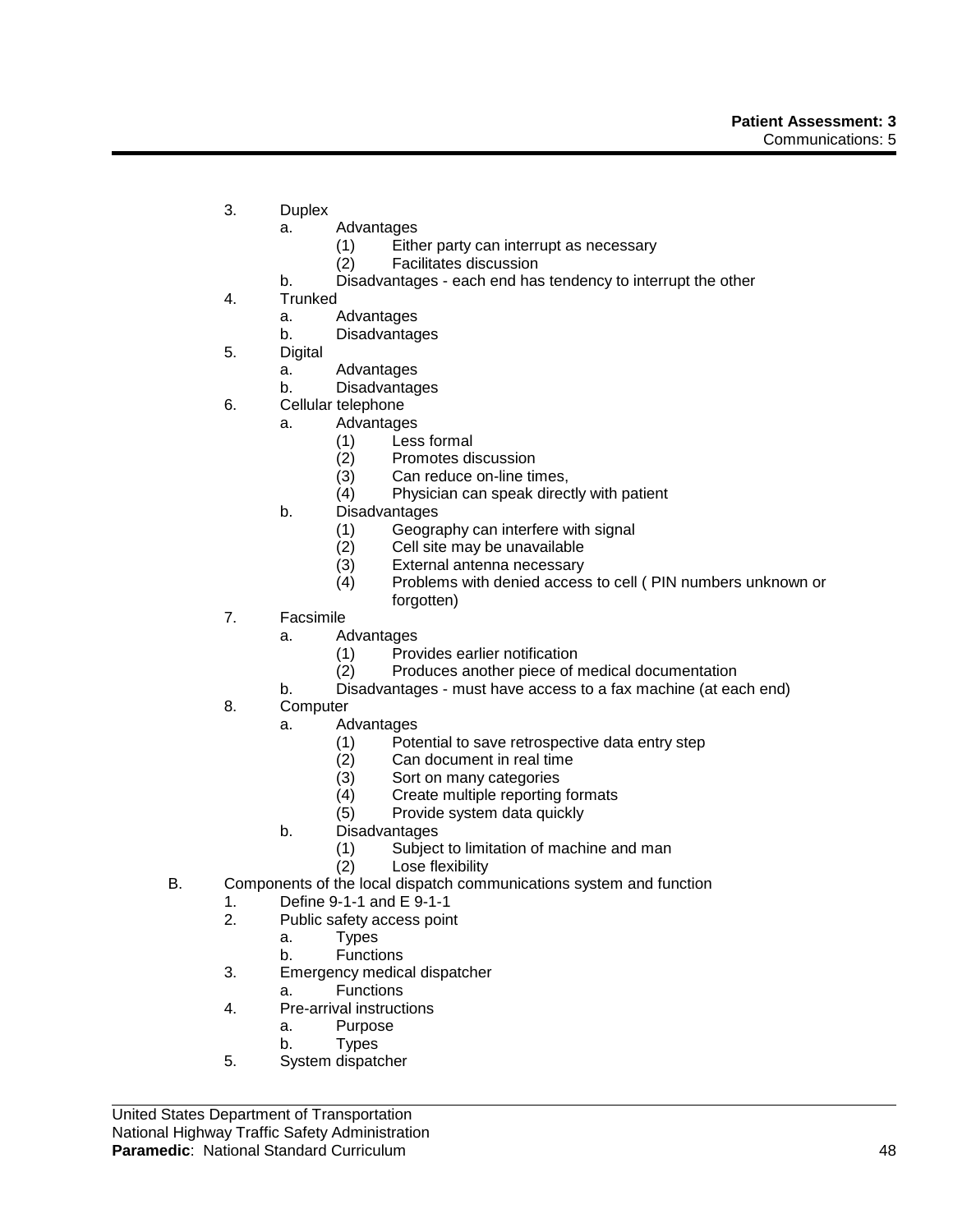3. Duplex
    a. Advantages
        (1) Either party can interrupt as necessary
        (2) Facilitates discussion
    b. Disadvantages - each end has tendency to interrupt the other
4. Trunked
    a. Advantages
    b. Disadvantages
5. Digital
    a. Advantages
    b. Disadvantages
6. Cellular telephone
    a. Advantages
        (1) Less formal
        (2) Promotes discussion
        (3) Can reduce on-line times,
        (4) Physician can speak directly with patient
    b. Disadvantages
        (1) Geography can interfere with signal
        (2) Cell site may be unavailable
        (3) External antenna necessary
        (4) Problems with denied access to cell ( PIN numbers unknown or forgotten)
7. Facsimile
    a. Advantages
        (1) Provides earlier notification
        (2) Produces another piece of medical documentation
    b. Disadvantages - must have access to a fax machine (at each end)
8. Computer
    a. Advantages
        (1) Potential to save retrospective data entry step
        (2) Can document in real time
        (3) Sort on many categories
        (4) Create multiple reporting formats
        (5) Provide system data quickly
    b. Disadvantages
        (1) Subject to limitation of machine and man
        (2) Lose flexibility

B. Components of the local dispatch communications system and function
1. Define 9-1-1 and E 9-1-1
2. Public safety access point
    a. Types
    b. Functions
3. Emergency medical dispatcher
    a. Functions
4. Pre-arrival instructions
    a. Purpose
    b. Types
5. System dispatcher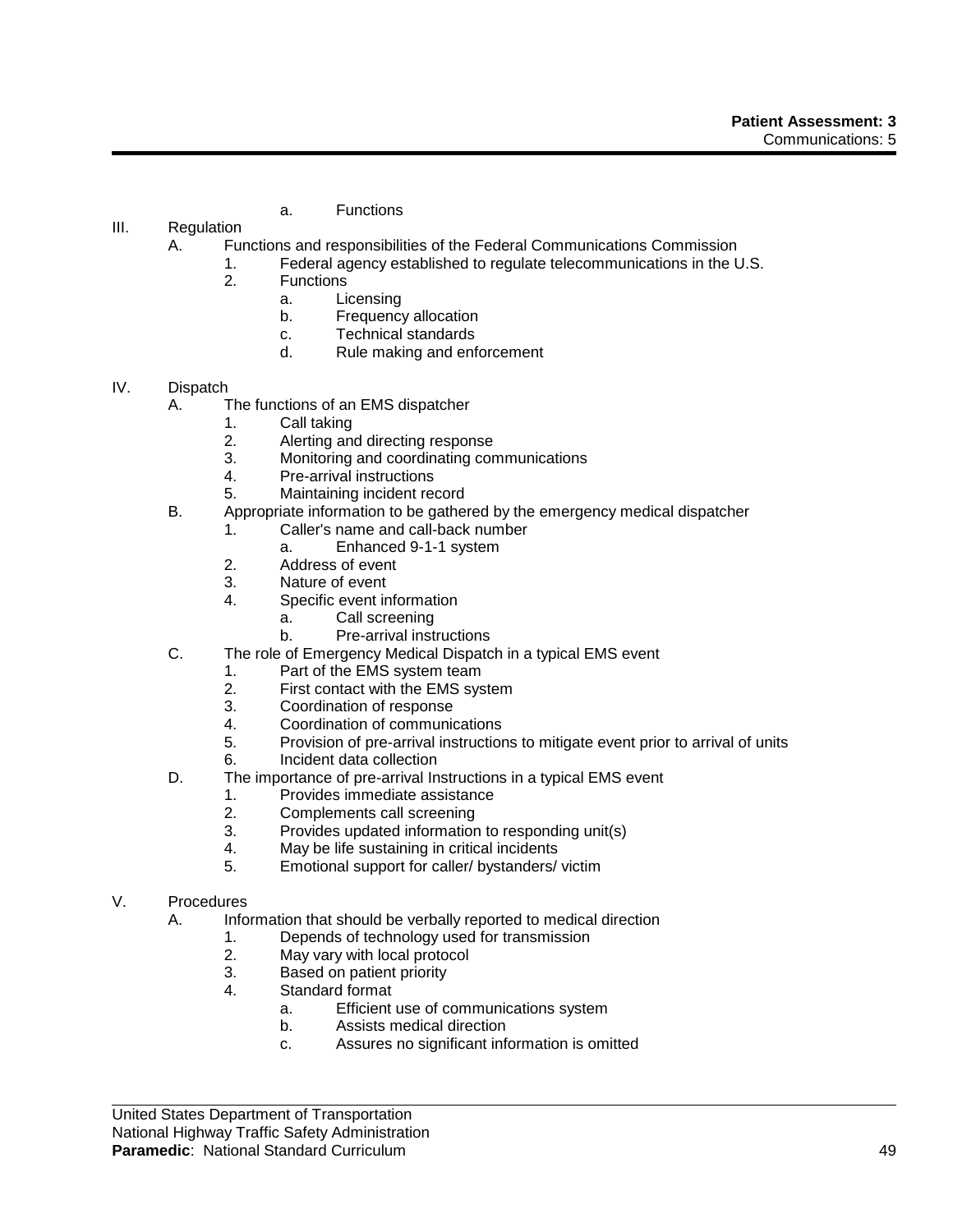a. Functions

III. Regulation
   A. Functions and responsibilities of the Federal Communications Commission
      1. Federal agency established to regulate telecommunications in the U.S.
      2. Functions
         a. Licensing
         b. Frequency allocation
         c. Technical standards
         d. Rule making and enforcement

IV. Dispatch
   A. The functions of an EMS dispatcher
      1. Call taking
      2. Alerting and directing response
      3. Monitoring and coordinating communications
      4. Pre-arrival instructions
      5. Maintaining incident record
   B. Appropriate information to be gathered by the emergency medical dispatcher
      1. Caller's name and call-back number
         a. Enhanced 9-1-1 system
      2. Address of event
      3. Nature of event
      4. Specific event information
         a. Call screening
         b. Pre-arrival instructions
   C. The role of Emergency Medical Dispatch in a typical EMS event
      1. Part of the EMS system team
      2. First contact with the EMS system
      3. Coordination of response
      4. Coordination of communications
      5. Provision of pre-arrival instructions to mitigate event prior to arrival of units
      6. Incident data collection
   D. The importance of pre-arrival Instructions in a typical EMS event
      1. Provides immediate assistance
      2. Complements call screening
      3. Provides updated information to responding unit(s)
      4. May be life sustaining in critical incidents
      5. Emotional support for caller/ bystanders/ victim

V. Procedures
   A. Information that should be verbally reported to medical direction
      1. Depends of technology used for transmission
      2. May vary with local protocol
      3. Based on patient priority
      4. Standard format
         a. Efficient use of communications system
         b. Assists medical direction
         c. Assures no significant information is omitted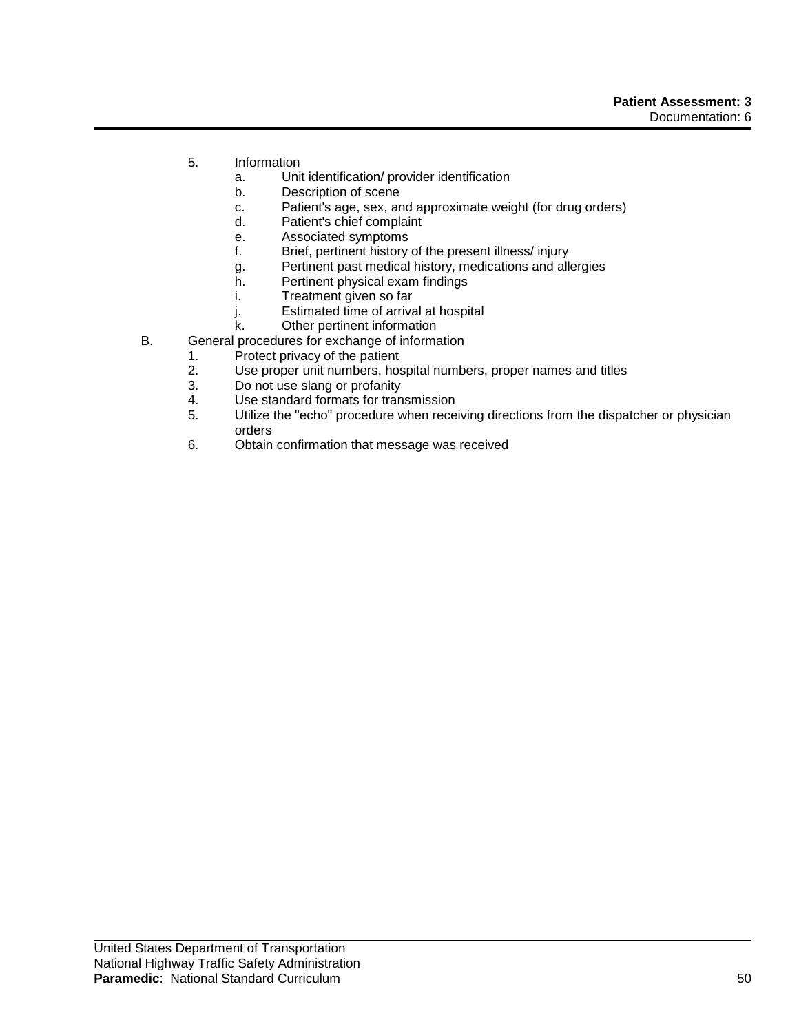5. Information
    a. Unit identification/ provider identification
    b. Description of scene
    c. Patient's age, sex, and approximate weight (for drug orders)
    d. Patient's chief complaint
    e. Associated symptoms
    f. Brief, pertinent history of the present illness/ injury
    g. Pertinent past medical history, medications and allergies
    h. Pertinent physical exam findings
    i. Treatment given so far
    j. Estimated time of arrival at hospital
    k. Other pertinent information

B. General procedures for exchange of information
    1. Protect privacy of the patient
    2. Use proper unit numbers, hospital numbers, proper names and titles
    3. Do not use slang or profanity
    4. Use standard formats for transmission
    5. Utilize the "echo" procedure when receiving directions from the dispatcher or physician orders
    6. Obtain confirmation that message was received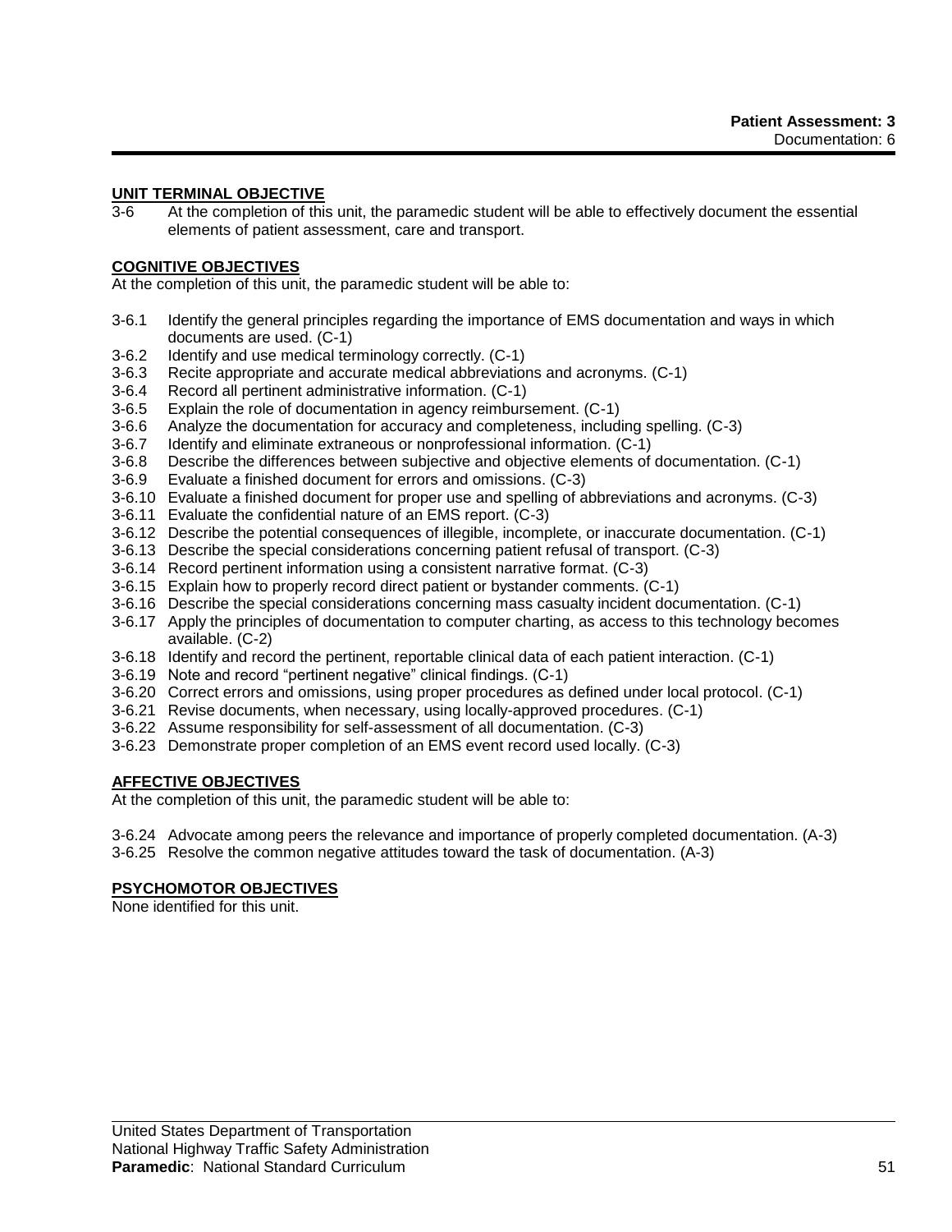## UNIT TERMINAL OBJECTIVE

3-6 At the completion of this unit, the paramedic student will be able to effectively document the essential elements of patient assessment, care and transport.

## COGNITIVE OBJECTIVES

At the completion of this unit, the paramedic student will be able to:

- 3-6.1 Identify the general principles regarding the importance of EMS documentation and ways in which documents are used. (C-1)
- 3-6.2 Identify and use medical terminology correctly. (C-1)
- 3-6.3 Recite appropriate and accurate medical abbreviations and acronyms. (C-1)
- 3-6.4 Record all pertinent administrative information. (C-1)
- 3-6.5 Explain the role of documentation in agency reimbursement. (C-1)
- 3-6.6 Analyze the documentation for accuracy and completeness, including spelling. (C-3)
- 3-6.7 Identify and eliminate extraneous or nonprofessional information. (C-1)
- 3-6.8 Describe the differences between subjective and objective elements of documentation. (C-1)
- 3-6.9 Evaluate a finished document for errors and omissions. (C-3)
- 3-6.10 Evaluate a finished document for proper use and spelling of abbreviations and acronyms. (C-3)
- 3-6.11 Evaluate the confidential nature of an EMS report. (C-3)
- 3-6.12 Describe the potential consequences of illegible, incomplete, or inaccurate documentation. (C-1)
- 3-6.13 Describe the special considerations concerning patient refusal of transport. (C-3)
- 3-6.14 Record pertinent information using a consistent narrative format. (C-3)
- 3-6.15 Explain how to properly record direct patient or bystander comments. (C-1)
- 3-6.16 Describe the special considerations concerning mass casualty incident documentation. (C-1)
- 3-6.17 Apply the principles of documentation to computer charting, as access to this technology becomes available. (C-2)
- 3-6.18 Identify and record the pertinent, reportable clinical data of each patient interaction. (C-1)
- 3-6.19 Note and record “pertinent negative” clinical findings. (C-1)
- 3-6.20 Correct errors and omissions, using proper procedures as defined under local protocol. (C-1)
- 3-6.21 Revise documents, when necessary, using locally-approved procedures. (C-1)
- 3-6.22 Assume responsibility for self-assessment of all documentation. (C-3)
- 3-6.23 Demonstrate proper completion of an EMS event record used locally. (C-3)

## AFFECTIVE OBJECTIVES

At the completion of this unit, the paramedic student will be able to:

- 3-6.24 Advocate among peers the relevance and importance of properly completed documentation. (A-3)
- 3-6.25 Resolve the common negative attitudes toward the task of documentation. (A-3)

## PSYCHOMOTOR OBJECTIVES

None identified for this unit.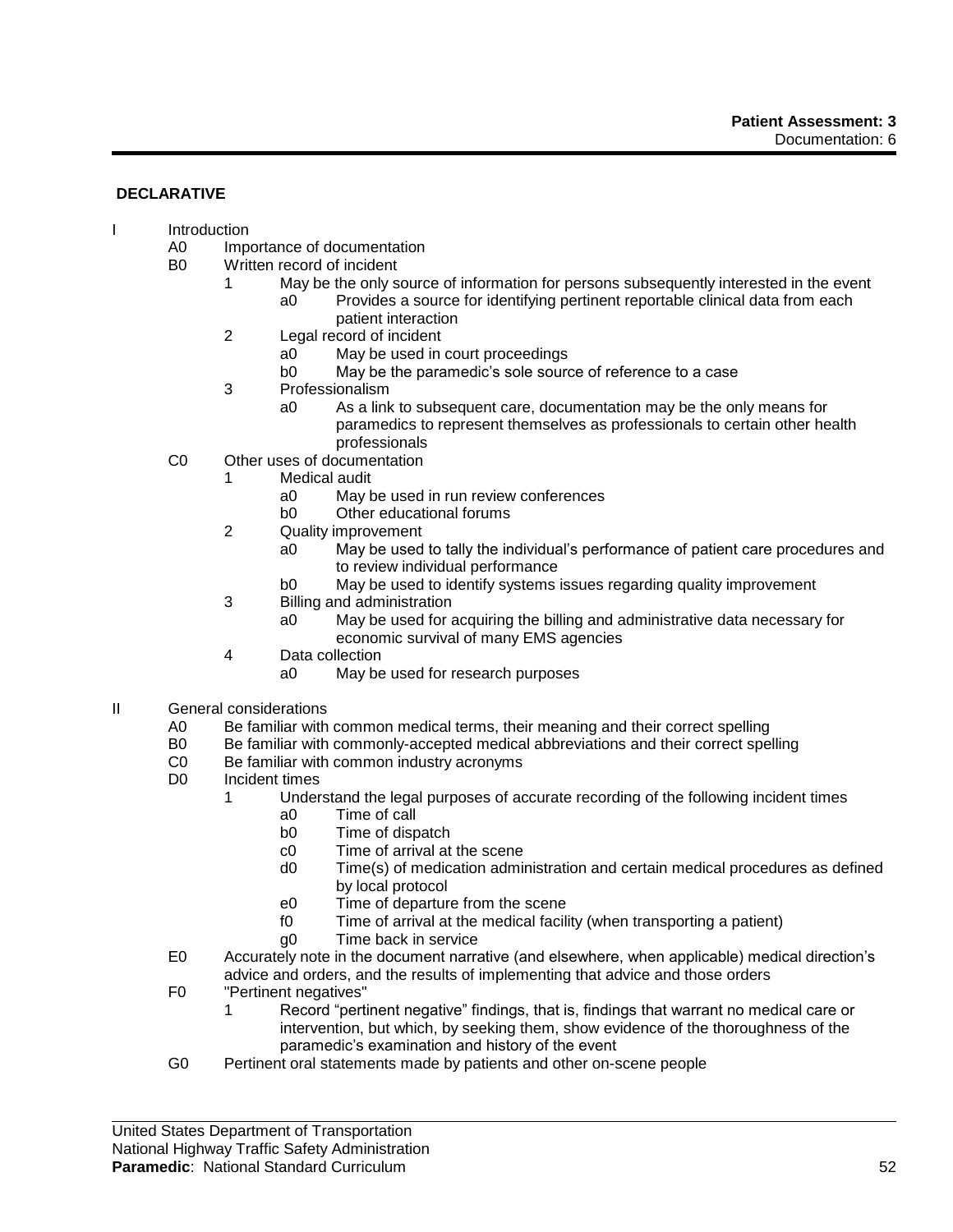**DECLARATIVE**

I Introduction
- A0 Importance of documentation
- B0 Written record of incident
  - 1 May be the only source of information for persons subsequently interested in the event
    - a0 Provides a source for identifying pertinent reportable clinical data from each patient interaction
  - 2 Legal record of incident
    - a0 May be used in court proceedings
    - b0 May be the paramedic's sole source of reference to a case
  - 3 Professionalism
    - a0 As a link to subsequent care, documentation may be the only means for paramedics to represent themselves as professionals to certain other health professionals
- C0 Other uses of documentation
  - 1 Medical audit
    - a0 May be used in run review conferences
    - b0 Other educational forums
  - 2 Quality improvement
    - a0 May be used to tally the individual's performance of patient care procedures and to review individual performance
    - b0 May be used to identify systems issues regarding quality improvement
  - 3 Billing and administration
    - a0 May be used for acquiring the billing and administrative data necessary for economic survival of many EMS agencies
  - 4 Data collection
    - a0 May be used for research purposes

II General considerations
- A0 Be familiar with common medical terms, their meaning and their correct spelling
- B0 Be familiar with commonly-accepted medical abbreviations and their correct spelling
- C0 Be familiar with common industry acronyms
- D0 Incident times
  - 1 Understand the legal purposes of accurate recording of the following incident times
    - a0 Time of call
    - b0 Time of dispatch
    - c0 Time of arrival at the scene
    - d0 Time(s) of medication administration and certain medical procedures as defined by local protocol
    - e0 Time of departure from the scene
    - f0 Time of arrival at the medical facility (when transporting a patient)
    - g0 Time back in service
- E0 Accurately note in the document narrative (and elsewhere, when applicable) medical direction's advice and orders, and the results of implementing that advice and those orders
- F0 "Pertinent negatives"
  - 1 Record "pertinent negative" findings, that is, findings that warrant no medical care or intervention, but which, by seeking them, show evidence of the thoroughness of the paramedic's examination and history of the event
- G0 Pertinent oral statements made by patients and other on-scene people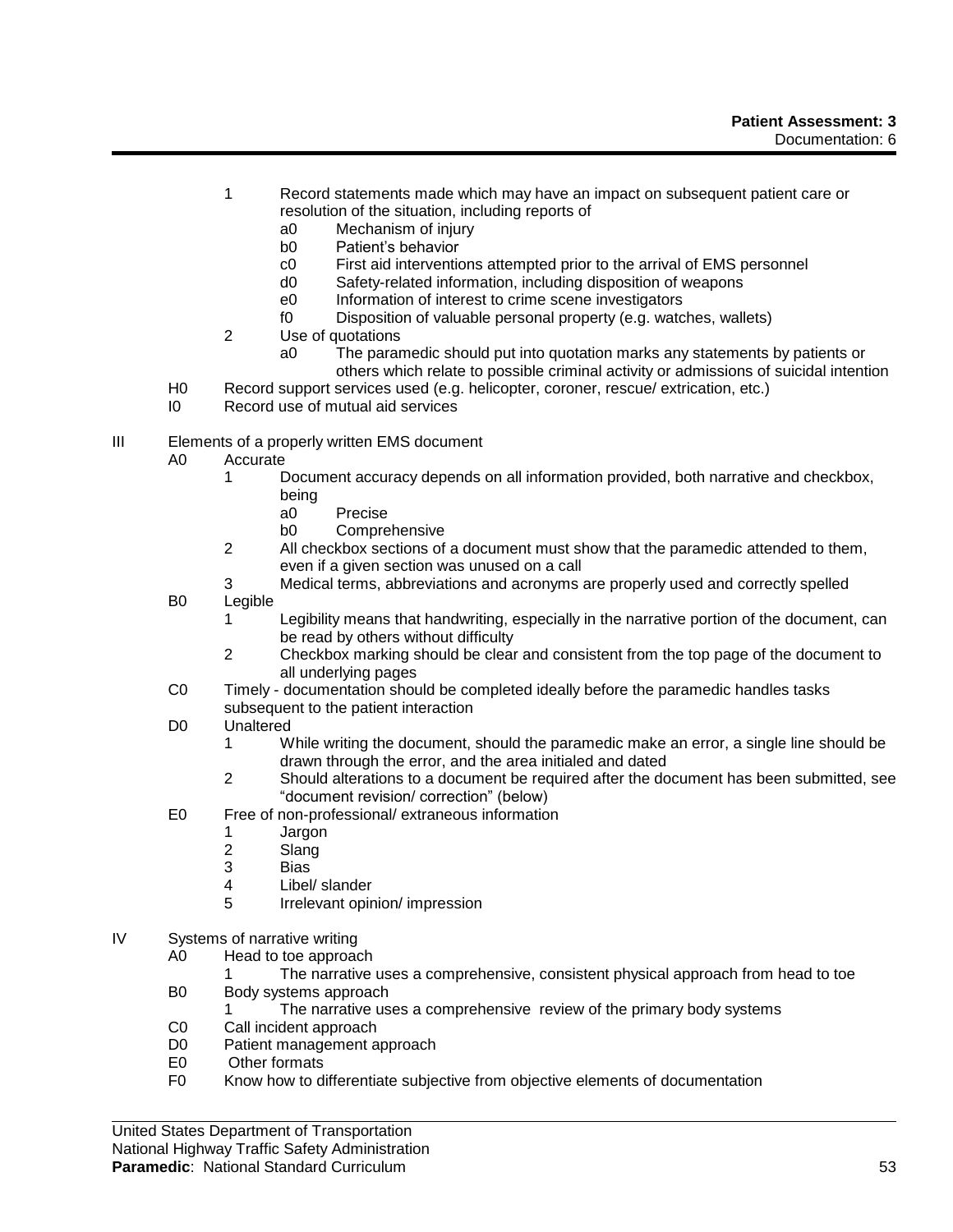1 Record statements made which may have an impact on subsequent patient care or resolution of the situation, including reports of
   - a0 Mechanism of injury
   - b0 Patient's behavior
   - c0 First aid interventions attempted prior to the arrival of EMS personnel
   - d0 Safety-related information, including disposition of weapons
   - e0 Information of interest to crime scene investigators
   - f0 Disposition of valuable personal property (e.g. watches, wallets)

2 Use of quotations
   - a0 The paramedic should put into quotation marks any statements by patients or others which relate to possible criminal activity or admissions of suicidal intention

H0 Record support services used (e.g. helicopter, coroner, rescue/ extrication, etc.)

I0 Record use of mutual aid services

III Elements of a properly written EMS document

- A0 Accurate
  - 1 Document accuracy depends on all information provided, both narrative and checkbox, being
    - a0 Precise
    - b0 Comprehensive
  - 2 All checkbox sections of a document must show that the paramedic attended to them, even if a given section was unused on a call
  - 3 Medical terms, abbreviations and acronyms are properly used and correctly spelled
- B0 Legible
  - 1 Legibility means that handwriting, especially in the narrative portion of the document, can be read by others without difficulty
  - 2 Checkbox marking should be clear and consistent from the top page of the document to all underlying pages
- C0 Timely - documentation should be completed ideally before the paramedic handles tasks subsequent to the patient interaction
- D0 Unaltered
  - 1 While writing the document, should the paramedic make an error, a single line should be drawn through the error, and the area initialed and dated
  - 2 Should alterations to a document be required after the document has been submitted, see "document revision/ correction" (below)
- E0 Free of non-professional/ extraneous information
  - 1 Jargon
  - 2 Slang
  - 3 Bias
  - 4 Libel/ slander
  - 5 Irrelevant opinion/ impression

IV Systems of narrative writing

- A0 Head to toe approach
  - 1 The narrative uses a comprehensive, consistent physical approach from head to toe
- B0 Body systems approach
  - 1 The narrative uses a comprehensive review of the primary body systems
- C0 Call incident approach
- D0 Patient management approach
- E0 Other formats
- F0 Know how to differentiate subjective from objective elements of documentation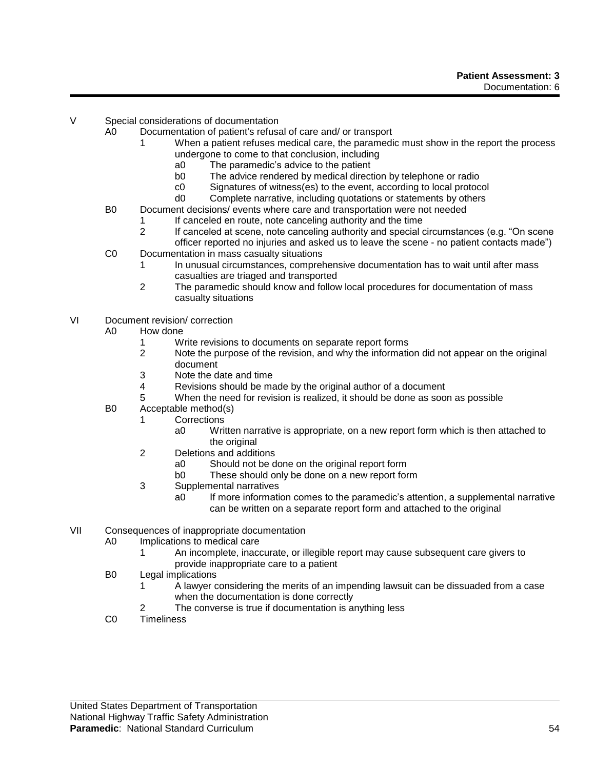V Special considerations of documentation

- A0 Documentation of patient's refusal of care and/ or transport
  - 1 When a patient refuses medical care, the paramedic must show in the report the process undergone to come to that conclusion, including
    - a0 The paramedic's advice to the patient
    - b0 The advice rendered by medical direction by telephone or radio
    - c0 Signatures of witness(es) to the event, according to local protocol
    - d0 Complete narrative, including quotations or statements by others
- B0 Document decisions/ events where care and transportation were not needed
  - 1 If canceled en route, note canceling authority and the time
  - 2 If canceled at scene, note canceling authority and special circumstances (e.g. "On scene officer reported no injuries and asked us to leave the scene - no patient contacts made")
- C0 Documentation in mass casualty situations
  - 1 In unusual circumstances, comprehensive documentation has to wait until after mass casualties are triaged and transported
  - 2 The paramedic should know and follow local procedures for documentation of mass casualty situations

VI Document revision/ correction

- A0 How done
  - 1 Write revisions to documents on separate report forms
  - 2 Note the purpose of the revision, and why the information did not appear on the original document
  - 3 Note the date and time
  - 4 Revisions should be made by the original author of a document
  - 5 When the need for revision is realized, it should be done as soon as possible
- B0 Acceptable method(s)
  - 1 Corrections
    - a0 Written narrative is appropriate, on a new report form which is then attached to the original
  - 2 Deletions and additions
    - a0 Should not be done on the original report form
    - b0 These should only be done on a new report form
  - 3 Supplemental narratives
    - a0 If more information comes to the paramedic's attention, a supplemental narrative can be written on a separate report form and attached to the original

VII Consequences of inappropriate documentation

- A0 Implications to medical care
  - 1 An incomplete, inaccurate, or illegible report may cause subsequent care givers to provide inappropriate care to a patient
- B0 Legal implications
  - 1 A lawyer considering the merits of an impending lawsuit can be dissuaded from a case when the documentation is done correctly
  - 2 The converse is true if documentation is anything less
- C0 Timeliness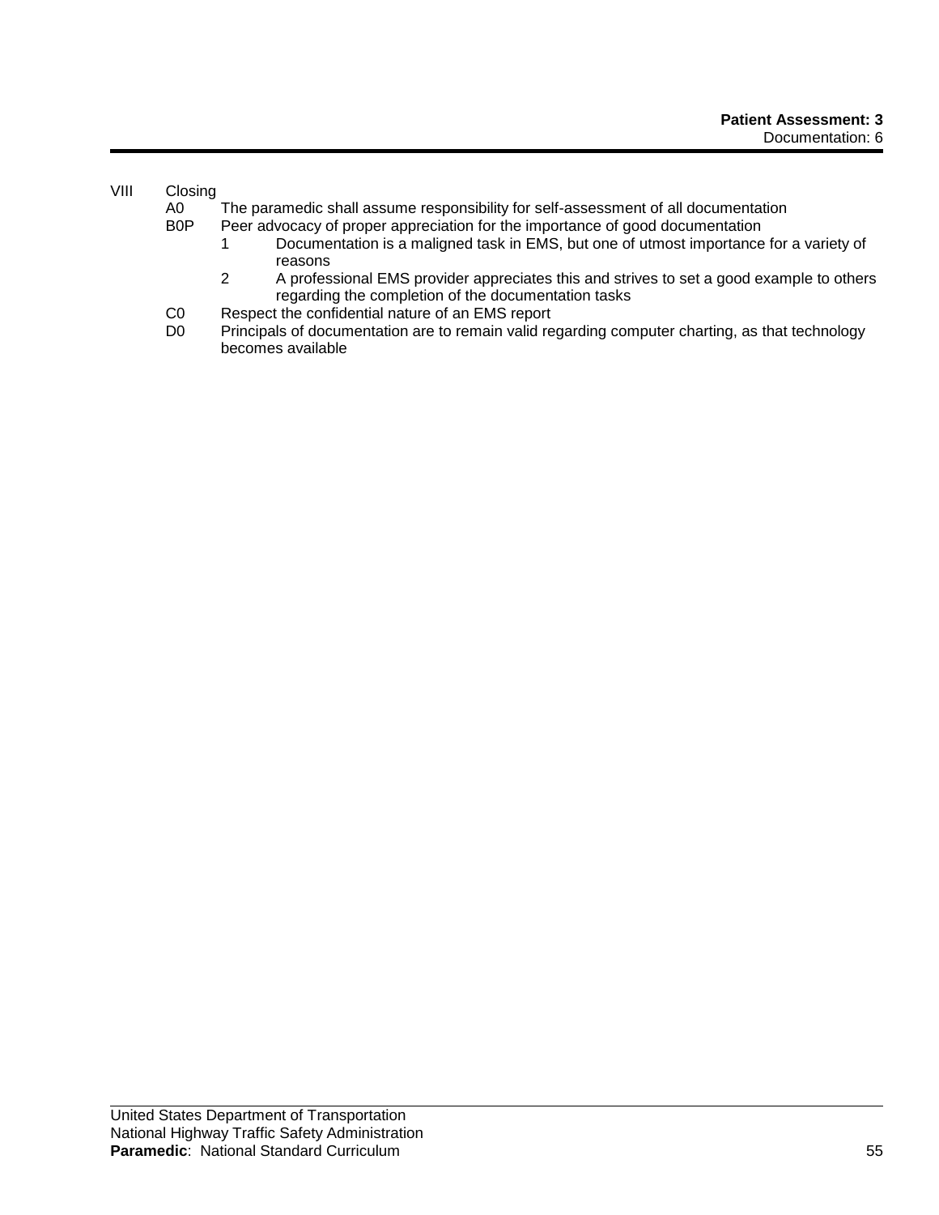VIII Closing

- A0 The paramedic shall assume responsibility for self-assessment of all documentation
- B0P Peer advocacy of proper appreciation for the importance of good documentation
  - 1 Documentation is a maligned task in EMS, but one of utmost importance for a variety of reasons
  - 2 A professional EMS provider appreciates this and strives to set a good example to others regarding the completion of the documentation tasks
- C0 Respect the confidential nature of an EMS report
- D0 Principals of documentation are to remain valid regarding computer charting, as that technology becomes available